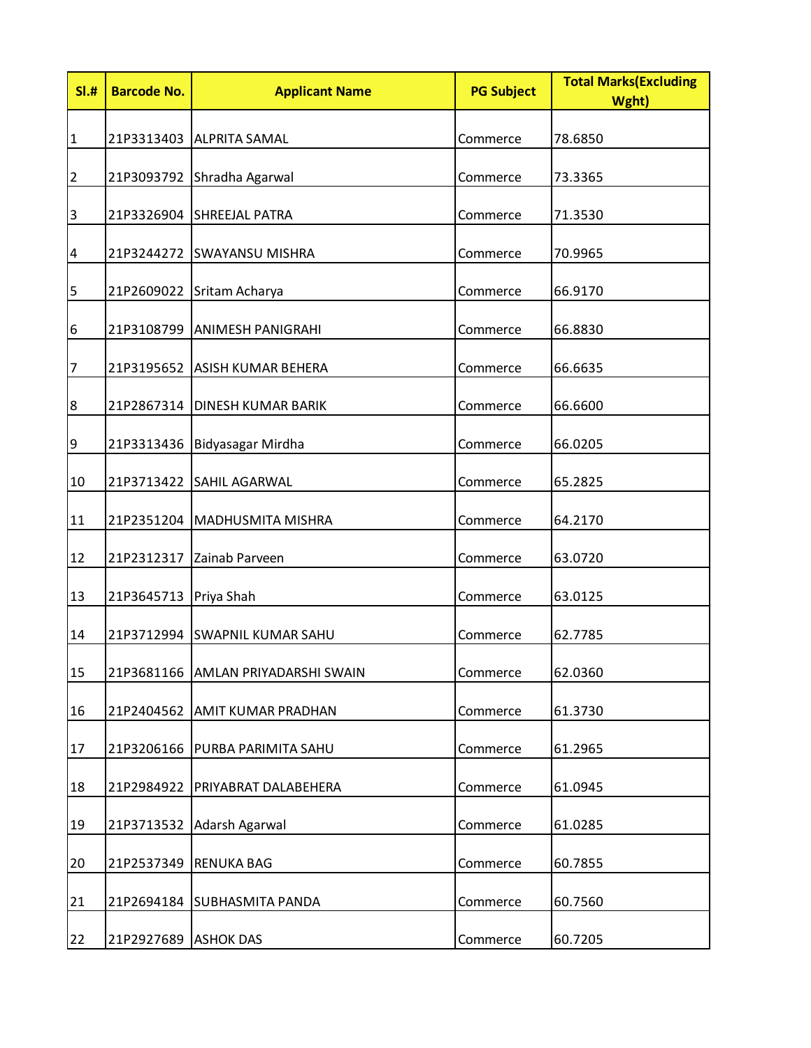| Sl.# | Barcode No. | Applicant Name | PG Subject | Total Marks(Excluding Wght) |
|---|---|---|---|---|
| 1 | 21P3313403 | ALPRITA SAMAL | Commerce | 78.6850 |
| 2 | 21P3093792 | Shradha Agarwal | Commerce | 73.3365 |
| 3 | 21P3326904 | SHREEJAL PATRA | Commerce | 71.3530 |
| 4 | 21P3244272 | SWAYANSU MISHRA | Commerce | 70.9965 |
| 5 | 21P2609022 | Sritam Acharya | Commerce | 66.9170 |
| 6 | 21P3108799 | ANIMESH PANIGRAHI | Commerce | 66.8830 |
| 7 | 21P3195652 | ASISH KUMAR BEHERA | Commerce | 66.6635 |
| 8 | 21P2867314 | DINESH KUMAR BARIK | Commerce | 66.6600 |
| 9 | 21P3313436 | Bidyasagar Mirdha | Commerce | 66.0205 |
| 10 | 21P3713422 | SAHIL AGARWAL | Commerce | 65.2825 |
| 11 | 21P2351204 | MADHUSMITA MISHRA | Commerce | 64.2170 |
| 12 | 21P2312317 | Zainab Parveen | Commerce | 63.0720 |
| 13 | 21P3645713 | Priya Shah | Commerce | 63.0125 |
| 14 | 21P3712994 | SWAPNIL KUMAR SAHU | Commerce | 62.7785 |
| 15 | 21P3681166 | AMLAN PRIYADARSHI SWAIN | Commerce | 62.0360 |
| 16 | 21P2404562 | AMIT KUMAR PRADHAN | Commerce | 61.3730 |
| 17 | 21P3206166 | PURBA PARIMITA SAHU | Commerce | 61.2965 |
| 18 | 21P2984922 | PRIYABRAT DALABEHERA | Commerce | 61.0945 |
| 19 | 21P3713532 | Adarsh Agarwal | Commerce | 61.0285 |
| 20 | 21P2537349 | RENUKA BAG | Commerce | 60.7855 |
| 21 | 21P2694184 | SUBHASMITA PANDA | Commerce | 60.7560 |
| 22 | 21P2927689 | ASHOK DAS | Commerce | 60.7205 |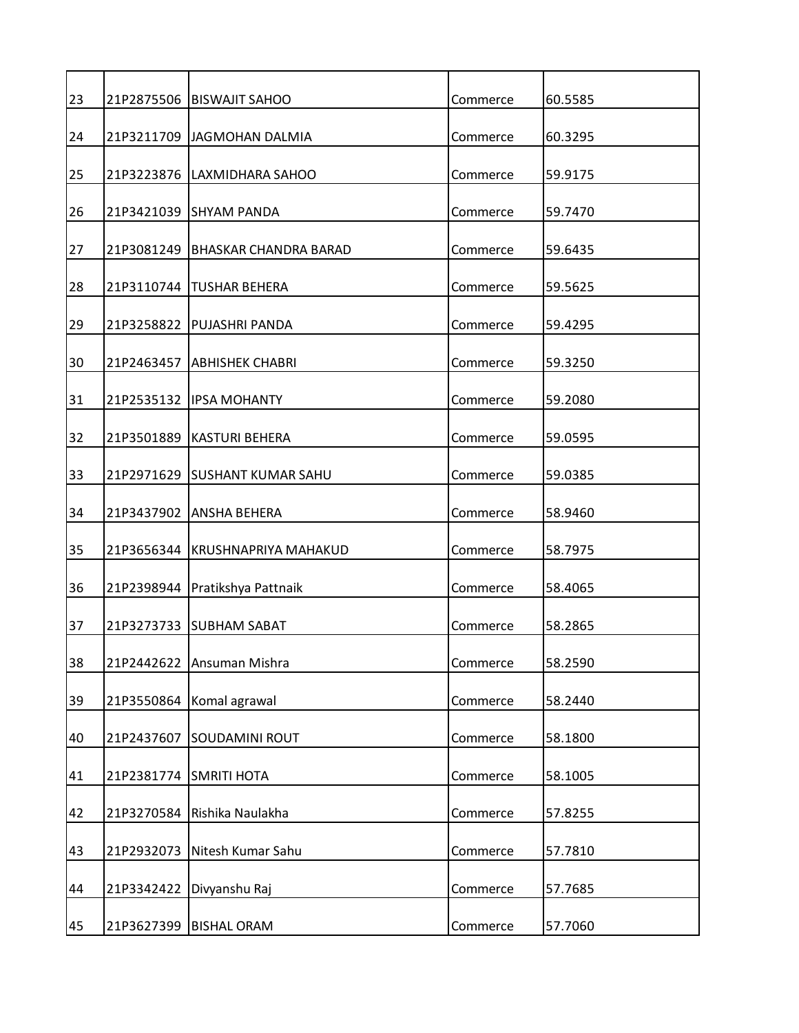| | | | | |
|---|---|---|---|---|
| 23 | 21P2875506 | BISWAJIT SAHOO | Commerce | 60.5585 |
| 24 | 21P3211709 | JAGMOHAN DALMIA | Commerce | 60.3295 |
| 25 | 21P3223876 | LAXMIDHARA SAHOO | Commerce | 59.9175 |
| 26 | 21P3421039 | SHYAM PANDA | Commerce | 59.7470 |
| 27 | 21P3081249 | BHASKAR CHANDRA BARAD | Commerce | 59.6435 |
| 28 | 21P3110744 | TUSHAR BEHERA | Commerce | 59.5625 |
| 29 | 21P3258822 | PUJASHRI PANDA | Commerce | 59.4295 |
| 30 | 21P2463457 | ABHISHEK CHABRI | Commerce | 59.3250 |
| 31 | 21P2535132 | IPSA MOHANTY | Commerce | 59.2080 |
| 32 | 21P3501889 | KASTURI BEHERA | Commerce | 59.0595 |
| 33 | 21P2971629 | SUSHANT KUMAR SAHU | Commerce | 59.0385 |
| 34 | 21P3437902 | ANSHA BEHERA | Commerce | 58.9460 |
| 35 | 21P3656344 | KRUSHNAPRIYA MAHAKUD | Commerce | 58.7975 |
| 36 | 21P2398944 | Pratikshya Pattnaik | Commerce | 58.4065 |
| 37 | 21P3273733 | SUBHAM SABAT | Commerce | 58.2865 |
| 38 | 21P2442622 | Ansuman Mishra | Commerce | 58.2590 |
| 39 | 21P3550864 | Komal agrawal | Commerce | 58.2440 |
| 40 | 21P2437607 | SOUDAMINI ROUT | Commerce | 58.1800 |
| 41 | 21P2381774 | SMRITI HOTA | Commerce | 58.1005 |
| 42 | 21P3270584 | Rishika Naulakha | Commerce | 57.8255 |
| 43 | 21P2932073 | Nitesh Kumar Sahu | Commerce | 57.7810 |
| 44 | 21P3342422 | Divyanshu Raj | Commerce | 57.7685 |
| 45 | 21P3627399 | BISHAL ORAM | Commerce | 57.7060 |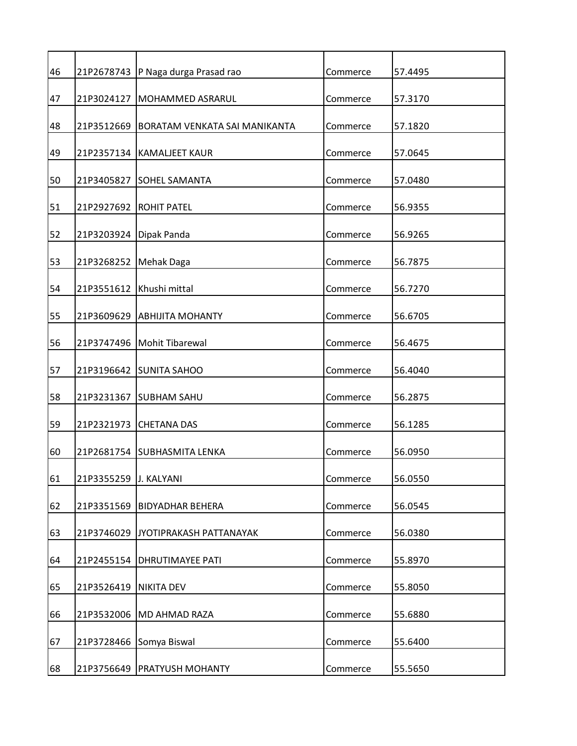| | | | | |
|---|---|---|---|---|
| 46 | 21P2678743 | P Naga durga Prasad rao | Commerce | 57.4495 |
| 47 | 21P3024127 | MOHAMMED ASRARUL | Commerce | 57.3170 |
| 48 | 21P3512669 | BORATAM VENKATA SAI MANIKANTA | Commerce | 57.1820 |
| 49 | 21P2357134 | KAMALJEET KAUR | Commerce | 57.0645 |
| 50 | 21P3405827 | SOHEL SAMANTA | Commerce | 57.0480 |
| 51 | 21P2927692 | ROHIT PATEL | Commerce | 56.9355 |
| 52 | 21P3203924 | Dipak Panda | Commerce | 56.9265 |
| 53 | 21P3268252 | Mehak Daga | Commerce | 56.7875 |
| 54 | 21P3551612 | Khushi mittal | Commerce | 56.7270 |
| 55 | 21P3609629 | ABHIJITA MOHANTY | Commerce | 56.6705 |
| 56 | 21P3747496 | Mohit Tibarewal | Commerce | 56.4675 |
| 57 | 21P3196642 | SUNITA SAHOO | Commerce | 56.4040 |
| 58 | 21P3231367 | SUBHAM SAHU | Commerce | 56.2875 |
| 59 | 21P2321973 | CHETANA DAS | Commerce | 56.1285 |
| 60 | 21P2681754 | SUBHASMITA LENKA | Commerce | 56.0950 |
| 61 | 21P3355259 | J. KALYANI | Commerce | 56.0550 |
| 62 | 21P3351569 | BIDYADHAR BEHERA | Commerce | 56.0545 |
| 63 | 21P3746029 | JYOTIPRAKASH PATTANAYAK | Commerce | 56.0380 |
| 64 | 21P2455154 | DHRUTIMAYEE PATI | Commerce | 55.8970 |
| 65 | 21P3526419 | NIKITA DEV | Commerce | 55.8050 |
| 66 | 21P3532006 | MD AHMAD RAZA | Commerce | 55.6880 |
| 67 | 21P3728466 | Somya Biswal | Commerce | 55.6400 |
| 68 | 21P3756649 | PRATYUSH MOHANTY | Commerce | 55.5650 |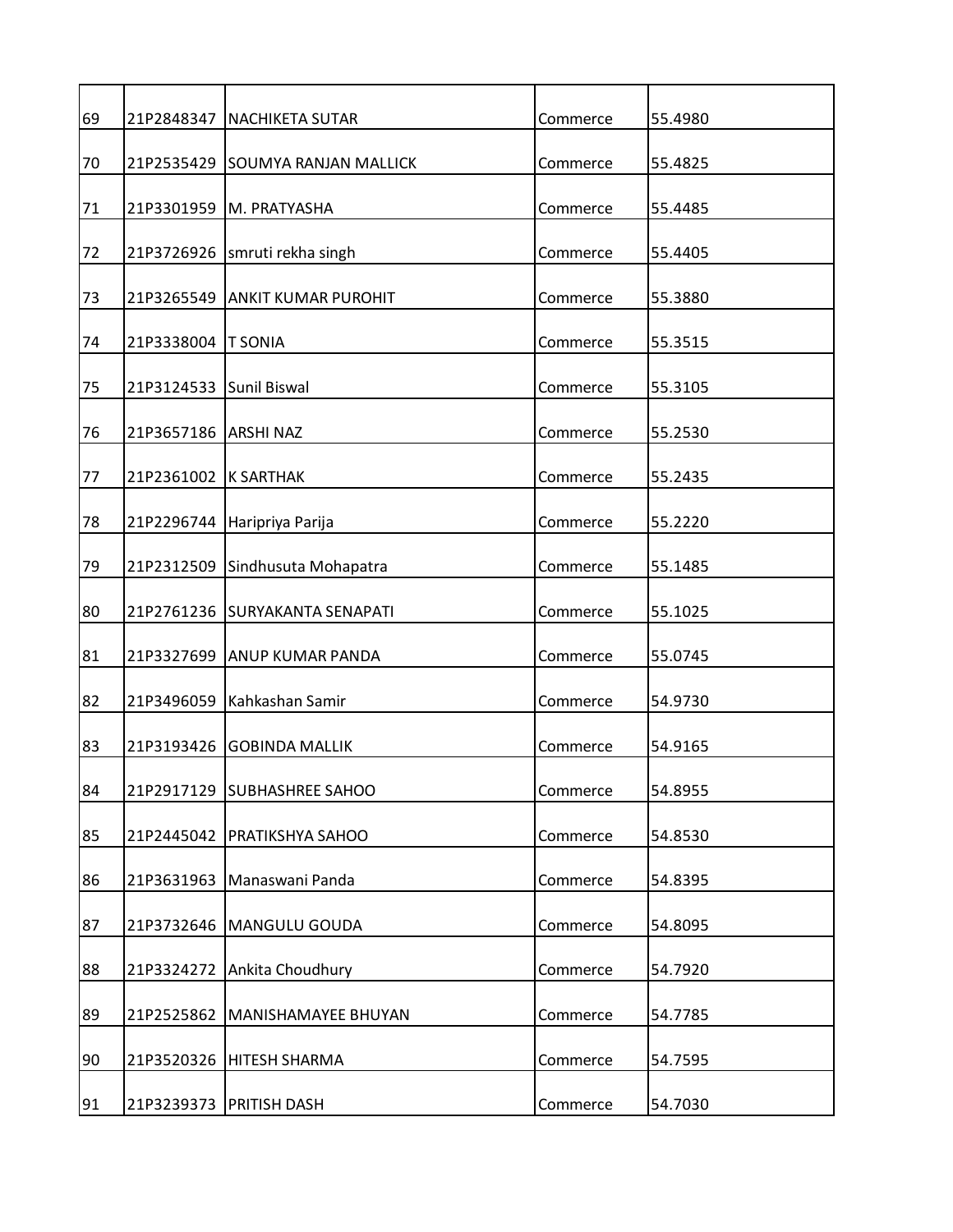| | | | | |
|---|---|---|---|---|
| 69 | 21P2848347 | NACHIKETA SUTAR | Commerce | 55.4980 |
| 70 | 21P2535429 | SOUMYA RANJAN MALLICK | Commerce | 55.4825 |
| 71 | 21P3301959 | M. PRATYASHA | Commerce | 55.4485 |
| 72 | 21P3726926 | smruti rekha singh | Commerce | 55.4405 |
| 73 | 21P3265549 | ANKIT KUMAR PUROHIT | Commerce | 55.3880 |
| 74 | 21P3338004 | T SONIA | Commerce | 55.3515 |
| 75 | 21P3124533 | Sunil Biswal | Commerce | 55.3105 |
| 76 | 21P3657186 | ARSHI NAZ | Commerce | 55.2530 |
| 77 | 21P2361002 | K SARTHAK | Commerce | 55.2435 |
| 78 | 21P2296744 | Haripriya Parija | Commerce | 55.2220 |
| 79 | 21P2312509 | Sindhusuta Mohapatra | Commerce | 55.1485 |
| 80 | 21P2761236 | SURYAKANTA SENAPATI | Commerce | 55.1025 |
| 81 | 21P3327699 | ANUP KUMAR PANDA | Commerce | 55.0745 |
| 82 | 21P3496059 | Kahkashan Samir | Commerce | 54.9730 |
| 83 | 21P3193426 | GOBINDA MALLIK | Commerce | 54.9165 |
| 84 | 21P2917129 | SUBHASHREE SAHOO | Commerce | 54.8955 |
| 85 | 21P2445042 | PRATIKSHYA SAHOO | Commerce | 54.8530 |
| 86 | 21P3631963 | Manaswani Panda | Commerce | 54.8395 |
| 87 | 21P3732646 | MANGULU GOUDA | Commerce | 54.8095 |
| 88 | 21P3324272 | Ankita Choudhury | Commerce | 54.7920 |
| 89 | 21P2525862 | MANISHAMAYEE BHUYAN | Commerce | 54.7785 |
| 90 | 21P3520326 | HITESH SHARMA | Commerce | 54.7595 |
| 91 | 21P3239373 | PRITISH DASH | Commerce | 54.7030 |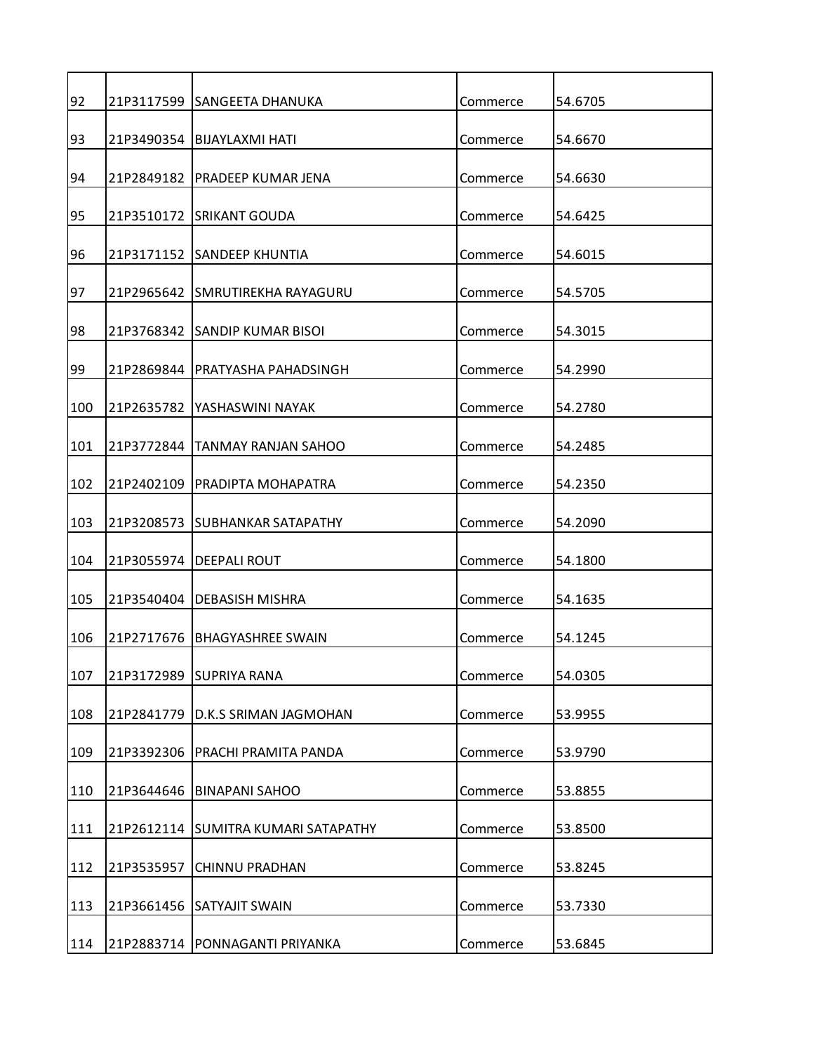| 92 | 21P3117599 | SANGEETA DHANUKA | Commerce | 54.6705 |
|---|---|---|---|---|
| 93 | 21P3490354 | BIJAYLAXMI HATI | Commerce | 54.6670 |
| 94 | 21P2849182 | PRADEEP KUMAR JENA | Commerce | 54.6630 |
| 95 | 21P3510172 | SRIKANT GOUDA | Commerce | 54.6425 |
| 96 | 21P3171152 | SANDEEP KHUNTIA | Commerce | 54.6015 |
| 97 | 21P2965642 | SMRUTIREKHA RAYAGURU | Commerce | 54.5705 |
| 98 | 21P3768342 | SANDIP KUMAR BISOI | Commerce | 54.3015 |
| 99 | 21P2869844 | PRATYASHA PAHADSINGH | Commerce | 54.2990 |
| 100 | 21P2635782 | YASHASWINI NAYAK | Commerce | 54.2780 |
| 101 | 21P3772844 | TANMAY RANJAN SAHOO | Commerce | 54.2485 |
| 102 | 21P2402109 | PRADIPTA MOHAPATRA | Commerce | 54.2350 |
| 103 | 21P3208573 | SUBHANKAR SATAPATHY | Commerce | 54.2090 |
| 104 | 21P3055974 | DEEPALI ROUT | Commerce | 54.1800 |
| 105 | 21P3540404 | DEBASISH MISHRA | Commerce | 54.1635 |
| 106 | 21P2717676 | BHAGYASHREE SWAIN | Commerce | 54.1245 |
| 107 | 21P3172989 | SUPRIYA RANA | Commerce | 54.0305 |
| 108 | 21P2841779 | D.K.S SRIMAN JAGMOHAN | Commerce | 53.9955 |
| 109 | 21P3392306 | PRACHI PRAMITA PANDA | Commerce | 53.9790 |
| 110 | 21P3644646 | BINAPANI SAHOO | Commerce | 53.8855 |
| 111 | 21P2612114 | SUMITRA KUMARI SATAPATHY | Commerce | 53.8500 |
| 112 | 21P3535957 | CHINNU PRADHAN | Commerce | 53.8245 |
| 113 | 21P3661456 | SATYAJIT SWAIN | Commerce | 53.7330 |
| 114 | 21P2883714 | PONNAGANTI PRIYANKA | Commerce | 53.6845 |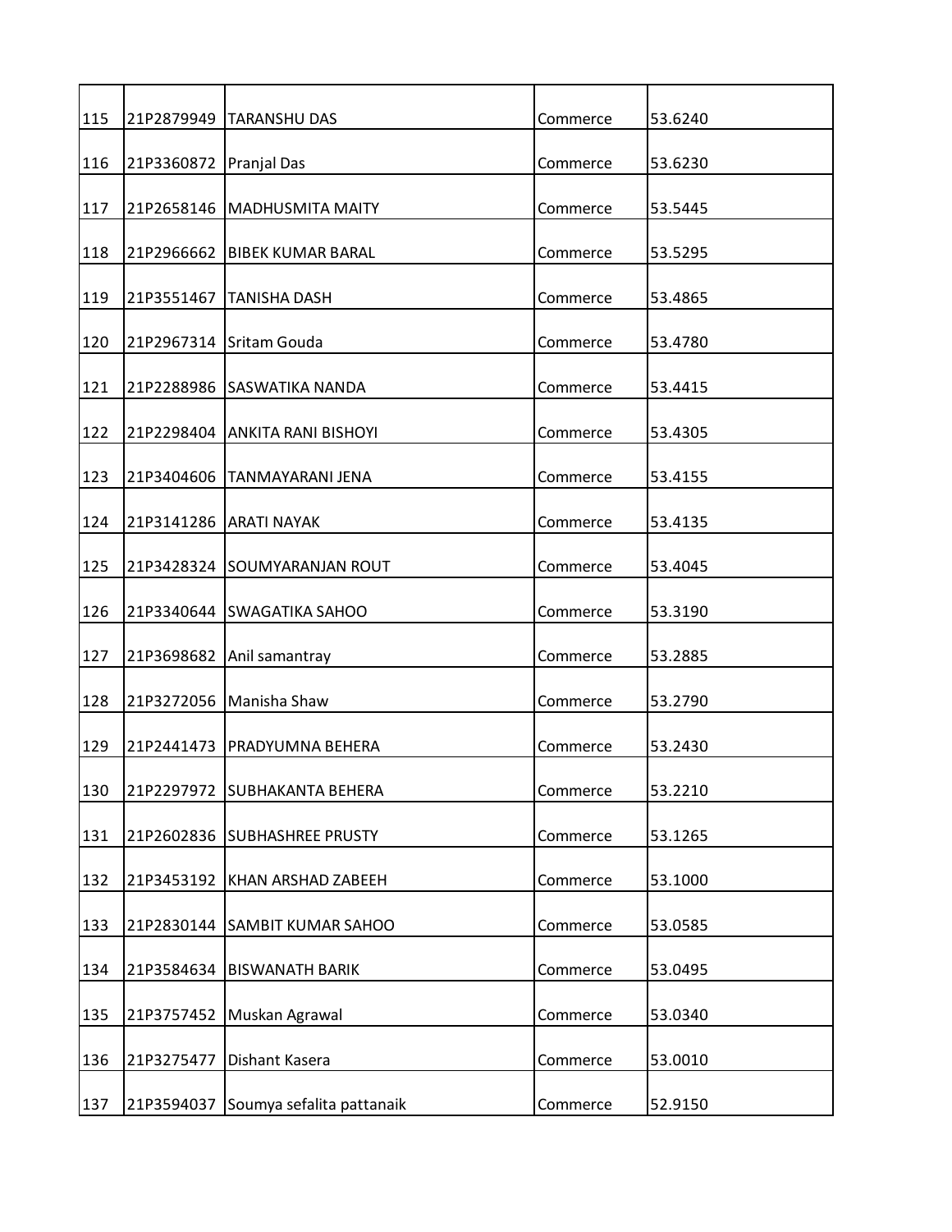| | | | | |
|---|---|---|---|---|
| 115 | 21P2879949 | TARANSHU DAS | Commerce | 53.6240 |
| 116 | 21P3360872 | Pranjal Das | Commerce | 53.6230 |
| 117 | 21P2658146 | MADHUSMITA MAITY | Commerce | 53.5445 |
| 118 | 21P2966662 | BIBEK KUMAR BARAL | Commerce | 53.5295 |
| 119 | 21P3551467 | TANISHA DASH | Commerce | 53.4865 |
| 120 | 21P2967314 | Sritam Gouda | Commerce | 53.4780 |
| 121 | 21P2288986 | SASWATIKA NANDA | Commerce | 53.4415 |
| 122 | 21P2298404 | ANKITA RANI BISHOYI | Commerce | 53.4305 |
| 123 | 21P3404606 | TANMAYARANI JENA | Commerce | 53.4155 |
| 124 | 21P3141286 | ARATI NAYAK | Commerce | 53.4135 |
| 125 | 21P3428324 | SOUMYARANJAN ROUT | Commerce | 53.4045 |
| 126 | 21P3340644 | SWAGATIKA SAHOO | Commerce | 53.3190 |
| 127 | 21P3698682 | Anil samantray | Commerce | 53.2885 |
| 128 | 21P3272056 | Manisha Shaw | Commerce | 53.2790 |
| 129 | 21P2441473 | PRADYUMNA BEHERA | Commerce | 53.2430 |
| 130 | 21P2297972 | SUBHAKANTA BEHERA | Commerce | 53.2210 |
| 131 | 21P2602836 | SUBHASHREE PRUSTY | Commerce | 53.1265 |
| 132 | 21P3453192 | KHAN ARSHAD ZABEEH | Commerce | 53.1000 |
| 133 | 21P2830144 | SAMBIT KUMAR SAHOO | Commerce | 53.0585 |
| 134 | 21P3584634 | BISWANATH BARIK | Commerce | 53.0495 |
| 135 | 21P3757452 | Muskan Agrawal | Commerce | 53.0340 |
| 136 | 21P3275477 | Dishant Kasera | Commerce | 53.0010 |
| 137 | 21P3594037 | Soumya sefalita pattanaik | Commerce | 52.9150 |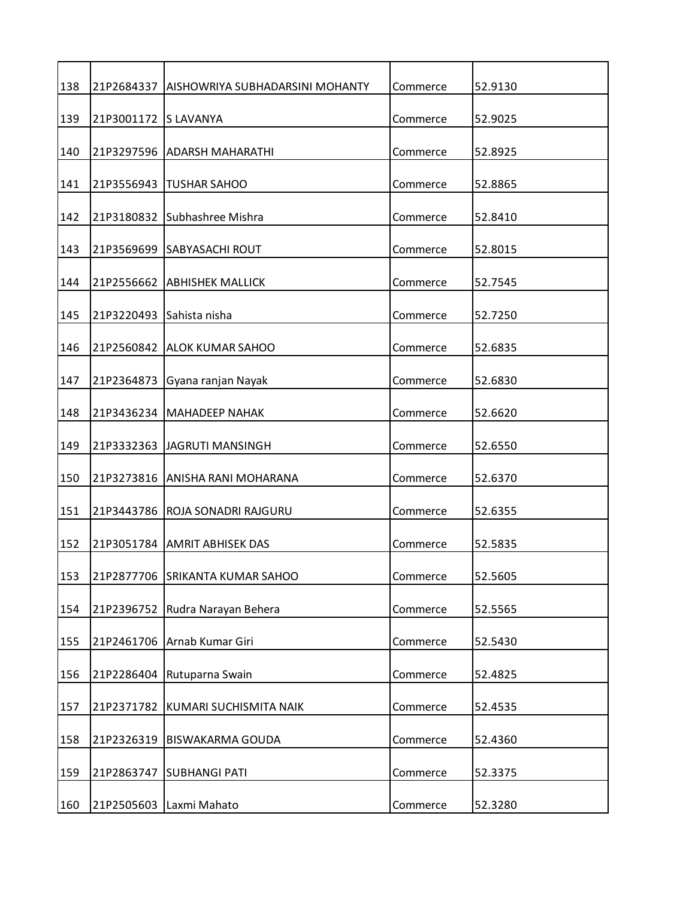| | | | | |
|---|---|---|---|---|
| 138 | 21P2684337 | AISHOWRIYA SUBHADARSINI MOHANTY | Commerce | 52.9130 |
| 139 | 21P3001172 | S LAVANYA | Commerce | 52.9025 |
| 140 | 21P3297596 | ADARSH MAHARATHI | Commerce | 52.8925 |
| 141 | 21P3556943 | TUSHAR SAHOO | Commerce | 52.8865 |
| 142 | 21P3180832 | Subhashree Mishra | Commerce | 52.8410 |
| 143 | 21P3569699 | SABYASACHI ROUT | Commerce | 52.8015 |
| 144 | 21P2556662 | ABHISHEK MALLICK | Commerce | 52.7545 |
| 145 | 21P3220493 | Sahista nisha | Commerce | 52.7250 |
| 146 | 21P2560842 | ALOK KUMAR SAHOO | Commerce | 52.6835 |
| 147 | 21P2364873 | Gyana ranjan Nayak | Commerce | 52.6830 |
| 148 | 21P3436234 | MAHADEEP NAHAK | Commerce | 52.6620 |
| 149 | 21P3332363 | JAGRUTI MANSINGH | Commerce | 52.6550 |
| 150 | 21P3273816 | ANISHA RANI MOHARANA | Commerce | 52.6370 |
| 151 | 21P3443786 | ROJA SONADRI RAJGURU | Commerce | 52.6355 |
| 152 | 21P3051784 | AMRIT ABHISEK DAS | Commerce | 52.5835 |
| 153 | 21P2877706 | SRIKANTA KUMAR SAHOO | Commerce | 52.5605 |
| 154 | 21P2396752 | Rudra Narayan Behera | Commerce | 52.5565 |
| 155 | 21P2461706 | Arnab Kumar Giri | Commerce | 52.5430 |
| 156 | 21P2286404 | Rutuparna Swain | Commerce | 52.4825 |
| 157 | 21P2371782 | KUMARI SUCHISMITA NAIK | Commerce | 52.4535 |
| 158 | 21P2326319 | BISWAKARMA GOUDA | Commerce | 52.4360 |
| 159 | 21P2863747 | SUBHANGI PATI | Commerce | 52.3375 |
| 160 | 21P2505603 | Laxmi Mahato | Commerce | 52.3280 |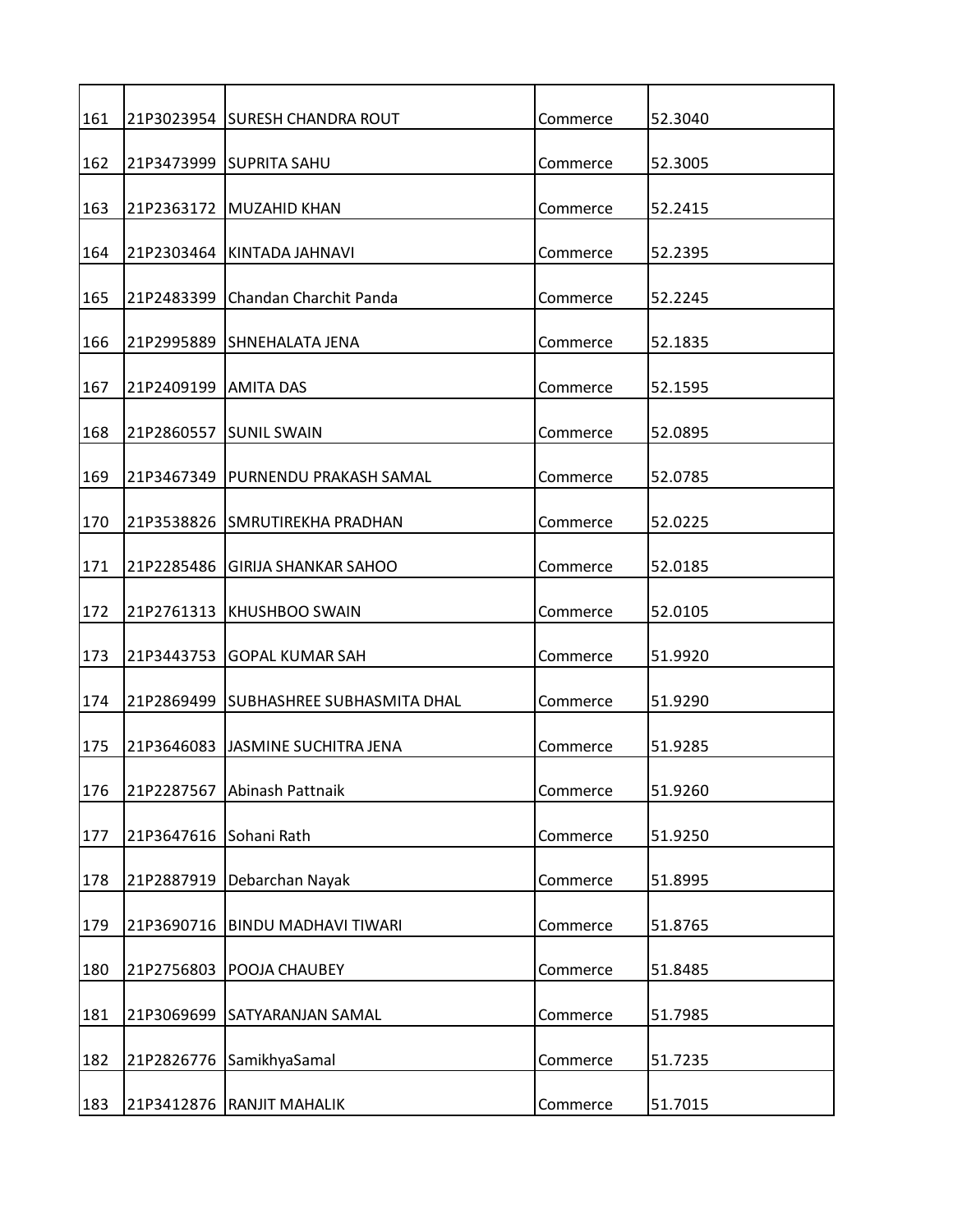| | | | | |
|---|---|---|---|---|
| 161 | 21P3023954 | SURESH CHANDRA ROUT | Commerce | 52.3040 |
| 162 | 21P3473999 | SUPRITA SAHU | Commerce | 52.3005 |
| 163 | 21P2363172 | MUZAHID KHAN | Commerce | 52.2415 |
| 164 | 21P2303464 | KINTADA JAHNAVI | Commerce | 52.2395 |
| 165 | 21P2483399 | Chandan Charchit Panda | Commerce | 52.2245 |
| 166 | 21P2995889 | SHNEHALATA JENA | Commerce | 52.1835 |
| 167 | 21P2409199 | AMITA DAS | Commerce | 52.1595 |
| 168 | 21P2860557 | SUNIL SWAIN | Commerce | 52.0895 |
| 169 | 21P3467349 | PURNENDU PRAKASH SAMAL | Commerce | 52.0785 |
| 170 | 21P3538826 | SMRUTIREKHA PRADHAN | Commerce | 52.0225 |
| 171 | 21P2285486 | GIRIJA SHANKAR SAHOO | Commerce | 52.0185 |
| 172 | 21P2761313 | KHUSHBOO SWAIN | Commerce | 52.0105 |
| 173 | 21P3443753 | GOPAL KUMAR SAH | Commerce | 51.9920 |
| 174 | 21P2869499 | SUBHASHREE SUBHASMITA DHAL | Commerce | 51.9290 |
| 175 | 21P3646083 | JASMINE SUCHITRA JENA | Commerce | 51.9285 |
| 176 | 21P2287567 | Abinash Pattnaik | Commerce | 51.9260 |
| 177 | 21P3647616 | Sohani Rath | Commerce | 51.9250 |
| 178 | 21P2887919 | Debarchan Nayak | Commerce | 51.8995 |
| 179 | 21P3690716 | BINDU MADHAVI TIWARI | Commerce | 51.8765 |
| 180 | 21P2756803 | POOJA CHAUBEY | Commerce | 51.8485 |
| 181 | 21P3069699 | SATYARANJAN SAMAL | Commerce | 51.7985 |
| 182 | 21P2826776 | SamikhyaSamal | Commerce | 51.7235 |
| 183 | 21P3412876 | RANJIT MAHALIK | Commerce | 51.7015 |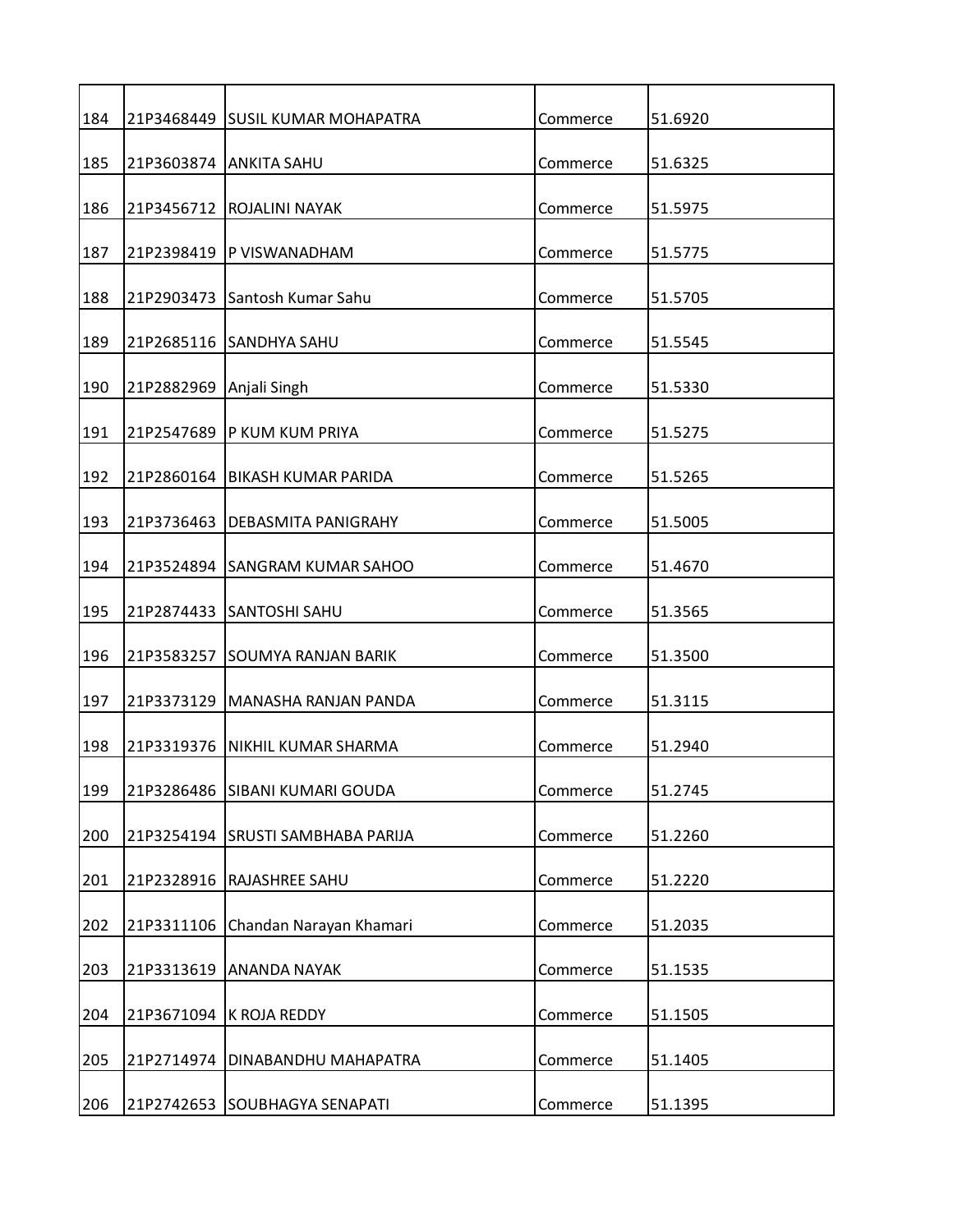| | | | | |
|---|---|---|---|---|
| 184 | 21P3468449 | SUSIL KUMAR MOHAPATRA | Commerce | 51.6920 |
| 185 | 21P3603874 | ANKITA SAHU | Commerce | 51.6325 |
| 186 | 21P3456712 | ROJALINI NAYAK | Commerce | 51.5975 |
| 187 | 21P2398419 | P VISWANADHAM | Commerce | 51.5775 |
| 188 | 21P2903473 | Santosh Kumar Sahu | Commerce | 51.5705 |
| 189 | 21P2685116 | SANDHYA SAHU | Commerce | 51.5545 |
| 190 | 21P2882969 | Anjali Singh | Commerce | 51.5330 |
| 191 | 21P2547689 | P KUM KUM PRIYA | Commerce | 51.5275 |
| 192 | 21P2860164 | BIKASH KUMAR PARIDA | Commerce | 51.5265 |
| 193 | 21P3736463 | DEBASMITA PANIGRAHY | Commerce | 51.5005 |
| 194 | 21P3524894 | SANGRAM KUMAR SAHOO | Commerce | 51.4670 |
| 195 | 21P2874433 | SANTOSHI SAHU | Commerce | 51.3565 |
| 196 | 21P3583257 | SOUMYA RANJAN BARIK | Commerce | 51.3500 |
| 197 | 21P3373129 | MANASHA RANJAN PANDA | Commerce | 51.3115 |
| 198 | 21P3319376 | NIKHIL KUMAR SHARMA | Commerce | 51.2940 |
| 199 | 21P3286486 | SIBANI KUMARI GOUDA | Commerce | 51.2745 |
| 200 | 21P3254194 | SRUSTI SAMBHABA PARIJA | Commerce | 51.2260 |
| 201 | 21P2328916 | RAJASHREE SAHU | Commerce | 51.2220 |
| 202 | 21P3311106 | Chandan Narayan Khamari | Commerce | 51.2035 |
| 203 | 21P3313619 | ANANDA NAYAK | Commerce | 51.1535 |
| 204 | 21P3671094 | K ROJA REDDY | Commerce | 51.1505 |
| 205 | 21P2714974 | DINABANDHU MAHAPATRA | Commerce | 51.1405 |
| 206 | 21P2742653 | SOUBHAGYA SENAPATI | Commerce | 51.1395 |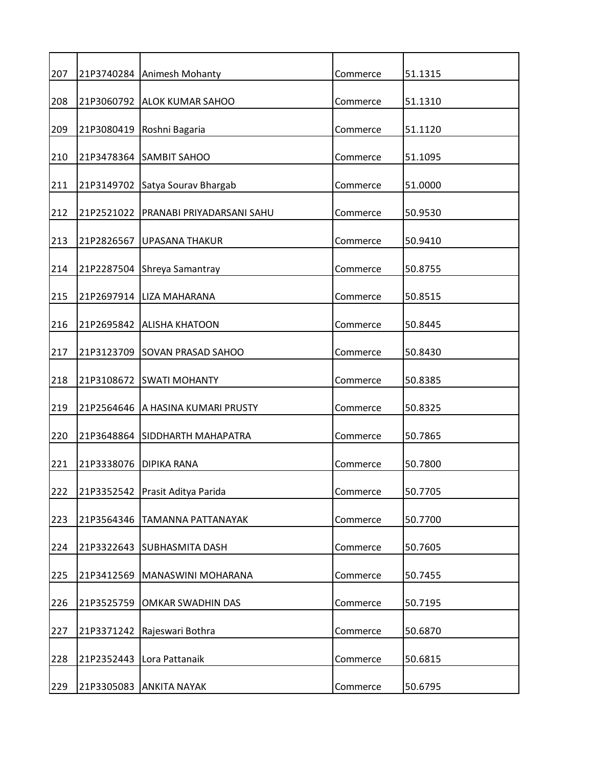| | | | | |
|---|---|---|---|---|
| 207 | 21P3740284 | Animesh Mohanty | Commerce | 51.1315 |
| 208 | 21P3060792 | ALOK KUMAR SAHOO | Commerce | 51.1310 |
| 209 | 21P3080419 | Roshni Bagaria | Commerce | 51.1120 |
| 210 | 21P3478364 | SAMBIT SAHOO | Commerce | 51.1095 |
| 211 | 21P3149702 | Satya Sourav Bhargab | Commerce | 51.0000 |
| 212 | 21P2521022 | PRANABI PRIYADARSANI SAHU | Commerce | 50.9530 |
| 213 | 21P2826567 | UPASANA THAKUR | Commerce | 50.9410 |
| 214 | 21P2287504 | Shreya Samantray | Commerce | 50.8755 |
| 215 | 21P2697914 | LIZA MAHARANA | Commerce | 50.8515 |
| 216 | 21P2695842 | ALISHA KHATOON | Commerce | 50.8445 |
| 217 | 21P3123709 | SOVAN PRASAD SAHOO | Commerce | 50.8430 |
| 218 | 21P3108672 | SWATI MOHANTY | Commerce | 50.8385 |
| 219 | 21P2564646 | A HASINA KUMARI PRUSTY | Commerce | 50.8325 |
| 220 | 21P3648864 | SIDDHARTH MAHAPATRA | Commerce | 50.7865 |
| 221 | 21P3338076 | DIPIKA RANA | Commerce | 50.7800 |
| 222 | 21P3352542 | Prasit Aditya Parida | Commerce | 50.7705 |
| 223 | 21P3564346 | TAMANNA PATTANAYAK | Commerce | 50.7700 |
| 224 | 21P3322643 | SUBHASMITA DASH | Commerce | 50.7605 |
| 225 | 21P3412569 | MANASWINI MOHARANA | Commerce | 50.7455 |
| 226 | 21P3525759 | OMKAR SWADHIN DAS | Commerce | 50.7195 |
| 227 | 21P3371242 | Rajeswari Bothra | Commerce | 50.6870 |
| 228 | 21P2352443 | Lora Pattanaik | Commerce | 50.6815 |
| 229 | 21P3305083 | ANKITA NAYAK | Commerce | 50.6795 |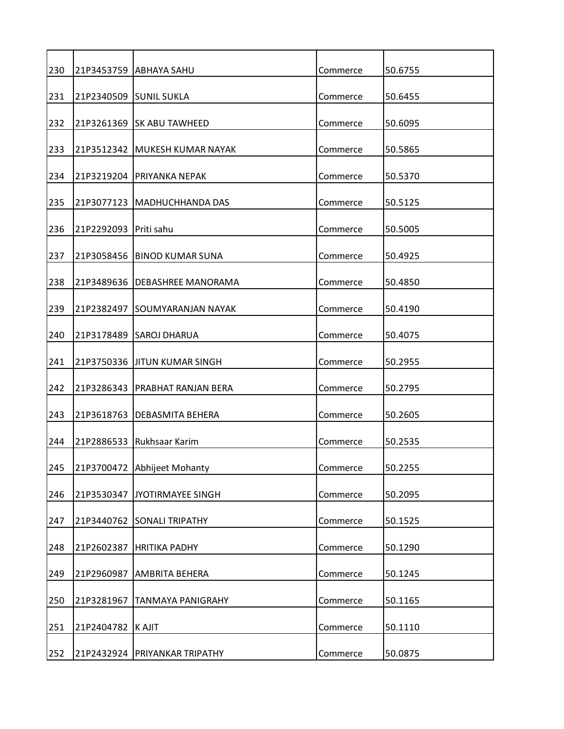| | | | | |
|---|---|---|---|---|
| 230 | 21P3453759 | ABHAYA SAHU | Commerce | 50.6755 |
| 231 | 21P2340509 | SUNIL SUKLA | Commerce | 50.6455 |
| 232 | 21P3261369 | SK ABU TAWHEED | Commerce | 50.6095 |
| 233 | 21P3512342 | MUKESH KUMAR NAYAK | Commerce | 50.5865 |
| 234 | 21P3219204 | PRIYANKA NEPAK | Commerce | 50.5370 |
| 235 | 21P3077123 | MADHUCHHANDA DAS | Commerce | 50.5125 |
| 236 | 21P2292093 | Priti sahu | Commerce | 50.5005 |
| 237 | 21P3058456 | BINOD KUMAR SUNA | Commerce | 50.4925 |
| 238 | 21P3489636 | DEBASHREE MANORAMA | Commerce | 50.4850 |
| 239 | 21P2382497 | SOUMYARANJAN NAYAK | Commerce | 50.4190 |
| 240 | 21P3178489 | SAROJ DHARUA | Commerce | 50.4075 |
| 241 | 21P3750336 | JITUN KUMAR SINGH | Commerce | 50.2955 |
| 242 | 21P3286343 | PRABHAT RANJAN BERA | Commerce | 50.2795 |
| 243 | 21P3618763 | DEBASMITA BEHERA | Commerce | 50.2605 |
| 244 | 21P2886533 | Rukhsaar Karim | Commerce | 50.2535 |
| 245 | 21P3700472 | Abhijeet Mohanty | Commerce | 50.2255 |
| 246 | 21P3530347 | JYOTIRMAYEE SINGH | Commerce | 50.2095 |
| 247 | 21P3440762 | SONALI TRIPATHY | Commerce | 50.1525 |
| 248 | 21P2602387 | HRITIKA PADHY | Commerce | 50.1290 |
| 249 | 21P2960987 | AMBRITA BEHERA | Commerce | 50.1245 |
| 250 | 21P3281967 | TANMAYA PANIGRAHY | Commerce | 50.1165 |
| 251 | 21P2404782 | K AJIT | Commerce | 50.1110 |
| 252 | 21P2432924 | PRIYANKAR TRIPATHY | Commerce | 50.0875 |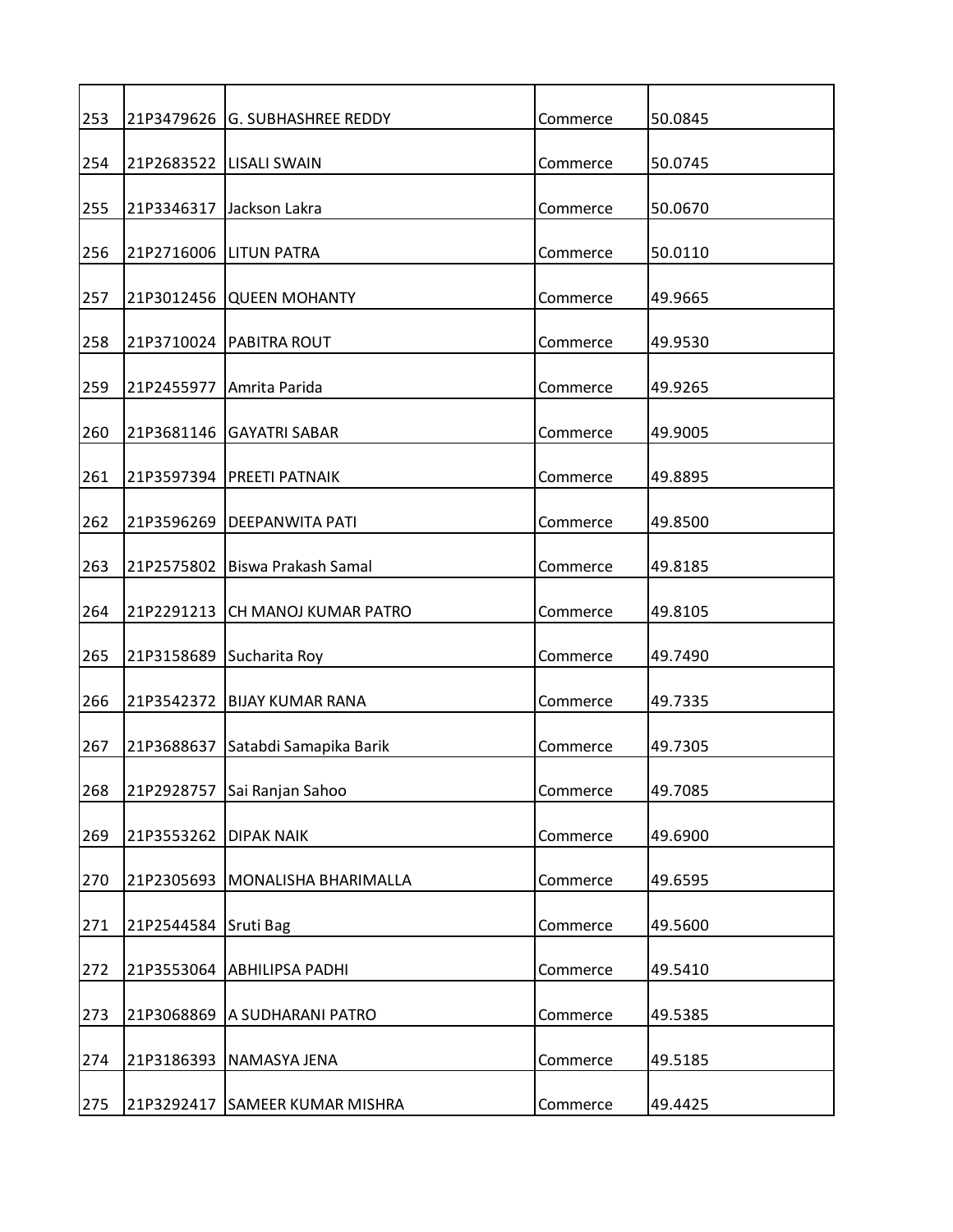| | | | | |
|---|---|---|---|---|
| 253 | 21P3479626 | G. SUBHASHREE REDDY | Commerce | 50.0845 |
| 254 | 21P2683522 | LISALI SWAIN | Commerce | 50.0745 |
| 255 | 21P3346317 | Jackson Lakra | Commerce | 50.0670 |
| 256 | 21P2716006 | LITUN PATRA | Commerce | 50.0110 |
| 257 | 21P3012456 | QUEEN MOHANTY | Commerce | 49.9665 |
| 258 | 21P3710024 | PABITRA ROUT | Commerce | 49.9530 |
| 259 | 21P2455977 | Amrita Parida | Commerce | 49.9265 |
| 260 | 21P3681146 | GAYATRI SABAR | Commerce | 49.9005 |
| 261 | 21P3597394 | PREETI PATNAIK | Commerce | 49.8895 |
| 262 | 21P3596269 | DEEPANWITA PATI | Commerce | 49.8500 |
| 263 | 21P2575802 | Biswa Prakash Samal | Commerce | 49.8185 |
| 264 | 21P2291213 | CH MANOJ KUMAR PATRO | Commerce | 49.8105 |
| 265 | 21P3158689 | Sucharita Roy | Commerce | 49.7490 |
| 266 | 21P3542372 | BIJAY KUMAR RANA | Commerce | 49.7335 |
| 267 | 21P3688637 | Satabdi Samapika Barik | Commerce | 49.7305 |
| 268 | 21P2928757 | Sai Ranjan Sahoo | Commerce | 49.7085 |
| 269 | 21P3553262 | DIPAK NAIK | Commerce | 49.6900 |
| 270 | 21P2305693 | MONALISHA BHARIMALLA | Commerce | 49.6595 |
| 271 | 21P2544584 | Sruti Bag | Commerce | 49.5600 |
| 272 | 21P3553064 | ABHILIPSA PADHI | Commerce | 49.5410 |
| 273 | 21P3068869 | A SUDHARANI PATRO | Commerce | 49.5385 |
| 274 | 21P3186393 | NAMASYA JENA | Commerce | 49.5185 |
| 275 | 21P3292417 | SAMEER KUMAR MISHRA | Commerce | 49.4425 |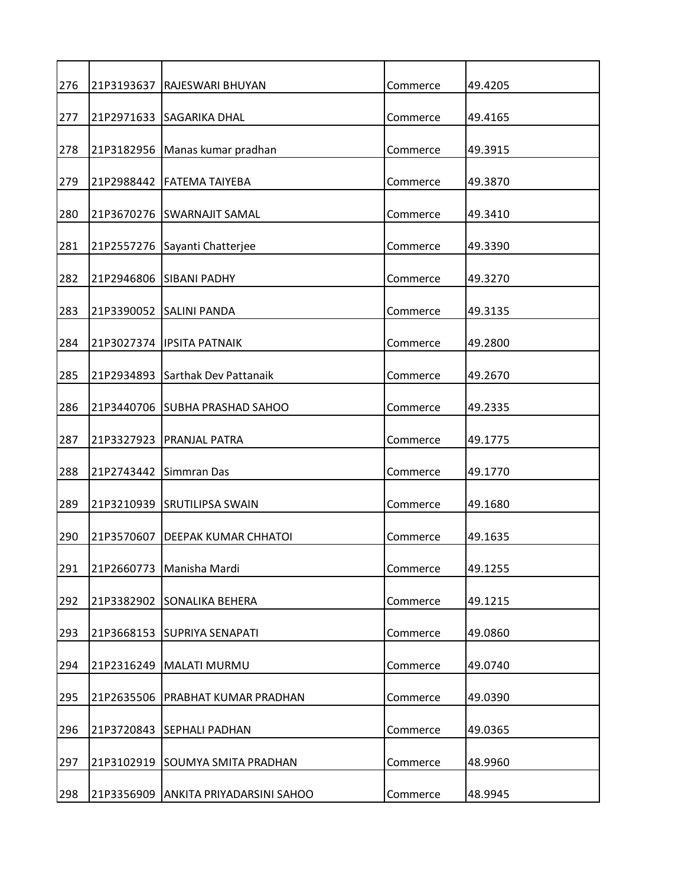| 276 | 21P3193637 | RAJESWARI BHUYAN | Commerce | 49.4205 |
|---|---|---|---|---|
| 277 | 21P2971633 | SAGARIKA DHAL | Commerce | 49.4165 |
| 278 | 21P3182956 | Manas kumar pradhan | Commerce | 49.3915 |
| 279 | 21P2988442 | FATEMA TAIYEBA | Commerce | 49.3870 |
| 280 | 21P3670276 | SWARNAJIT SAMAL | Commerce | 49.3410 |
| 281 | 21P2557276 | Sayanti Chatterjee | Commerce | 49.3390 |
| 282 | 21P2946806 | SIBANI PADHY | Commerce | 49.3270 |
| 283 | 21P3390052 | SALINI PANDA | Commerce | 49.3135 |
| 284 | 21P3027374 | IPSITA PATNAIK | Commerce | 49.2800 |
| 285 | 21P2934893 | Sarthak Dev Pattanaik | Commerce | 49.2670 |
| 286 | 21P3440706 | SUBHA PRASHAD SAHOO | Commerce | 49.2335 |
| 287 | 21P3327923 | PRANJAL PATRA | Commerce | 49.1775 |
| 288 | 21P2743442 | Simmran Das | Commerce | 49.1770 |
| 289 | 21P3210939 | SRUTILIPSA SWAIN | Commerce | 49.1680 |
| 290 | 21P3570607 | DEEPAK KUMAR CHHATOI | Commerce | 49.1635 |
| 291 | 21P2660773 | Manisha Mardi | Commerce | 49.1255 |
| 292 | 21P3382902 | SONALIKA BEHERA | Commerce | 49.1215 |
| 293 | 21P3668153 | SUPRIYA SENAPATI | Commerce | 49.0860 |
| 294 | 21P2316249 | MALATI MURMU | Commerce | 49.0740 |
| 295 | 21P2635506 | PRABHAT KUMAR PRADHAN | Commerce | 49.0390 |
| 296 | 21P3720843 | SEPHALI PADHAN | Commerce | 49.0365 |
| 297 | 21P3102919 | SOUMYA SMITA PRADHAN | Commerce | 48.9960 |
| 298 | 21P3356909 | ANKITA PRIYADARSINI SAHOO | Commerce | 48.9945 |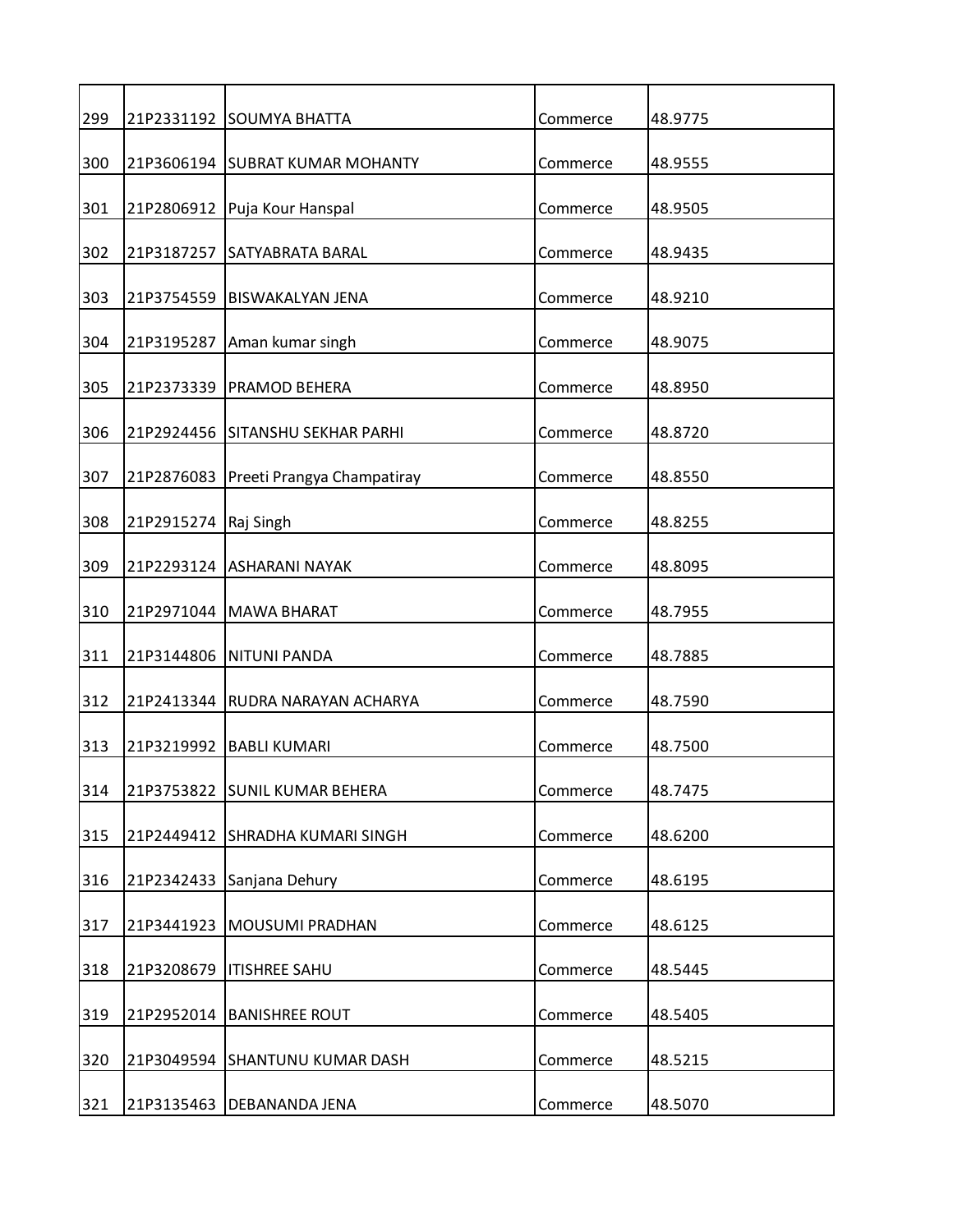| | | | | |
|---|---|---|---|---|
| 299 | 21P2331192 | SOUMYA BHATTA | Commerce | 48.9775 |
| 300 | 21P3606194 | SUBRAT KUMAR MOHANTY | Commerce | 48.9555 |
| 301 | 21P2806912 | Puja Kour Hanspal | Commerce | 48.9505 |
| 302 | 21P3187257 | SATYABRATA BARAL | Commerce | 48.9435 |
| 303 | 21P3754559 | BISWAKALYAN JENA | Commerce | 48.9210 |
| 304 | 21P3195287 | Aman kumar singh | Commerce | 48.9075 |
| 305 | 21P2373339 | PRAMOD BEHERA | Commerce | 48.8950 |
| 306 | 21P2924456 | SITANSHU SEKHAR PARHI | Commerce | 48.8720 |
| 307 | 21P2876083 | Preeti Prangya Champatiray | Commerce | 48.8550 |
| 308 | 21P2915274 | Raj Singh | Commerce | 48.8255 |
| 309 | 21P2293124 | ASHARANI NAYAK | Commerce | 48.8095 |
| 310 | 21P2971044 | MAWA BHARAT | Commerce | 48.7955 |
| 311 | 21P3144806 | NITUNI PANDA | Commerce | 48.7885 |
| 312 | 21P2413344 | RUDRA NARAYAN ACHARYA | Commerce | 48.7590 |
| 313 | 21P3219992 | BABLI KUMARI | Commerce | 48.7500 |
| 314 | 21P3753822 | SUNIL KUMAR BEHERA | Commerce | 48.7475 |
| 315 | 21P2449412 | SHRADHA KUMARI SINGH | Commerce | 48.6200 |
| 316 | 21P2342433 | Sanjana Dehury | Commerce | 48.6195 |
| 317 | 21P3441923 | MOUSUMI PRADHAN | Commerce | 48.6125 |
| 318 | 21P3208679 | ITISHREE SAHU | Commerce | 48.5445 |
| 319 | 21P2952014 | BANISHREE ROUT | Commerce | 48.5405 |
| 320 | 21P3049594 | SHANTUNU KUMAR DASH | Commerce | 48.5215 |
| 321 | 21P3135463 | DEBANANDA JENA | Commerce | 48.5070 |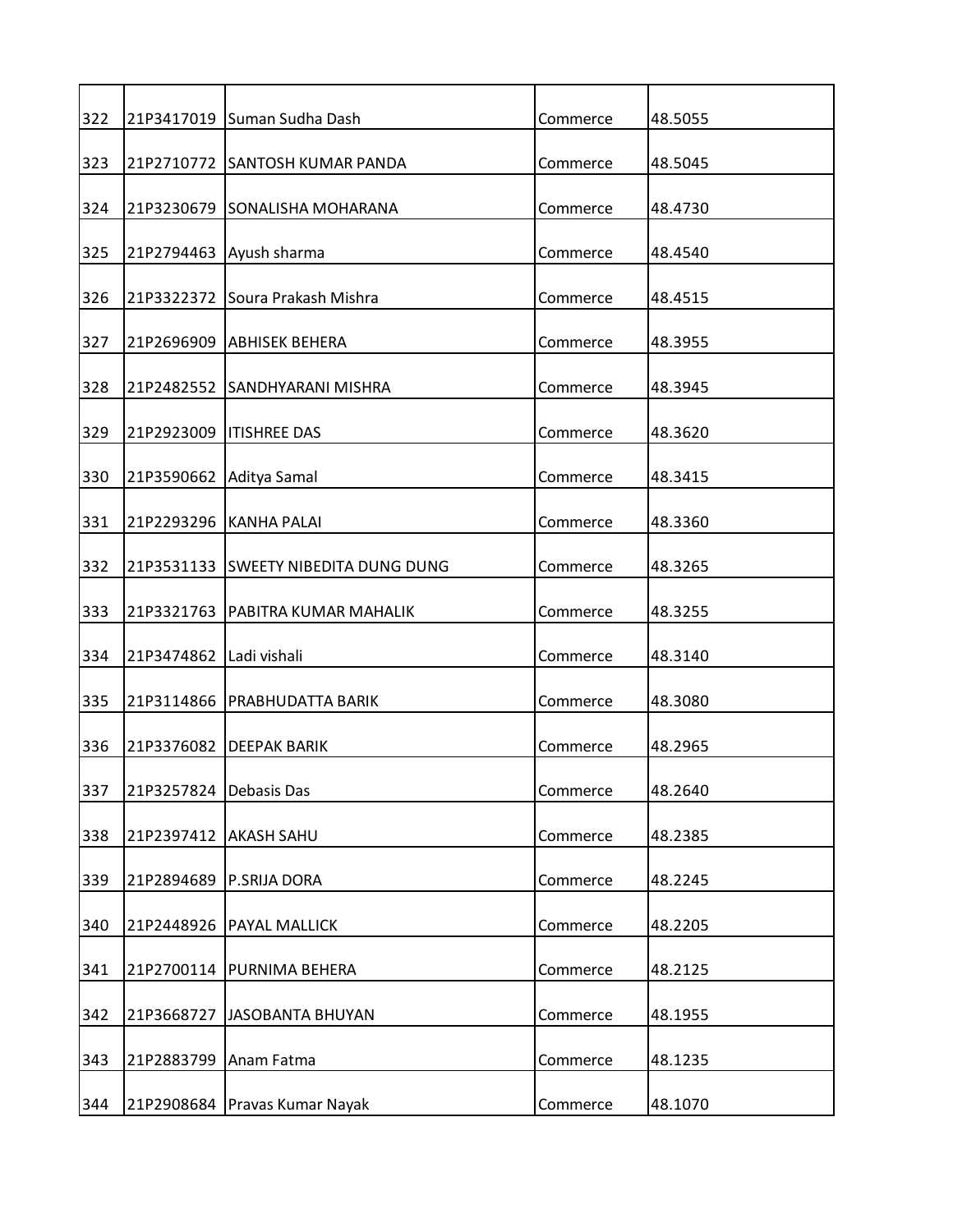| | | | | |
|---|---|---|---|---|
| 322 | 21P3417019 | Suman Sudha Dash | Commerce | 48.5055 |
| 323 | 21P2710772 | SANTOSH KUMAR PANDA | Commerce | 48.5045 |
| 324 | 21P3230679 | SONALISHA MOHARANA | Commerce | 48.4730 |
| 325 | 21P2794463 | Ayush sharma | Commerce | 48.4540 |
| 326 | 21P3322372 | Soura Prakash Mishra | Commerce | 48.4515 |
| 327 | 21P2696909 | ABHISEK BEHERA | Commerce | 48.3955 |
| 328 | 21P2482552 | SANDHYARANI MISHRA | Commerce | 48.3945 |
| 329 | 21P2923009 | ITISHREE DAS | Commerce | 48.3620 |
| 330 | 21P3590662 | Aditya Samal | Commerce | 48.3415 |
| 331 | 21P2293296 | KANHA PALAI | Commerce | 48.3360 |
| 332 | 21P3531133 | SWEETY NIBEDITA DUNG DUNG | Commerce | 48.3265 |
| 333 | 21P3321763 | PABITRA KUMAR MAHALIK | Commerce | 48.3255 |
| 334 | 21P3474862 | Ladi vishali | Commerce | 48.3140 |
| 335 | 21P3114866 | PRABHUDATTA BARIK | Commerce | 48.3080 |
| 336 | 21P3376082 | DEEPAK BARIK | Commerce | 48.2965 |
| 337 | 21P3257824 | Debasis Das | Commerce | 48.2640 |
| 338 | 21P2397412 | AKASH SAHU | Commerce | 48.2385 |
| 339 | 21P2894689 | P.SRIJA DORA | Commerce | 48.2245 |
| 340 | 21P2448926 | PAYAL MALLICK | Commerce | 48.2205 |
| 341 | 21P2700114 | PURNIMA BEHERA | Commerce | 48.2125 |
| 342 | 21P3668727 | JASOBANTA BHUYAN | Commerce | 48.1955 |
| 343 | 21P2883799 | Anam Fatma | Commerce | 48.1235 |
| 344 | 21P2908684 | Pravas Kumar Nayak | Commerce | 48.1070 |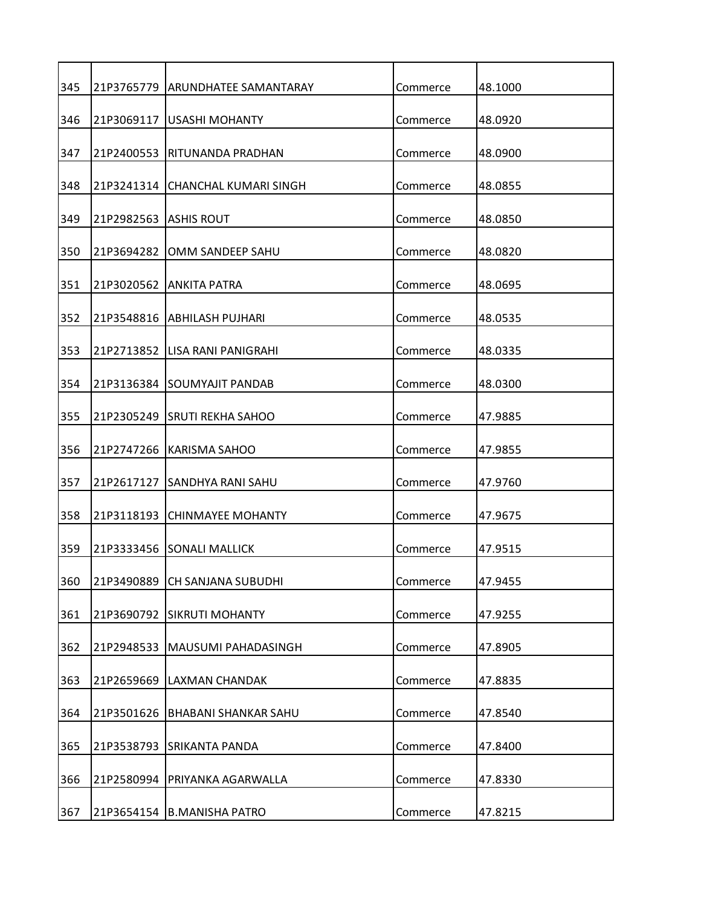| | | | | |
|---|---|---|---|---|
| 345 | 21P3765779 | ARUNDHATEE SAMANTARAY | Commerce | 48.1000 |
| 346 | 21P3069117 | USASHI MOHANTY | Commerce | 48.0920 |
| 347 | 21P2400553 | RITUNANDA PRADHAN | Commerce | 48.0900 |
| 348 | 21P3241314 | CHANCHAL KUMARI SINGH | Commerce | 48.0855 |
| 349 | 21P2982563 | ASHIS ROUT | Commerce | 48.0850 |
| 350 | 21P3694282 | OMM SANDEEP SAHU | Commerce | 48.0820 |
| 351 | 21P3020562 | ANKITA PATRA | Commerce | 48.0695 |
| 352 | 21P3548816 | ABHILASH PUJHARI | Commerce | 48.0535 |
| 353 | 21P2713852 | LISA RANI PANIGRAHI | Commerce | 48.0335 |
| 354 | 21P3136384 | SOUMYAJIT PANDAB | Commerce | 48.0300 |
| 355 | 21P2305249 | SRUTI REKHA SAHOO | Commerce | 47.9885 |
| 356 | 21P2747266 | KARISMA SAHOO | Commerce | 47.9855 |
| 357 | 21P2617127 | SANDHYA RANI SAHU | Commerce | 47.9760 |
| 358 | 21P3118193 | CHINMAYEE MOHANTY | Commerce | 47.9675 |
| 359 | 21P3333456 | SONALI MALLICK | Commerce | 47.9515 |
| 360 | 21P3490889 | CH SANJANA SUBUDHI | Commerce | 47.9455 |
| 361 | 21P3690792 | SIKRUTI MOHANTY | Commerce | 47.9255 |
| 362 | 21P2948533 | MAUSUMI PAHADASINGH | Commerce | 47.8905 |
| 363 | 21P2659669 | LAXMAN CHANDAK | Commerce | 47.8835 |
| 364 | 21P3501626 | BHABANI SHANKAR SAHU | Commerce | 47.8540 |
| 365 | 21P3538793 | SRIKANTA PANDA | Commerce | 47.8400 |
| 366 | 21P2580994 | PRIYANKA AGARWALLA | Commerce | 47.8330 |
| 367 | 21P3654154 | B.MANISHA PATRO | Commerce | 47.8215 |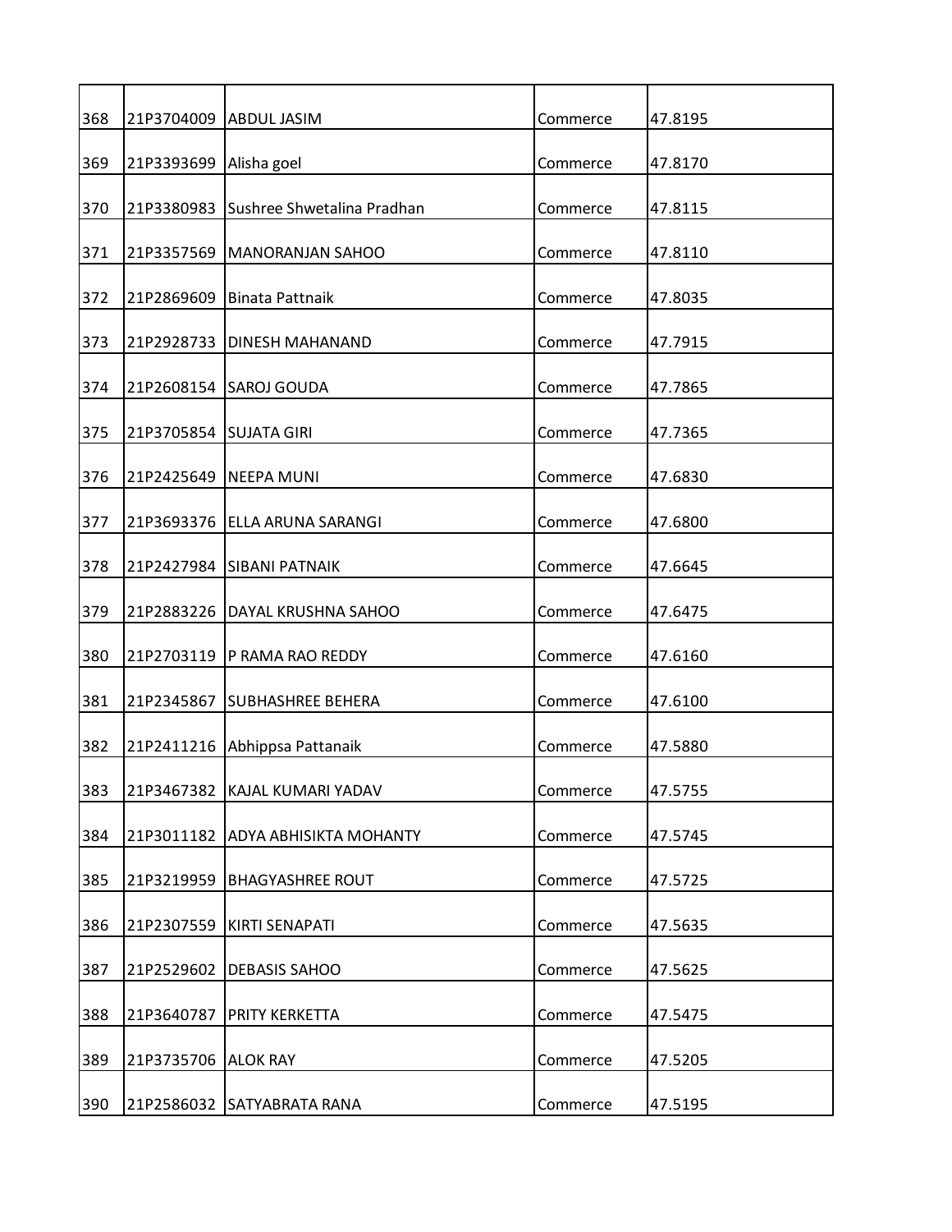| | | | | |
|---|---|---|---|---|
| 368 | 21P3704009 | ABDUL JASIM | Commerce | 47.8195 |
| 369 | 21P3393699 | Alisha goel | Commerce | 47.8170 |
| 370 | 21P3380983 | Sushree Shwetalina Pradhan | Commerce | 47.8115 |
| 371 | 21P3357569 | MANORANJAN SAHOO | Commerce | 47.8110 |
| 372 | 21P2869609 | Binata Pattnaik | Commerce | 47.8035 |
| 373 | 21P2928733 | DINESH MAHANAND | Commerce | 47.7915 |
| 374 | 21P2608154 | SAROJ GOUDA | Commerce | 47.7865 |
| 375 | 21P3705854 | SUJATA GIRI | Commerce | 47.7365 |
| 376 | 21P2425649 | NEEPA MUNI | Commerce | 47.6830 |
| 377 | 21P3693376 | ELLA ARUNA SARANGI | Commerce | 47.6800 |
| 378 | 21P2427984 | SIBANI PATNAIK | Commerce | 47.6645 |
| 379 | 21P2883226 | DAYAL KRUSHNA SAHOO | Commerce | 47.6475 |
| 380 | 21P2703119 | P RAMA RAO REDDY | Commerce | 47.6160 |
| 381 | 21P2345867 | SUBHASHREE BEHERA | Commerce | 47.6100 |
| 382 | 21P2411216 | Abhippsa Pattanaik | Commerce | 47.5880 |
| 383 | 21P3467382 | KAJAL KUMARI YADAV | Commerce | 47.5755 |
| 384 | 21P3011182 | ADYA ABHISIKTA MOHANTY | Commerce | 47.5745 |
| 385 | 21P3219959 | BHAGYASHREE ROUT | Commerce | 47.5725 |
| 386 | 21P2307559 | KIRTI SENAPATI | Commerce | 47.5635 |
| 387 | 21P2529602 | DEBASIS SAHOO | Commerce | 47.5625 |
| 388 | 21P3640787 | PRITY KERKETTA | Commerce | 47.5475 |
| 389 | 21P3735706 | ALOK RAY | Commerce | 47.5205 |
| 390 | 21P2586032 | SATYABRATA RANA | Commerce | 47.5195 |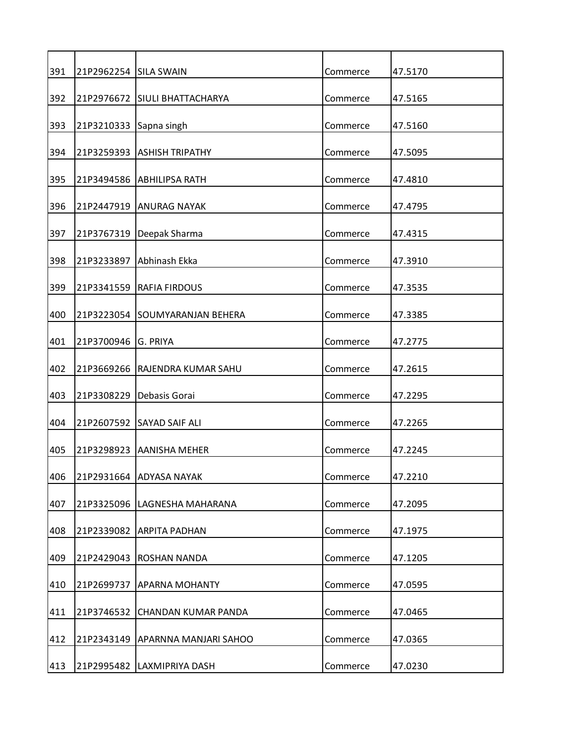| | | | | |
|---|---|---|---|---|
| 391 | 21P2962254 | SILA SWAIN | Commerce | 47.5170 |
| 392 | 21P2976672 | SIULI BHATTACHARYA | Commerce | 47.5165 |
| 393 | 21P3210333 | Sapna singh | Commerce | 47.5160 |
| 394 | 21P3259393 | ASHISH TRIPATHY | Commerce | 47.5095 |
| 395 | 21P3494586 | ABHILIPSA RATH | Commerce | 47.4810 |
| 396 | 21P2447919 | ANURAG NAYAK | Commerce | 47.4795 |
| 397 | 21P3767319 | Deepak Sharma | Commerce | 47.4315 |
| 398 | 21P3233897 | Abhinash Ekka | Commerce | 47.3910 |
| 399 | 21P3341559 | RAFIA FIRDOUS | Commerce | 47.3535 |
| 400 | 21P3223054 | SOUMYARANJAN BEHERA | Commerce | 47.3385 |
| 401 | 21P3700946 | G. PRIYA | Commerce | 47.2775 |
| 402 | 21P3669266 | RAJENDRA KUMAR SAHU | Commerce | 47.2615 |
| 403 | 21P3308229 | Debasis Gorai | Commerce | 47.2295 |
| 404 | 21P2607592 | SAYAD SAIF ALI | Commerce | 47.2265 |
| 405 | 21P3298923 | AANISHA MEHER | Commerce | 47.2245 |
| 406 | 21P2931664 | ADYASA NAYAK | Commerce | 47.2210 |
| 407 | 21P3325096 | LAGNESHA MAHARANA | Commerce | 47.2095 |
| 408 | 21P2339082 | ARPITA PADHAN | Commerce | 47.1975 |
| 409 | 21P2429043 | ROSHAN NANDA | Commerce | 47.1205 |
| 410 | 21P2699737 | APARNA MOHANTY | Commerce | 47.0595 |
| 411 | 21P3746532 | CHANDAN KUMAR PANDA | Commerce | 47.0465 |
| 412 | 21P2343149 | APARNNA MANJARI SAHOO | Commerce | 47.0365 |
| 413 | 21P2995482 | LAXMIPRIYA DASH | Commerce | 47.0230 |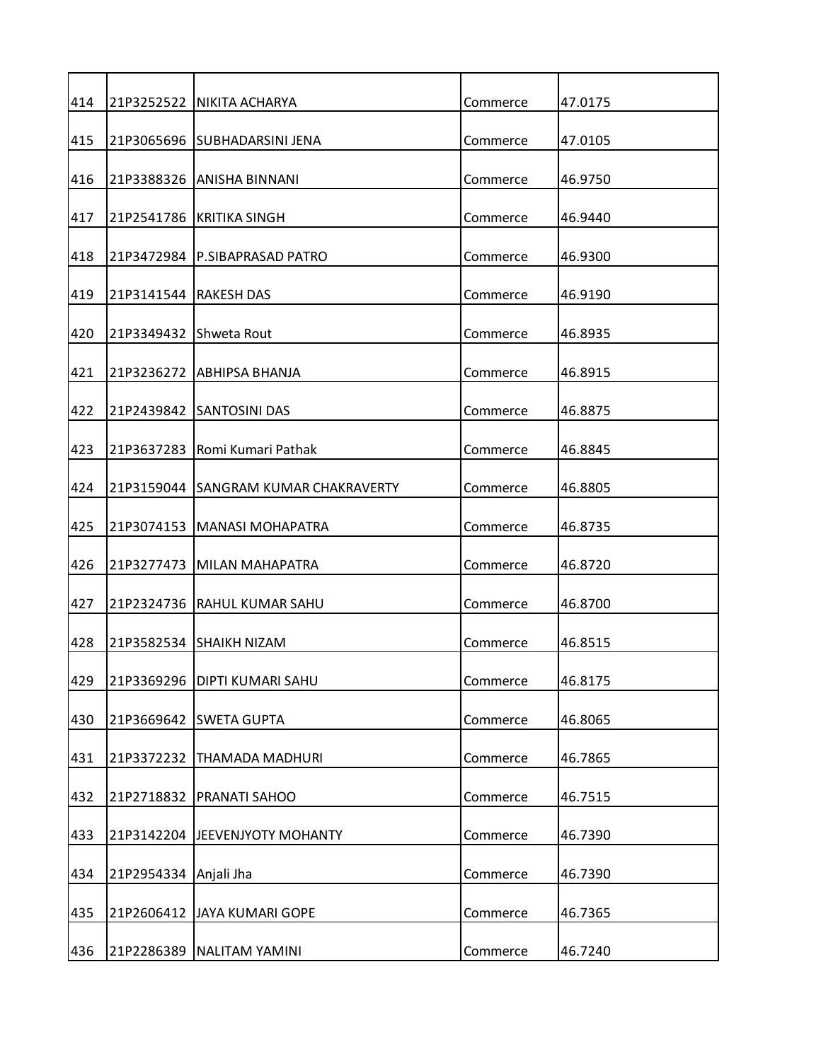| 414 | 21P3252522 | NIKITA ACHARYA | Commerce | 47.0175 |
|---|---|---|---|---|
| 415 | 21P3065696 | SUBHADARSINI JENA | Commerce | 47.0105 |
| 416 | 21P3388326 | ANISHA BINNANI | Commerce | 46.9750 |
| 417 | 21P2541786 | KRITIKA SINGH | Commerce | 46.9440 |
| 418 | 21P3472984 | P.SIBAPRASAD PATRO | Commerce | 46.9300 |
| 419 | 21P3141544 | RAKESH DAS | Commerce | 46.9190 |
| 420 | 21P3349432 | Shweta Rout | Commerce | 46.8935 |
| 421 | 21P3236272 | ABHIPSA BHANJA | Commerce | 46.8915 |
| 422 | 21P2439842 | SANTOSINI DAS | Commerce | 46.8875 |
| 423 | 21P3637283 | Romi Kumari Pathak | Commerce | 46.8845 |
| 424 | 21P3159044 | SANGRAM KUMAR CHAKRAVERTY | Commerce | 46.8805 |
| 425 | 21P3074153 | MANASI MOHAPATRA | Commerce | 46.8735 |
| 426 | 21P3277473 | MILAN MAHAPATRA | Commerce | 46.8720 |
| 427 | 21P2324736 | RAHUL KUMAR SAHU | Commerce | 46.8700 |
| 428 | 21P3582534 | SHAIKH NIZAM | Commerce | 46.8515 |
| 429 | 21P3369296 | DIPTI KUMARI SAHU | Commerce | 46.8175 |
| 430 | 21P3669642 | SWETA GUPTA | Commerce | 46.8065 |
| 431 | 21P3372232 | THAMADA MADHURI | Commerce | 46.7865 |
| 432 | 21P2718832 | PRANATI SAHOO | Commerce | 46.7515 |
| 433 | 21P3142204 | JEEVENJYOTY MOHANTY | Commerce | 46.7390 |
| 434 | 21P2954334 | Anjali Jha | Commerce | 46.7390 |
| 435 | 21P2606412 | JAYA KUMARI GOPE | Commerce | 46.7365 |
| 436 | 21P2286389 | NALITAM YAMINI | Commerce | 46.7240 |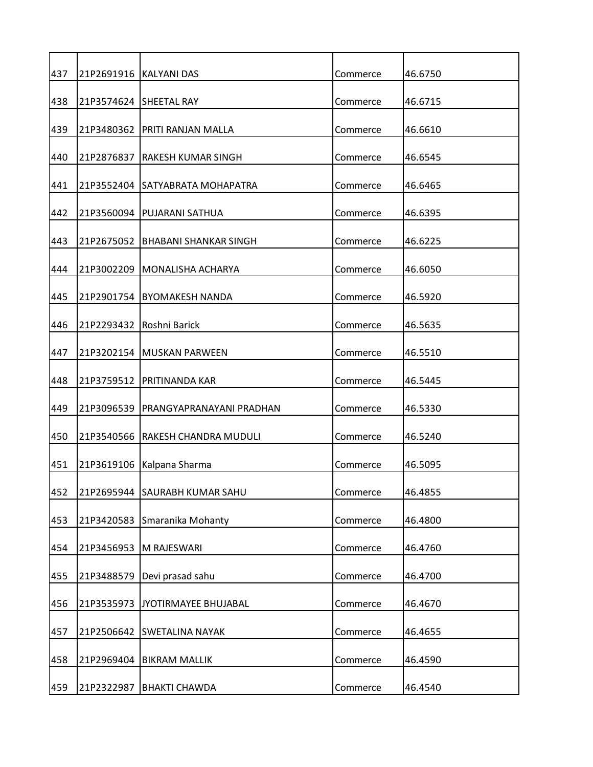| 437 | 21P2691916 | KALYANI DAS | Commerce | 46.6750 |
|---|---|---|---|---|
| 438 | 21P3574624 | SHEETAL RAY | Commerce | 46.6715 |
| 439 | 21P3480362 | PRITI RANJAN MALLA | Commerce | 46.6610 |
| 440 | 21P2876837 | RAKESH KUMAR SINGH | Commerce | 46.6545 |
| 441 | 21P3552404 | SATYABRATA MOHAPATRA | Commerce | 46.6465 |
| 442 | 21P3560094 | PUJARANI SATHUA | Commerce | 46.6395 |
| 443 | 21P2675052 | BHABANI SHANKAR SINGH | Commerce | 46.6225 |
| 444 | 21P3002209 | MONALISHA ACHARYA | Commerce | 46.6050 |
| 445 | 21P2901754 | BYOMAKESH NANDA | Commerce | 46.5920 |
| 446 | 21P2293432 | Roshni Barick | Commerce | 46.5635 |
| 447 | 21P3202154 | MUSKAN PARWEEN | Commerce | 46.5510 |
| 448 | 21P3759512 | PRITINANDA KAR | Commerce | 46.5445 |
| 449 | 21P3096539 | PRANGYAPRANAYANI PRADHAN | Commerce | 46.5330 |
| 450 | 21P3540566 | RAKESH CHANDRA MUDULI | Commerce | 46.5240 |
| 451 | 21P3619106 | Kalpana Sharma | Commerce | 46.5095 |
| 452 | 21P2695944 | SAURABH KUMAR SAHU | Commerce | 46.4855 |
| 453 | 21P3420583 | Smaranika Mohanty | Commerce | 46.4800 |
| 454 | 21P3456953 | M RAJESWARI | Commerce | 46.4760 |
| 455 | 21P3488579 | Devi prasad sahu | Commerce | 46.4700 |
| 456 | 21P3535973 | JYOTIRMAYEE BHUJABAL | Commerce | 46.4670 |
| 457 | 21P2506642 | SWETALINA NAYAK | Commerce | 46.4655 |
| 458 | 21P2969404 | BIKRAM MALLIK | Commerce | 46.4590 |
| 459 | 21P2322987 | BHAKTI CHAWDA | Commerce | 46.4540 |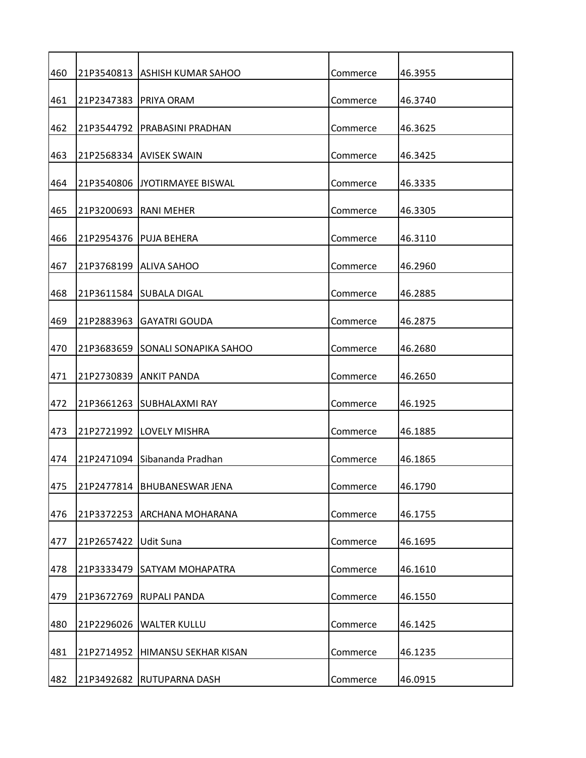| 460 | 21P3540813 | ASHISH KUMAR SAHOO | Commerce | 46.3955 |
|---|---|---|---|---|
| 461 | 21P2347383 | PRIYA ORAM | Commerce | 46.3740 |
| 462 | 21P3544792 | PRABASINI PRADHAN | Commerce | 46.3625 |
| 463 | 21P2568334 | AVISEK SWAIN | Commerce | 46.3425 |
| 464 | 21P3540806 | JYOTIRMAYEE BISWAL | Commerce | 46.3335 |
| 465 | 21P3200693 | RANI MEHER | Commerce | 46.3305 |
| 466 | 21P2954376 | PUJA BEHERA | Commerce | 46.3110 |
| 467 | 21P3768199 | ALIVA SAHOO | Commerce | 46.2960 |
| 468 | 21P3611584 | SUBALA DIGAL | Commerce | 46.2885 |
| 469 | 21P2883963 | GAYATRI GOUDA | Commerce | 46.2875 |
| 470 | 21P3683659 | SONALI SONAPIKA SAHOO | Commerce | 46.2680 |
| 471 | 21P2730839 | ANKIT PANDA | Commerce | 46.2650 |
| 472 | 21P3661263 | SUBHALAXMI RAY | Commerce | 46.1925 |
| 473 | 21P2721992 | LOVELY MISHRA | Commerce | 46.1885 |
| 474 | 21P2471094 | Sibananda Pradhan | Commerce | 46.1865 |
| 475 | 21P2477814 | BHUBANESWAR JENA | Commerce | 46.1790 |
| 476 | 21P3372253 | ARCHANA MOHARANA | Commerce | 46.1755 |
| 477 | 21P2657422 | Udit Suna | Commerce | 46.1695 |
| 478 | 21P3333479 | SATYAM MOHAPATRA | Commerce | 46.1610 |
| 479 | 21P3672769 | RUPALI PANDA | Commerce | 46.1550 |
| 480 | 21P2296026 | WALTER KULLU | Commerce | 46.1425 |
| 481 | 21P2714952 | HIMANSU SEKHAR KISAN | Commerce | 46.1235 |
| 482 | 21P3492682 | RUTUPARNA DASH | Commerce | 46.0915 |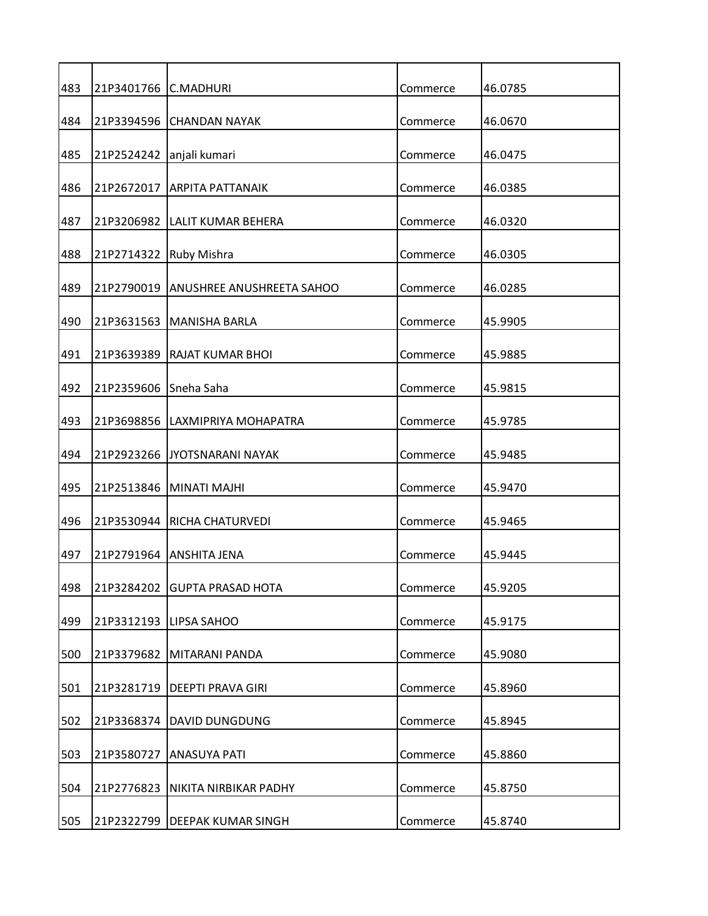| | | | | |
|---|---|---|---|---|
| 483 | 21P3401766 | C.MADHURI | Commerce | 46.0785 |
| 484 | 21P3394596 | CHANDAN NAYAK | Commerce | 46.0670 |
| 485 | 21P2524242 | anjali kumari | Commerce | 46.0475 |
| 486 | 21P2672017 | ARPITA PATTANAIK | Commerce | 46.0385 |
| 487 | 21P3206982 | LALIT KUMAR BEHERA | Commerce | 46.0320 |
| 488 | 21P2714322 | Ruby Mishra | Commerce | 46.0305 |
| 489 | 21P2790019 | ANUSHREE ANUSHREETA SAHOO | Commerce | 46.0285 |
| 490 | 21P3631563 | MANISHA BARLA | Commerce | 45.9905 |
| 491 | 21P3639389 | RAJAT KUMAR BHOI | Commerce | 45.9885 |
| 492 | 21P2359606 | Sneha Saha | Commerce | 45.9815 |
| 493 | 21P3698856 | LAXMIPRIYA MOHAPATRA | Commerce | 45.9785 |
| 494 | 21P2923266 | JYOTSNARANI NAYAK | Commerce | 45.9485 |
| 495 | 21P2513846 | MINATI MAJHI | Commerce | 45.9470 |
| 496 | 21P3530944 | RICHA CHATURVEDI | Commerce | 45.9465 |
| 497 | 21P2791964 | ANSHITA JENA | Commerce | 45.9445 |
| 498 | 21P3284202 | GUPTA PRASAD HOTA | Commerce | 45.9205 |
| 499 | 21P3312193 | LIPSA SAHOO | Commerce | 45.9175 |
| 500 | 21P3379682 | MITARANI PANDA | Commerce | 45.9080 |
| 501 | 21P3281719 | DEEPTI PRAVA GIRI | Commerce | 45.8960 |
| 502 | 21P3368374 | DAVID DUNGDUNG | Commerce | 45.8945 |
| 503 | 21P3580727 | ANASUYA PATI | Commerce | 45.8860 |
| 504 | 21P2776823 | NIKITA NIRBIKAR PADHY | Commerce | 45.8750 |
| 505 | 21P2322799 | DEEPAK KUMAR SINGH | Commerce | 45.8740 |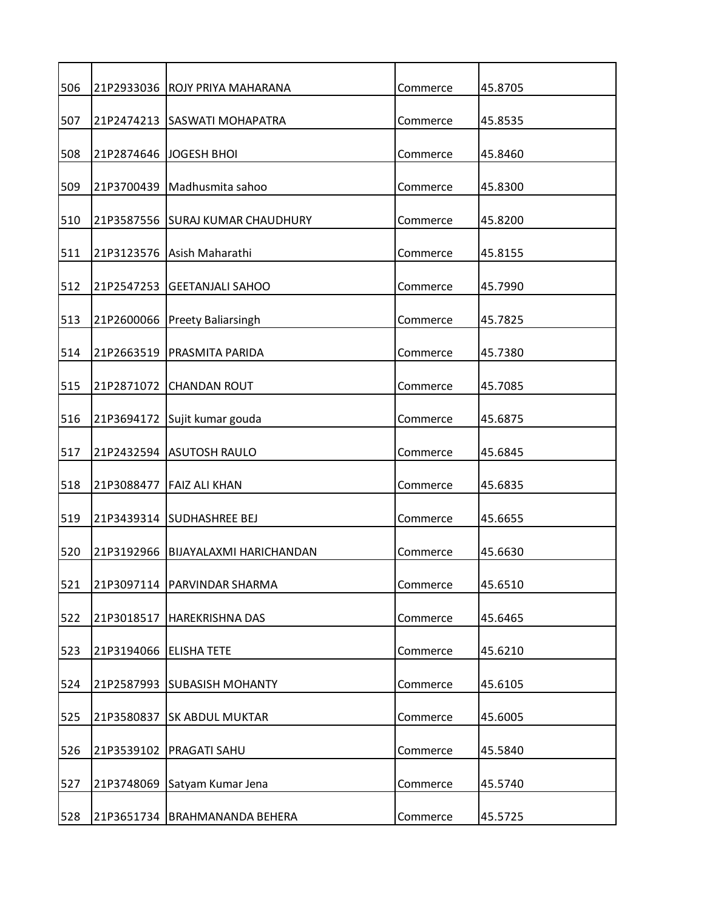| 506 | 21P2933036 | ROJY PRIYA MAHARANA | Commerce | 45.8705 |
|---|---|---|---|---|
| 507 | 21P2474213 | SASWATI MOHAPATRA | Commerce | 45.8535 |
| 508 | 21P2874646 | JOGESH BHOI | Commerce | 45.8460 |
| 509 | 21P3700439 | Madhusmita sahoo | Commerce | 45.8300 |
| 510 | 21P3587556 | SURAJ KUMAR CHAUDHURY | Commerce | 45.8200 |
| 511 | 21P3123576 | Asish Maharathi | Commerce | 45.8155 |
| 512 | 21P2547253 | GEETANJALI SAHOO | Commerce | 45.7990 |
| 513 | 21P2600066 | Preety Baliarsingh | Commerce | 45.7825 |
| 514 | 21P2663519 | PRASMITA PARIDA | Commerce | 45.7380 |
| 515 | 21P2871072 | CHANDAN ROUT | Commerce | 45.7085 |
| 516 | 21P3694172 | Sujit kumar gouda | Commerce | 45.6875 |
| 517 | 21P2432594 | ASUTOSH RAULO | Commerce | 45.6845 |
| 518 | 21P3088477 | FAIZ ALI KHAN | Commerce | 45.6835 |
| 519 | 21P3439314 | SUDHASHREE BEJ | Commerce | 45.6655 |
| 520 | 21P3192966 | BIJAYALAXMI HARICHANDAN | Commerce | 45.6630 |
| 521 | 21P3097114 | PARVINDAR SHARMA | Commerce | 45.6510 |
| 522 | 21P3018517 | HAREKRISHNA DAS | Commerce | 45.6465 |
| 523 | 21P3194066 | ELISHA TETE | Commerce | 45.6210 |
| 524 | 21P2587993 | SUBASISH MOHANTY | Commerce | 45.6105 |
| 525 | 21P3580837 | SK ABDUL MUKTAR | Commerce | 45.6005 |
| 526 | 21P3539102 | PRAGATI SAHU | Commerce | 45.5840 |
| 527 | 21P3748069 | Satyam Kumar Jena | Commerce | 45.5740 |
| 528 | 21P3651734 | BRAHMANANDA BEHERA | Commerce | 45.5725 |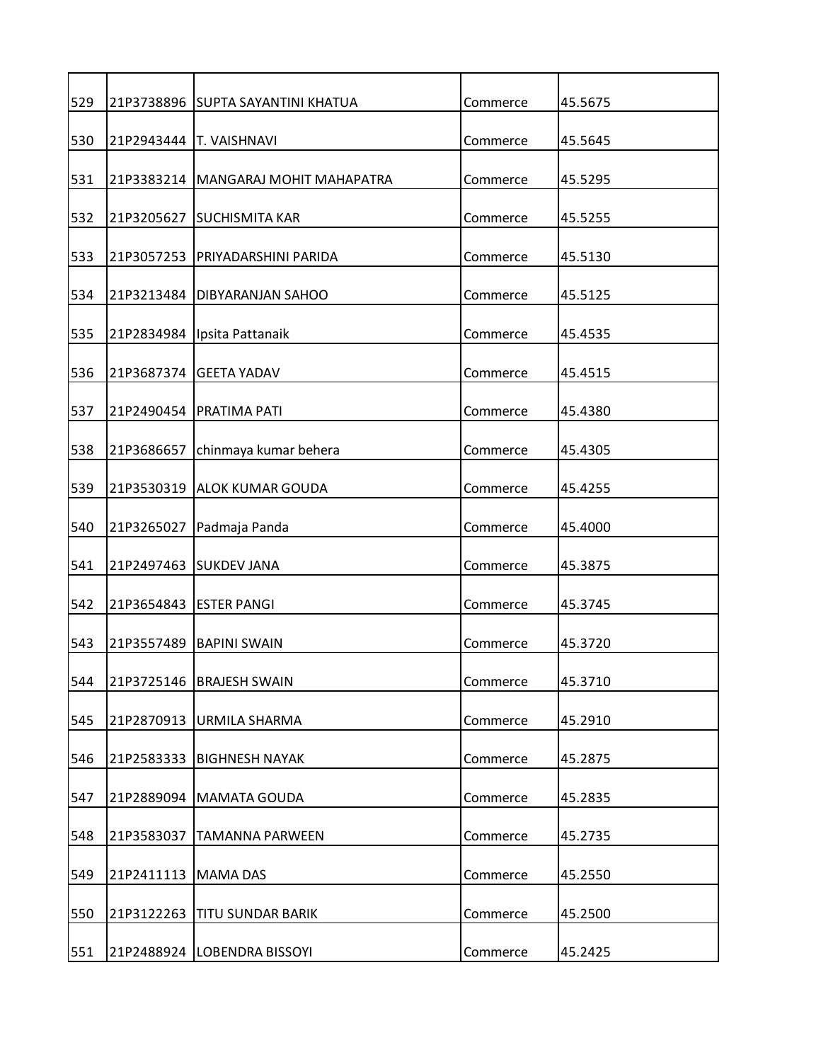| | | | | |
|---|---|---|---|---|
| 529 | 21P3738896 | SUPTA SAYANTINI KHATUA | Commerce | 45.5675 |
| 530 | 21P2943444 | T. VAISHNAVI | Commerce | 45.5645 |
| 531 | 21P3383214 | MANGARAJ MOHIT MAHAPATRA | Commerce | 45.5295 |
| 532 | 21P3205627 | SUCHISMITA KAR | Commerce | 45.5255 |
| 533 | 21P3057253 | PRIYADARSHINI PARIDA | Commerce | 45.5130 |
| 534 | 21P3213484 | DIBYARANJAN SAHOO | Commerce | 45.5125 |
| 535 | 21P2834984 | Ipsita Pattanaik | Commerce | 45.4535 |
| 536 | 21P3687374 | GEETA YADAV | Commerce | 45.4515 |
| 537 | 21P2490454 | PRATIMA PATI | Commerce | 45.4380 |
| 538 | 21P3686657 | chinmaya kumar behera | Commerce | 45.4305 |
| 539 | 21P3530319 | ALOK KUMAR GOUDA | Commerce | 45.4255 |
| 540 | 21P3265027 | Padmaja Panda | Commerce | 45.4000 |
| 541 | 21P2497463 | SUKDEV JANA | Commerce | 45.3875 |
| 542 | 21P3654843 | ESTER PANGI | Commerce | 45.3745 |
| 543 | 21P3557489 | BAPINI SWAIN | Commerce | 45.3720 |
| 544 | 21P3725146 | BRAJESH SWAIN | Commerce | 45.3710 |
| 545 | 21P2870913 | URMILA SHARMA | Commerce | 45.2910 |
| 546 | 21P2583333 | BIGHNESH NAYAK | Commerce | 45.2875 |
| 547 | 21P2889094 | MAMATA GOUDA | Commerce | 45.2835 |
| 548 | 21P3583037 | TAMANNA PARWEEN | Commerce | 45.2735 |
| 549 | 21P2411113 | MAMA DAS | Commerce | 45.2550 |
| 550 | 21P3122263 | TITU SUNDAR BARIK | Commerce | 45.2500 |
| 551 | 21P2488924 | LOBENDRA BISSOYI | Commerce | 45.2425 |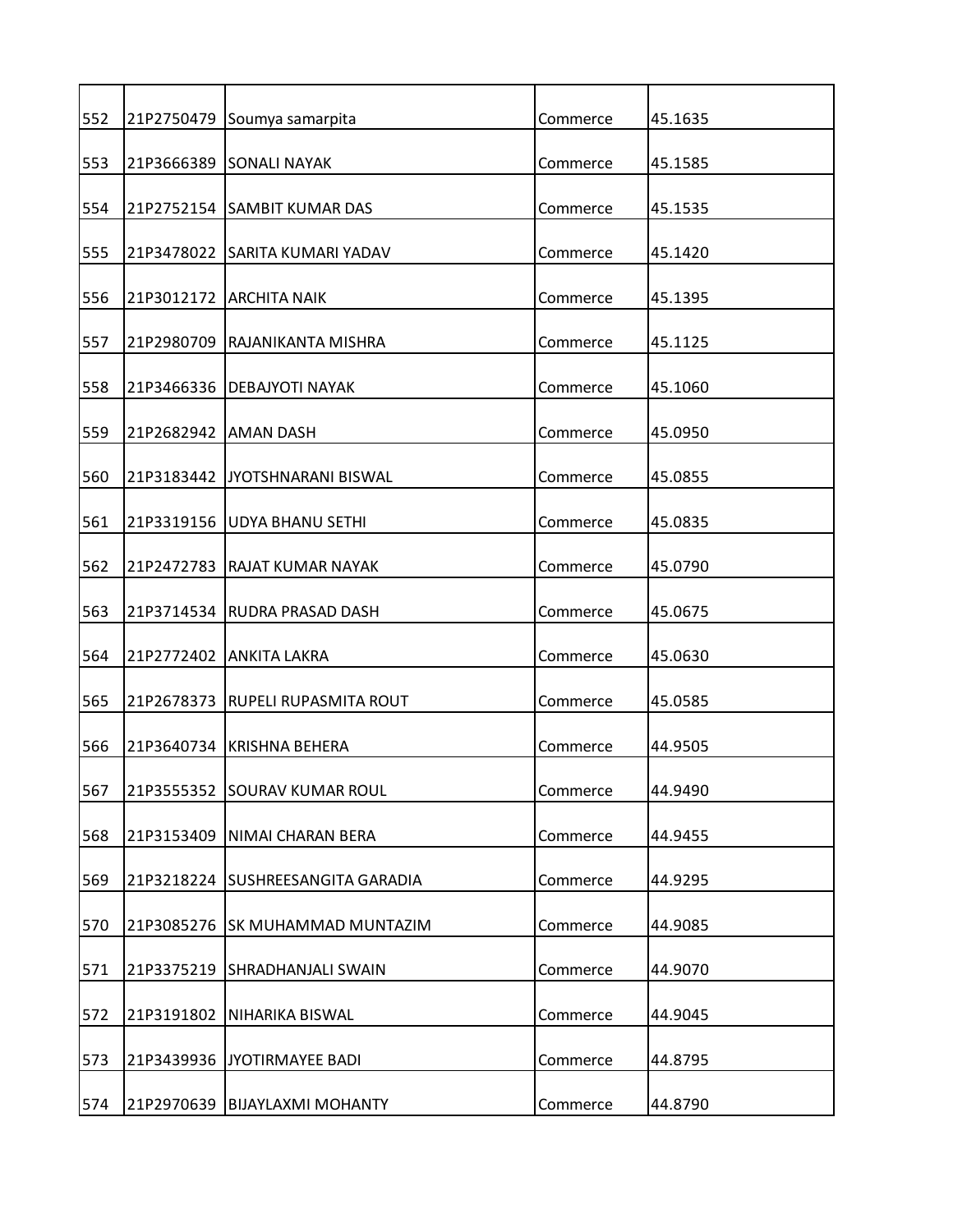| 552 | 21P2750479 | Soumya samarpita | Commerce | 45.1635 |
|---|---|---|---|---|
| 553 | 21P3666389 | SONALI NAYAK | Commerce | 45.1585 |
| 554 | 21P2752154 | SAMBIT KUMAR DAS | Commerce | 45.1535 |
| 555 | 21P3478022 | SARITA KUMARI YADAV | Commerce | 45.1420 |
| 556 | 21P3012172 | ARCHITA NAIK | Commerce | 45.1395 |
| 557 | 21P2980709 | RAJANIKANTA MISHRA | Commerce | 45.1125 |
| 558 | 21P3466336 | DEBAJYOTI NAYAK | Commerce | 45.1060 |
| 559 | 21P2682942 | AMAN DASH | Commerce | 45.0950 |
| 560 | 21P3183442 | JYOTSHNARANI BISWAL | Commerce | 45.0855 |
| 561 | 21P3319156 | UDYA BHANU SETHI | Commerce | 45.0835 |
| 562 | 21P2472783 | RAJAT KUMAR NAYAK | Commerce | 45.0790 |
| 563 | 21P3714534 | RUDRA PRASAD DASH | Commerce | 45.0675 |
| 564 | 21P2772402 | ANKITA LAKRA | Commerce | 45.0630 |
| 565 | 21P2678373 | RUPELI RUPASMITA ROUT | Commerce | 45.0585 |
| 566 | 21P3640734 | KRISHNA BEHERA | Commerce | 44.9505 |
| 567 | 21P3555352 | SOURAV KUMAR ROUL | Commerce | 44.9490 |
| 568 | 21P3153409 | NIMAI CHARAN BERA | Commerce | 44.9455 |
| 569 | 21P3218224 | SUSHREESANGITA GARADIA | Commerce | 44.9295 |
| 570 | 21P3085276 | SK MUHAMMAD MUNTAZIM | Commerce | 44.9085 |
| 571 | 21P3375219 | SHRADHANJALI SWAIN | Commerce | 44.9070 |
| 572 | 21P3191802 | NIHARIKA BISWAL | Commerce | 44.9045 |
| 573 | 21P3439936 | JYOTIRMAYEE BADI | Commerce | 44.8795 |
| 574 | 21P2970639 | BIJAYLAXMI MOHANTY | Commerce | 44.8790 |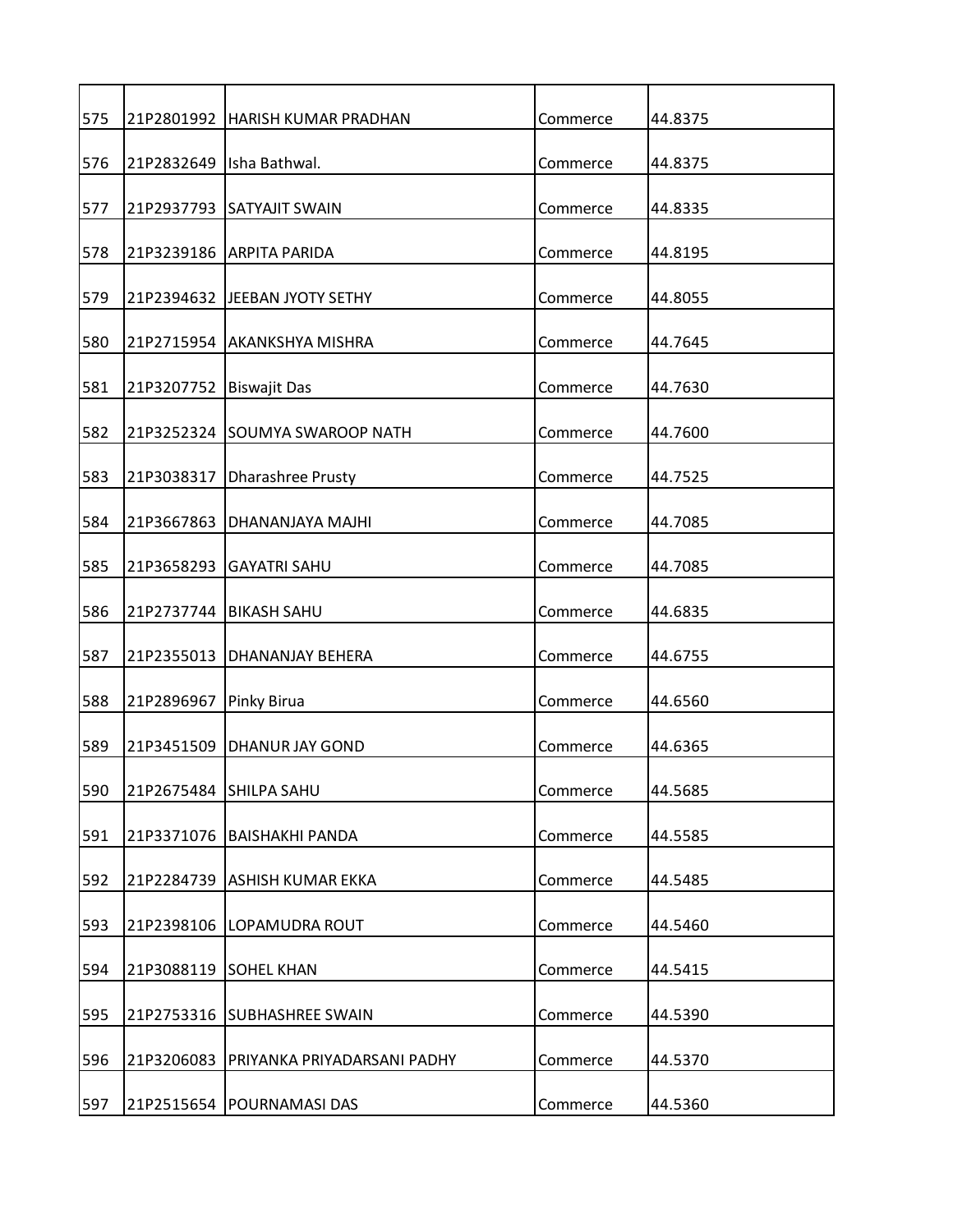| 575 | 21P2801992 | HARISH KUMAR PRADHAN | Commerce | 44.8375 |
|---|---|---|---|---|
| 576 | 21P2832649 | Isha Bathwal. | Commerce | 44.8375 |
| 577 | 21P2937793 | SATYAJIT SWAIN | Commerce | 44.8335 |
| 578 | 21P3239186 | ARPITA PARIDA | Commerce | 44.8195 |
| 579 | 21P2394632 | JEEBAN JYOTY SETHY | Commerce | 44.8055 |
| 580 | 21P2715954 | AKANKSHYA MISHRA | Commerce | 44.7645 |
| 581 | 21P3207752 | Biswajit Das | Commerce | 44.7630 |
| 582 | 21P3252324 | SOUMYA SWAROOP NATH | Commerce | 44.7600 |
| 583 | 21P3038317 | Dharashree Prusty | Commerce | 44.7525 |
| 584 | 21P3667863 | DHANANJAYA MAJHI | Commerce | 44.7085 |
| 585 | 21P3658293 | GAYATRI SAHU | Commerce | 44.7085 |
| 586 | 21P2737744 | BIKASH SAHU | Commerce | 44.6835 |
| 587 | 21P2355013 | DHANANJAY BEHERA | Commerce | 44.6755 |
| 588 | 21P2896967 | Pinky Birua | Commerce | 44.6560 |
| 589 | 21P3451509 | DHANUR JAY GOND | Commerce | 44.6365 |
| 590 | 21P2675484 | SHILPA SAHU | Commerce | 44.5685 |
| 591 | 21P3371076 | BAISHAKHI PANDA | Commerce | 44.5585 |
| 592 | 21P2284739 | ASHISH KUMAR EKKA | Commerce | 44.5485 |
| 593 | 21P2398106 | LOPAMUDRA ROUT | Commerce | 44.5460 |
| 594 | 21P3088119 | SOHEL KHAN | Commerce | 44.5415 |
| 595 | 21P2753316 | SUBHASHREE SWAIN | Commerce | 44.5390 |
| 596 | 21P3206083 | PRIYANKA PRIYADARSANI PADHY | Commerce | 44.5370 |
| 597 | 21P2515654 | POURNAMASI DAS | Commerce | 44.5360 |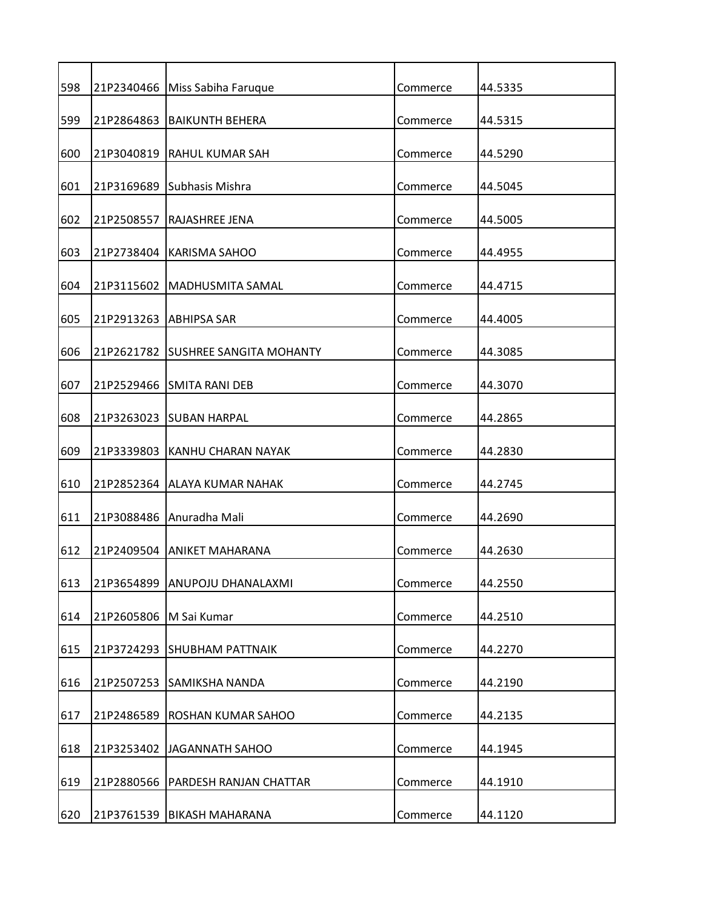| | | | | |
|---|---|---|---|---|
| 598 | 21P2340466 | Miss Sabiha Faruque | Commerce | 44.5335 |
| 599 | 21P2864863 | BAIKUNTH BEHERA | Commerce | 44.5315 |
| 600 | 21P3040819 | RAHUL KUMAR SAH | Commerce | 44.5290 |
| 601 | 21P3169689 | Subhasis Mishra | Commerce | 44.5045 |
| 602 | 21P2508557 | RAJASHREE JENA | Commerce | 44.5005 |
| 603 | 21P2738404 | KARISMA SAHOO | Commerce | 44.4955 |
| 604 | 21P3115602 | MADHUSMITA SAMAL | Commerce | 44.4715 |
| 605 | 21P2913263 | ABHIPSA SAR | Commerce | 44.4005 |
| 606 | 21P2621782 | SUSHREE SANGITA MOHANTY | Commerce | 44.3085 |
| 607 | 21P2529466 | SMITA RANI DEB | Commerce | 44.3070 |
| 608 | 21P3263023 | SUBAN HARPAL | Commerce | 44.2865 |
| 609 | 21P3339803 | KANHU CHARAN NAYAK | Commerce | 44.2830 |
| 610 | 21P2852364 | ALAYA KUMAR NAHAK | Commerce | 44.2745 |
| 611 | 21P3088486 | Anuradha Mali | Commerce | 44.2690 |
| 612 | 21P2409504 | ANIKET MAHARANA | Commerce | 44.2630 |
| 613 | 21P3654899 | ANUPOJU DHANALAXMI | Commerce | 44.2550 |
| 614 | 21P2605806 | M Sai Kumar | Commerce | 44.2510 |
| 615 | 21P3724293 | SHUBHAM PATTNAIK | Commerce | 44.2270 |
| 616 | 21P2507253 | SAMIKSHA NANDA | Commerce | 44.2190 |
| 617 | 21P2486589 | ROSHAN KUMAR SAHOO | Commerce | 44.2135 |
| 618 | 21P3253402 | JAGANNATH SAHOO | Commerce | 44.1945 |
| 619 | 21P2880566 | PARDESH RANJAN CHATTAR | Commerce | 44.1910 |
| 620 | 21P3761539 | BIKASH MAHARANA | Commerce | 44.1120 |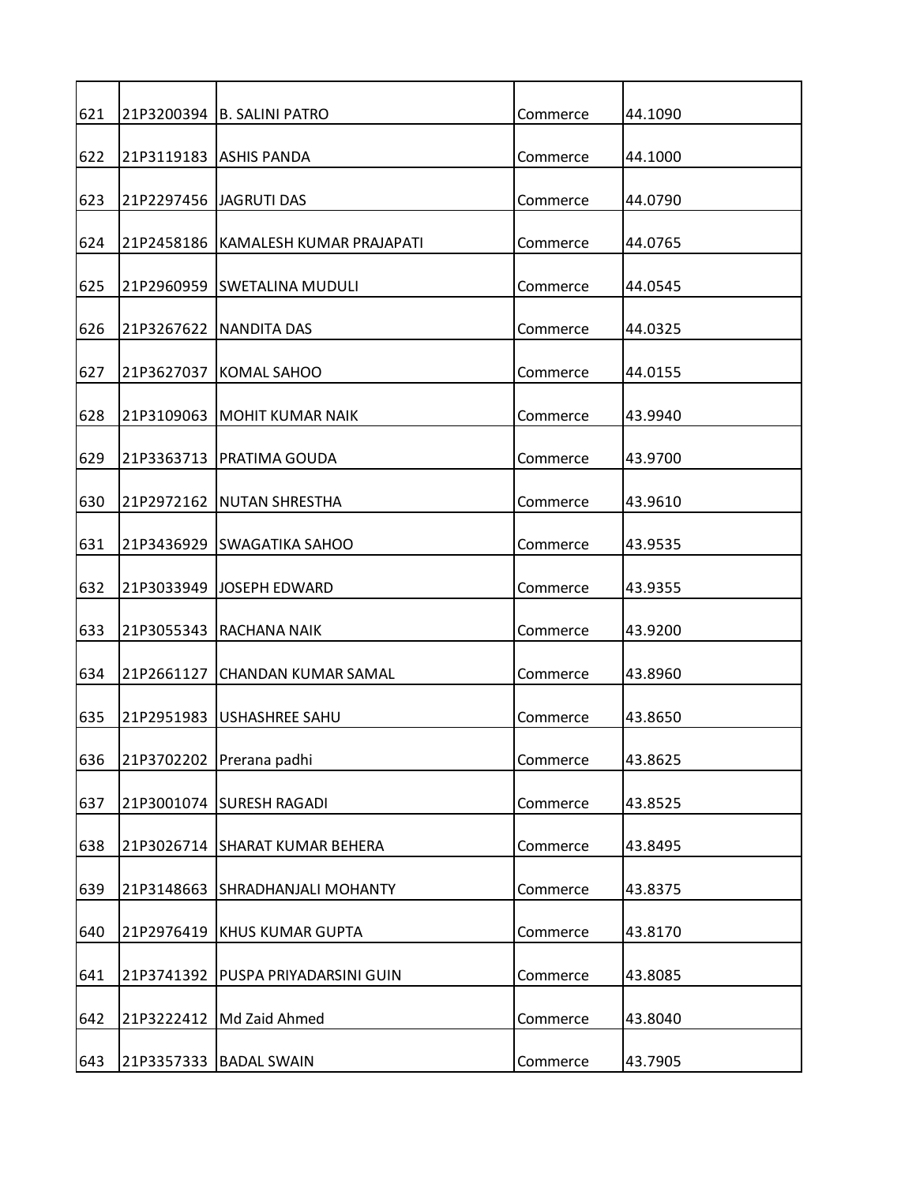| 621 | 21P3200394 | B. SALINI PATRO | Commerce | 44.1090 |
|---|---|---|---|---|
| 622 | 21P3119183 | ASHIS PANDA | Commerce | 44.1000 |
| 623 | 21P2297456 | JAGRUTI DAS | Commerce | 44.0790 |
| 624 | 21P2458186 | KAMALESH KUMAR PRAJAPATI | Commerce | 44.0765 |
| 625 | 21P2960959 | SWETALINA MUDULI | Commerce | 44.0545 |
| 626 | 21P3267622 | NANDITA DAS | Commerce | 44.0325 |
| 627 | 21P3627037 | KOMAL SAHOO | Commerce | 44.0155 |
| 628 | 21P3109063 | MOHIT KUMAR NAIK | Commerce | 43.9940 |
| 629 | 21P3363713 | PRATIMA GOUDA | Commerce | 43.9700 |
| 630 | 21P2972162 | NUTAN SHRESTHA | Commerce | 43.9610 |
| 631 | 21P3436929 | SWAGATIKA SAHOO | Commerce | 43.9535 |
| 632 | 21P3033949 | JOSEPH EDWARD | Commerce | 43.9355 |
| 633 | 21P3055343 | RACHANA NAIK | Commerce | 43.9200 |
| 634 | 21P2661127 | CHANDAN KUMAR SAMAL | Commerce | 43.8960 |
| 635 | 21P2951983 | USHASHREE SAHU | Commerce | 43.8650 |
| 636 | 21P3702202 | Prerana padhi | Commerce | 43.8625 |
| 637 | 21P3001074 | SURESH RAGADI | Commerce | 43.8525 |
| 638 | 21P3026714 | SHARAT KUMAR BEHERA | Commerce | 43.8495 |
| 639 | 21P3148663 | SHRADHANJALI MOHANTY | Commerce | 43.8375 |
| 640 | 21P2976419 | KHUS KUMAR GUPTA | Commerce | 43.8170 |
| 641 | 21P3741392 | PUSPA PRIYADARSINI GUIN | Commerce | 43.8085 |
| 642 | 21P3222412 | Md Zaid Ahmed | Commerce | 43.8040 |
| 643 | 21P3357333 | BADAL SWAIN | Commerce | 43.7905 |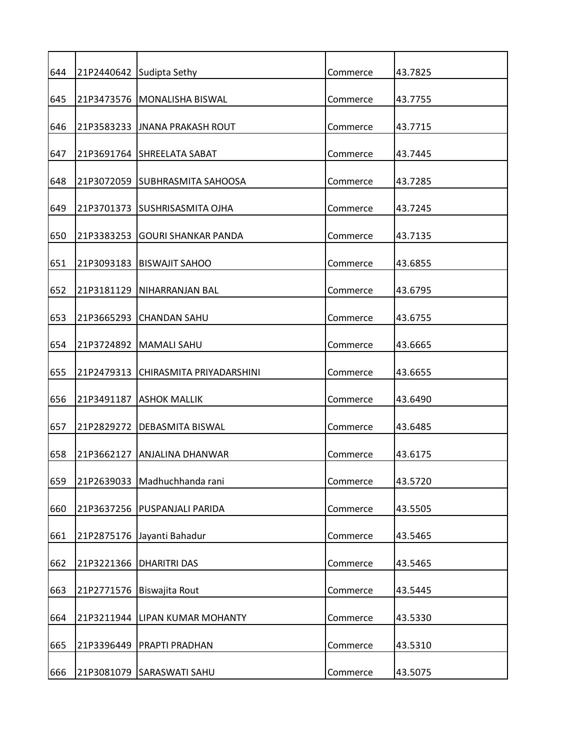| 644 | 21P2440642 | Sudipta Sethy | Commerce | 43.7825 |
|---|---|---|---|---|
| 645 | 21P3473576 | MONALISHA BISWAL | Commerce | 43.7755 |
| 646 | 21P3583233 | JNANA PRAKASH ROUT | Commerce | 43.7715 |
| 647 | 21P3691764 | SHREELATA SABAT | Commerce | 43.7445 |
| 648 | 21P3072059 | SUBHRASMITA SAHOOSA | Commerce | 43.7285 |
| 649 | 21P3701373 | SUSHRISASMITA OJHA | Commerce | 43.7245 |
| 650 | 21P3383253 | GOURI SHANKAR PANDA | Commerce | 43.7135 |
| 651 | 21P3093183 | BISWAJIT SAHOO | Commerce | 43.6855 |
| 652 | 21P3181129 | NIHARRANJAN BAL | Commerce | 43.6795 |
| 653 | 21P3665293 | CHANDAN SAHU | Commerce | 43.6755 |
| 654 | 21P3724892 | MAMALI SAHU | Commerce | 43.6665 |
| 655 | 21P2479313 | CHIRASMITA PRIYADARSHINI | Commerce | 43.6655 |
| 656 | 21P3491187 | ASHOK MALLIK | Commerce | 43.6490 |
| 657 | 21P2829272 | DEBASMITA BISWAL | Commerce | 43.6485 |
| 658 | 21P3662127 | ANJALINA DHANWAR | Commerce | 43.6175 |
| 659 | 21P2639033 | Madhuchhanda rani | Commerce | 43.5720 |
| 660 | 21P3637256 | PUSPANJALI PARIDA | Commerce | 43.5505 |
| 661 | 21P2875176 | Jayanti Bahadur | Commerce | 43.5465 |
| 662 | 21P3221366 | DHARITRI DAS | Commerce | 43.5465 |
| 663 | 21P2771576 | Biswajita Rout | Commerce | 43.5445 |
| 664 | 21P3211944 | LIPAN KUMAR MOHANTY | Commerce | 43.5330 |
| 665 | 21P3396449 | PRAPTI PRADHAN | Commerce | 43.5310 |
| 666 | 21P3081079 | SARASWATI SAHU | Commerce | 43.5075 |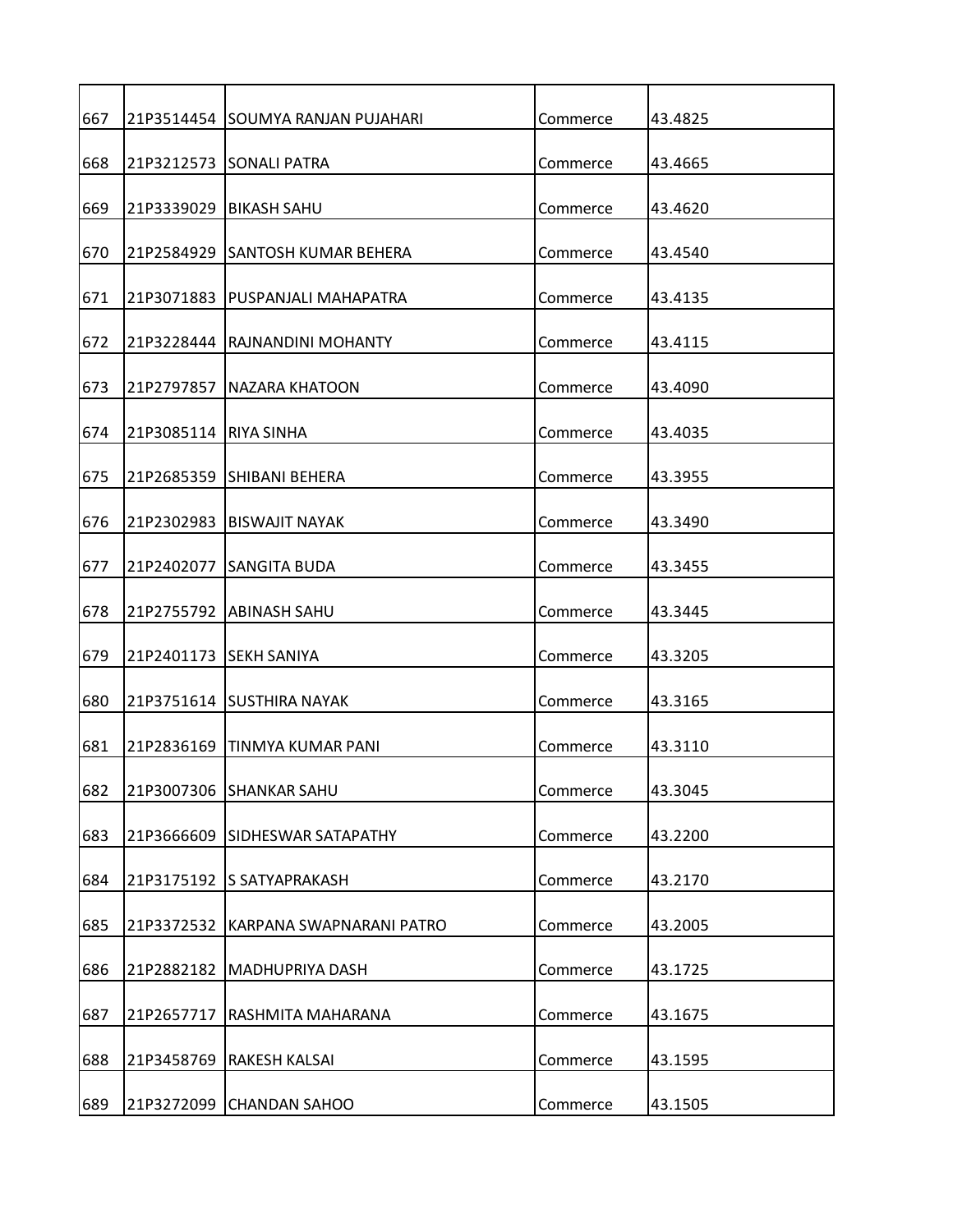| | | | | |
|---|---|---|---|---|
| 667 | 21P3514454 | SOUMYA RANJAN PUJAHARI | Commerce | 43.4825 |
| 668 | 21P3212573 | SONALI PATRA | Commerce | 43.4665 |
| 669 | 21P3339029 | BIKASH SAHU | Commerce | 43.4620 |
| 670 | 21P2584929 | SANTOSH KUMAR BEHERA | Commerce | 43.4540 |
| 671 | 21P3071883 | PUSPANJALI MAHAPATRA | Commerce | 43.4135 |
| 672 | 21P3228444 | RAJNANDINI MOHANTY | Commerce | 43.4115 |
| 673 | 21P2797857 | NAZARA KHATOON | Commerce | 43.4090 |
| 674 | 21P3085114 | RIYA SINHA | Commerce | 43.4035 |
| 675 | 21P2685359 | SHIBANI BEHERA | Commerce | 43.3955 |
| 676 | 21P2302983 | BISWAJIT NAYAK | Commerce | 43.3490 |
| 677 | 21P2402077 | SANGITA BUDA | Commerce | 43.3455 |
| 678 | 21P2755792 | ABINASH SAHU | Commerce | 43.3445 |
| 679 | 21P2401173 | SEKH SANIYA | Commerce | 43.3205 |
| 680 | 21P3751614 | SUSTHIRA NAYAK | Commerce | 43.3165 |
| 681 | 21P2836169 | TINMYA KUMAR PANI | Commerce | 43.3110 |
| 682 | 21P3007306 | SHANKAR SAHU | Commerce | 43.3045 |
| 683 | 21P3666609 | SIDHESWAR SATAPATHY | Commerce | 43.2200 |
| 684 | 21P3175192 | S SATYAPRAKASH | Commerce | 43.2170 |
| 685 | 21P3372532 | KARPANA SWAPNARANI PATRO | Commerce | 43.2005 |
| 686 | 21P2882182 | MADHUPRIYA DASH | Commerce | 43.1725 |
| 687 | 21P2657717 | RASHMITA MAHARANA | Commerce | 43.1675 |
| 688 | 21P3458769 | RAKESH KALSAI | Commerce | 43.1595 |
| 689 | 21P3272099 | CHANDAN SAHOO | Commerce | 43.1505 |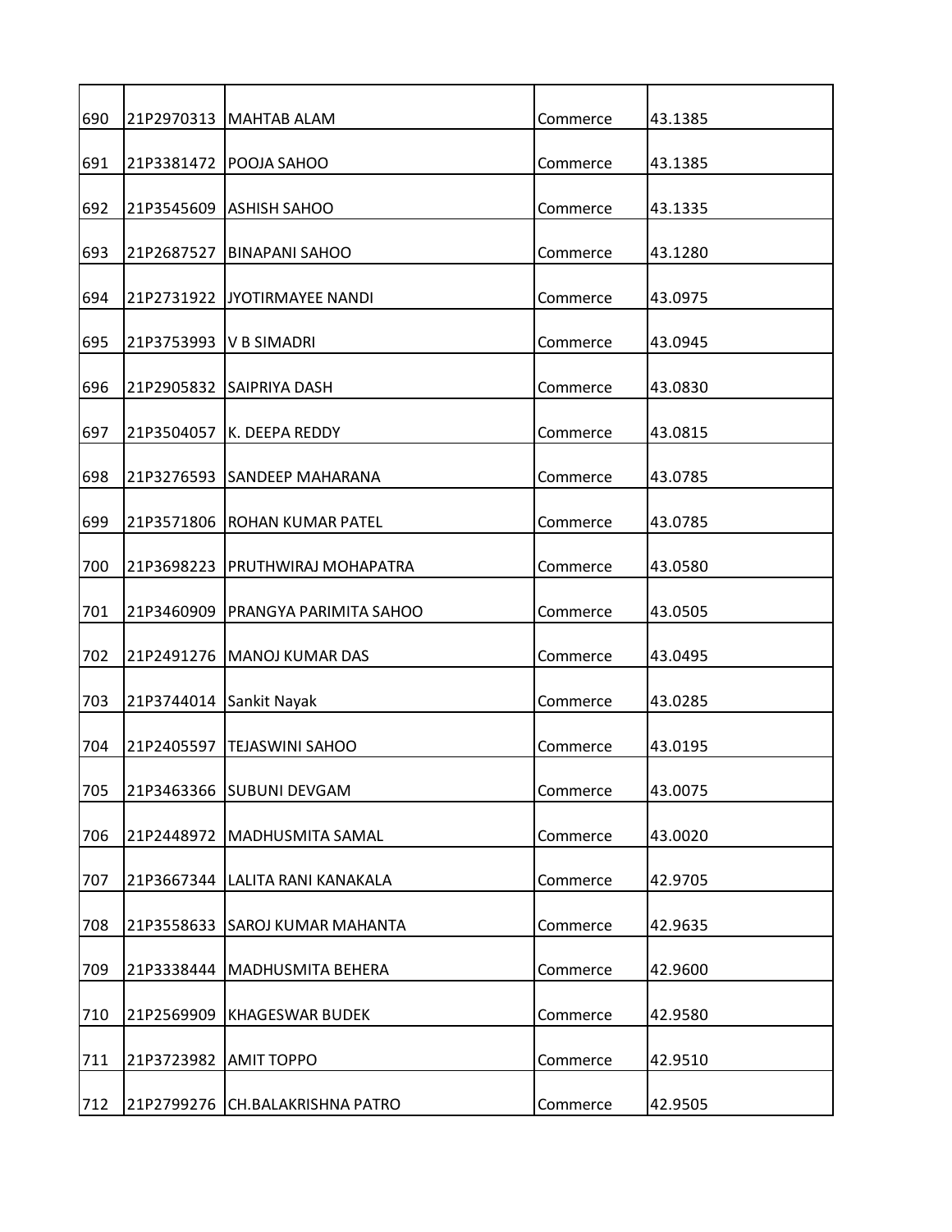| | | | | |
|---|---|---|---|---|
| 690 | 21P2970313 | MAHTAB ALAM | Commerce | 43.1385 |
| 691 | 21P3381472 | POOJA SAHOO | Commerce | 43.1385 |
| 692 | 21P3545609 | ASHISH SAHOO | Commerce | 43.1335 |
| 693 | 21P2687527 | BINAPANI SAHOO | Commerce | 43.1280 |
| 694 | 21P2731922 | JYOTIRMAYEE NANDI | Commerce | 43.0975 |
| 695 | 21P3753993 | V B SIMADRI | Commerce | 43.0945 |
| 696 | 21P2905832 | SAIPRIYA DASH | Commerce | 43.0830 |
| 697 | 21P3504057 | K. DEEPA REDDY | Commerce | 43.0815 |
| 698 | 21P3276593 | SANDEEP MAHARANA | Commerce | 43.0785 |
| 699 | 21P3571806 | ROHAN KUMAR PATEL | Commerce | 43.0785 |
| 700 | 21P3698223 | PRUTHWIRAJ MOHAPATRA | Commerce | 43.0580 |
| 701 | 21P3460909 | PRANGYA PARIMITA SAHOO | Commerce | 43.0505 |
| 702 | 21P2491276 | MANOJ KUMAR DAS | Commerce | 43.0495 |
| 703 | 21P3744014 | Sankit Nayak | Commerce | 43.0285 |
| 704 | 21P2405597 | TEJASWINI SAHOO | Commerce | 43.0195 |
| 705 | 21P3463366 | SUBUNI DEVGAM | Commerce | 43.0075 |
| 706 | 21P2448972 | MADHUSMITA SAMAL | Commerce | 43.0020 |
| 707 | 21P3667344 | LALITA RANI KANAKALA | Commerce | 42.9705 |
| 708 | 21P3558633 | SAROJ KUMAR MAHANTA | Commerce | 42.9635 |
| 709 | 21P3338444 | MADHUSMITA BEHERA | Commerce | 42.9600 |
| 710 | 21P2569909 | KHAGESWAR BUDEK | Commerce | 42.9580 |
| 711 | 21P3723982 | AMIT TOPPO | Commerce | 42.9510 |
| 712 | 21P2799276 | CH.BALAKRISHNA PATRO | Commerce | 42.9505 |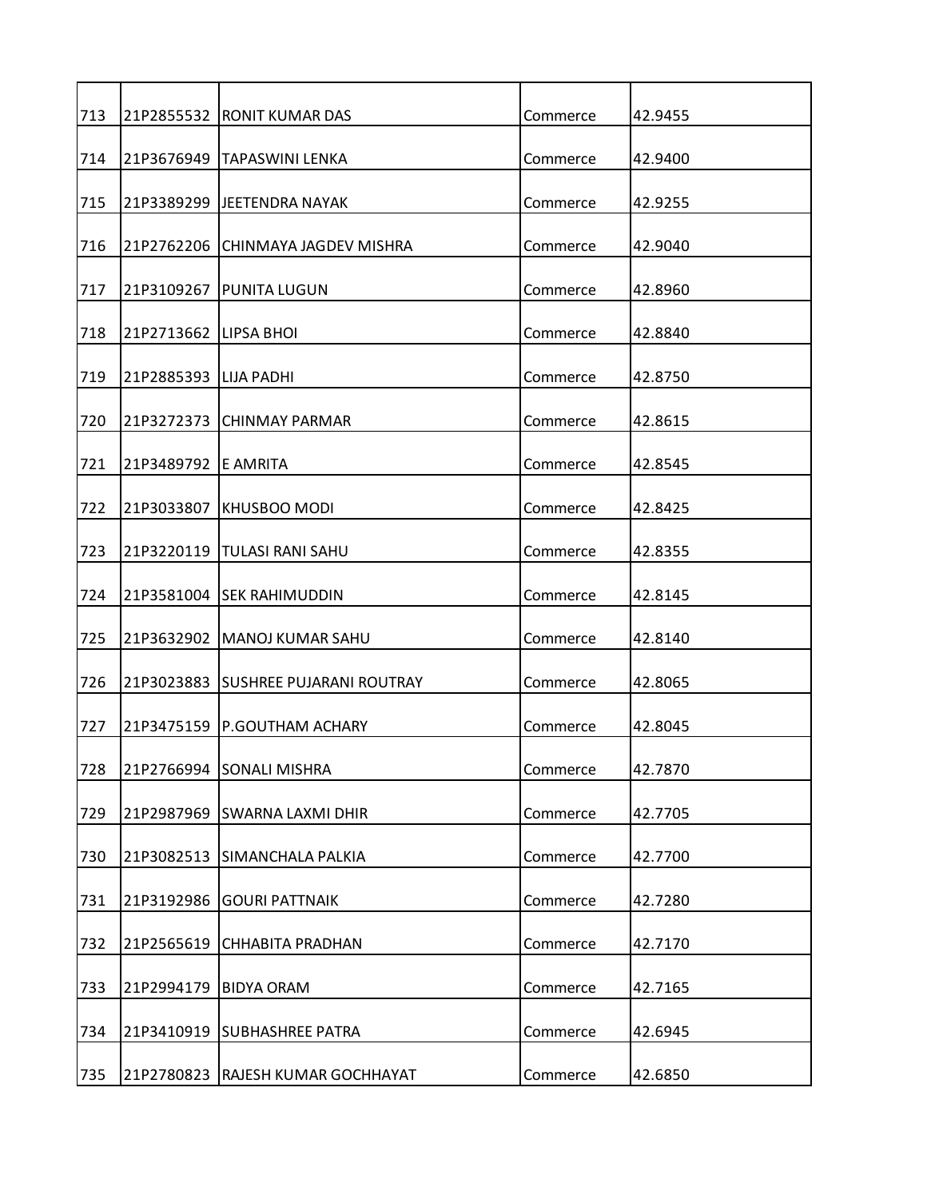| | | | | |
|---|---|---|---|---|
| 713 | 21P2855532 | RONIT KUMAR DAS | Commerce | 42.9455 |
| 714 | 21P3676949 | TAPASWINI LENKA | Commerce | 42.9400 |
| 715 | 21P3389299 | JEETENDRA NAYAK | Commerce | 42.9255 |
| 716 | 21P2762206 | CHINMAYA JAGDEV MISHRA | Commerce | 42.9040 |
| 717 | 21P3109267 | PUNITA LUGUN | Commerce | 42.8960 |
| 718 | 21P2713662 | LIPSA BHOI | Commerce | 42.8840 |
| 719 | 21P2885393 | LIJA PADHI | Commerce | 42.8750 |
| 720 | 21P3272373 | CHINMAY PARMAR | Commerce | 42.8615 |
| 721 | 21P3489792 | E AMRITA | Commerce | 42.8545 |
| 722 | 21P3033807 | KHUSBOO MODI | Commerce | 42.8425 |
| 723 | 21P3220119 | TULASI RANI SAHU | Commerce | 42.8355 |
| 724 | 21P3581004 | SEK RAHIMUDDIN | Commerce | 42.8145 |
| 725 | 21P3632902 | MANOJ KUMAR SAHU | Commerce | 42.8140 |
| 726 | 21P3023883 | SUSHREE PUJARANI ROUTRAY | Commerce | 42.8065 |
| 727 | 21P3475159 | P.GOUTHAM ACHARY | Commerce | 42.8045 |
| 728 | 21P2766994 | SONALI MISHRA | Commerce | 42.7870 |
| 729 | 21P2987969 | SWARNA LAXMI DHIR | Commerce | 42.7705 |
| 730 | 21P3082513 | SIMANCHALA PALKIA | Commerce | 42.7700 |
| 731 | 21P3192986 | GOURI PATTNAIK | Commerce | 42.7280 |
| 732 | 21P2565619 | CHHABITA PRADHAN | Commerce | 42.7170 |
| 733 | 21P2994179 | BIDYA ORAM | Commerce | 42.7165 |
| 734 | 21P3410919 | SUBHASHREE PATRA | Commerce | 42.6945 |
| 735 | 21P2780823 | RAJESH KUMAR GOCHHAYAT | Commerce | 42.6850 |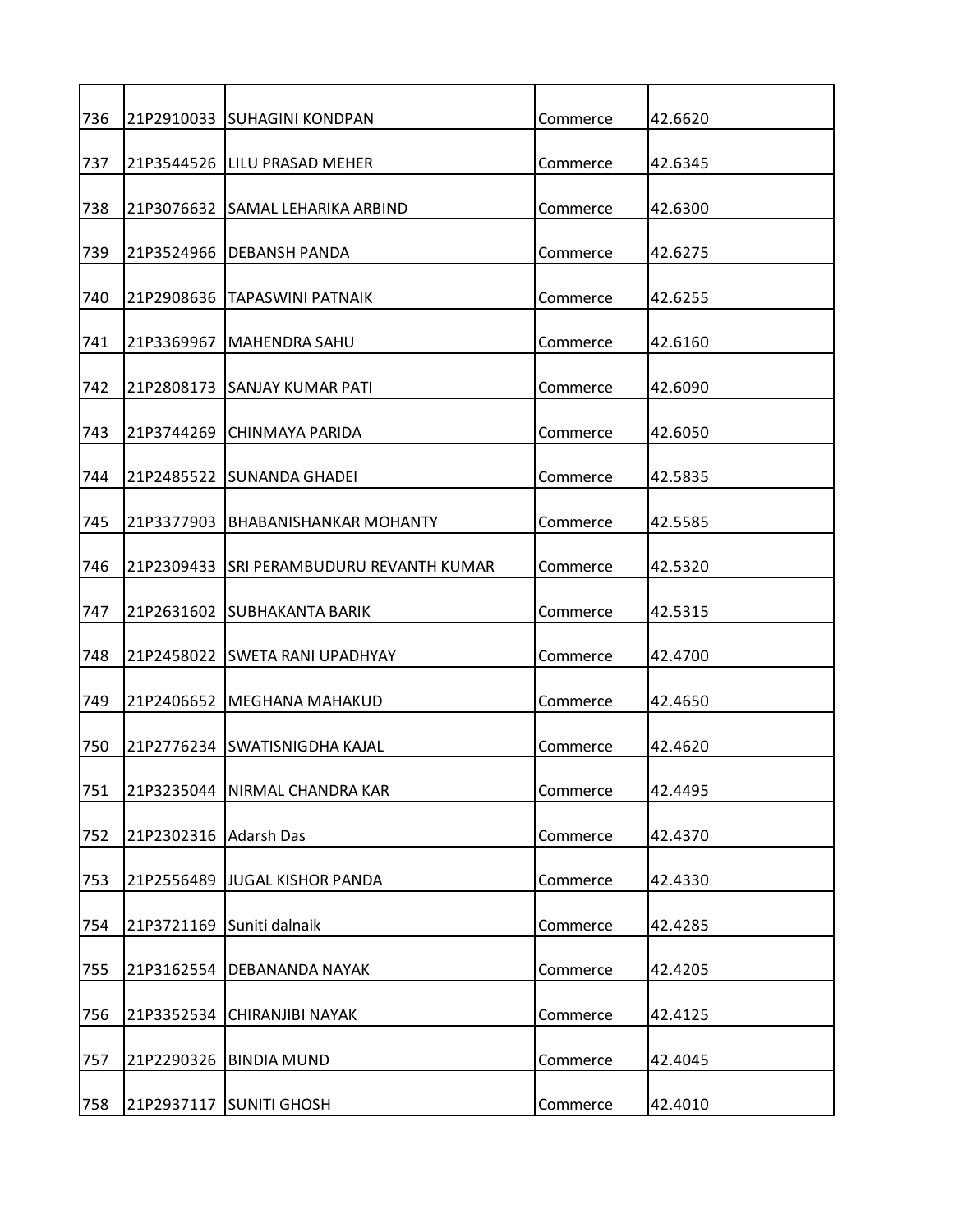| | | | | |
|---|---|---|---|---|
| 736 | 21P2910033 | SUHAGINI KONDPAN | Commerce | 42.6620 |
| 737 | 21P3544526 | LILU PRASAD MEHER | Commerce | 42.6345 |
| 738 | 21P3076632 | SAMAL LEHARIKA ARBIND | Commerce | 42.6300 |
| 739 | 21P3524966 | DEBANSH PANDA | Commerce | 42.6275 |
| 740 | 21P2908636 | TAPASWINI PATNAIK | Commerce | 42.6255 |
| 741 | 21P3369967 | MAHENDRA SAHU | Commerce | 42.6160 |
| 742 | 21P2808173 | SANJAY KUMAR PATI | Commerce | 42.6090 |
| 743 | 21P3744269 | CHINMAYA PARIDA | Commerce | 42.6050 |
| 744 | 21P2485522 | SUNANDA GHADEI | Commerce | 42.5835 |
| 745 | 21P3377903 | BHABANISHANKAR MOHANTY | Commerce | 42.5585 |
| 746 | 21P2309433 | SRI PERAMBUDURU REVANTH KUMAR | Commerce | 42.5320 |
| 747 | 21P2631602 | SUBHAKANTA BARIK | Commerce | 42.5315 |
| 748 | 21P2458022 | SWETA RANI UPADHYAY | Commerce | 42.4700 |
| 749 | 21P2406652 | MEGHANA MAHAKUD | Commerce | 42.4650 |
| 750 | 21P2776234 | SWATISNIGDHA KAJAL | Commerce | 42.4620 |
| 751 | 21P3235044 | NIRMAL CHANDRA KAR | Commerce | 42.4495 |
| 752 | 21P2302316 | Adarsh Das | Commerce | 42.4370 |
| 753 | 21P2556489 | JUGAL KISHOR PANDA | Commerce | 42.4330 |
| 754 | 21P3721169 | Suniti dalnaik | Commerce | 42.4285 |
| 755 | 21P3162554 | DEBANANDA NAYAK | Commerce | 42.4205 |
| 756 | 21P3352534 | CHIRANJIBI NAYAK | Commerce | 42.4125 |
| 757 | 21P2290326 | BINDIA MUND | Commerce | 42.4045 |
| 758 | 21P2937117 | SUNITI GHOSH | Commerce | 42.4010 |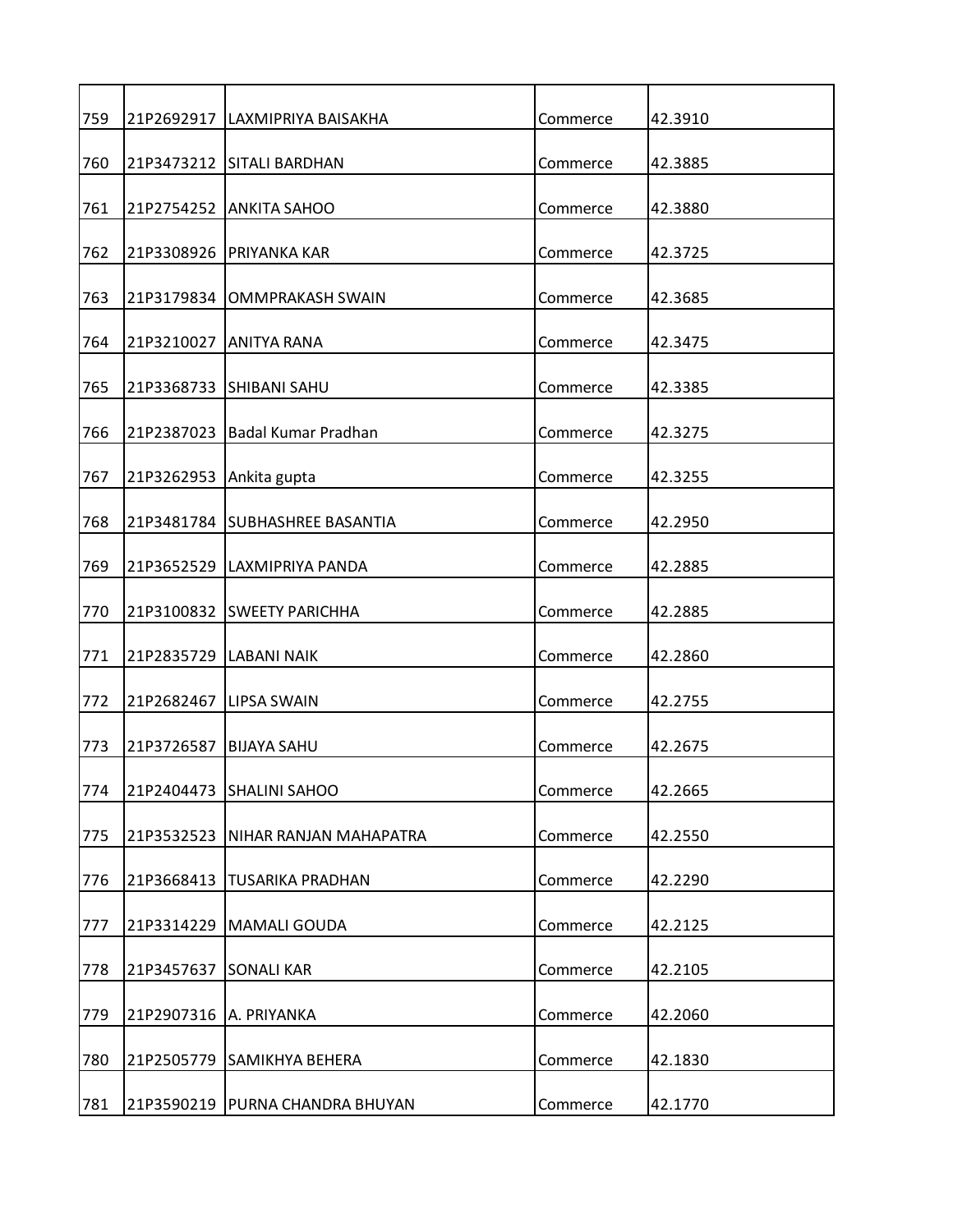| | | | | |
|---|---|---|---|---|
| 759 | 21P2692917 | LAXMIPRIYA BAISAKHA | Commerce | 42.3910 |
| 760 | 21P3473212 | SITALI BARDHAN | Commerce | 42.3885 |
| 761 | 21P2754252 | ANKITA SAHOO | Commerce | 42.3880 |
| 762 | 21P3308926 | PRIYANKA KAR | Commerce | 42.3725 |
| 763 | 21P3179834 | OMMPRAKASH SWAIN | Commerce | 42.3685 |
| 764 | 21P3210027 | ANITYA RANA | Commerce | 42.3475 |
| 765 | 21P3368733 | SHIBANI SAHU | Commerce | 42.3385 |
| 766 | 21P2387023 | Badal Kumar Pradhan | Commerce | 42.3275 |
| 767 | 21P3262953 | Ankita gupta | Commerce | 42.3255 |
| 768 | 21P3481784 | SUBHASHREE BASANTIA | Commerce | 42.2950 |
| 769 | 21P3652529 | LAXMIPRIYA PANDA | Commerce | 42.2885 |
| 770 | 21P3100832 | SWEETY PARICHHA | Commerce | 42.2885 |
| 771 | 21P2835729 | LABANI NAIK | Commerce | 42.2860 |
| 772 | 21P2682467 | LIPSA SWAIN | Commerce | 42.2755 |
| 773 | 21P3726587 | BIJAYA SAHU | Commerce | 42.2675 |
| 774 | 21P2404473 | SHALINI SAHOO | Commerce | 42.2665 |
| 775 | 21P3532523 | NIHAR RANJAN MAHAPATRA | Commerce | 42.2550 |
| 776 | 21P3668413 | TUSARIKA PRADHAN | Commerce | 42.2290 |
| 777 | 21P3314229 | MAMALI GOUDA | Commerce | 42.2125 |
| 778 | 21P3457637 | SONALI KAR | Commerce | 42.2105 |
| 779 | 21P2907316 | A. PRIYANKA | Commerce | 42.2060 |
| 780 | 21P2505779 | SAMIKHYA BEHERA | Commerce | 42.1830 |
| 781 | 21P3590219 | PURNA CHANDRA BHUYAN | Commerce | 42.1770 |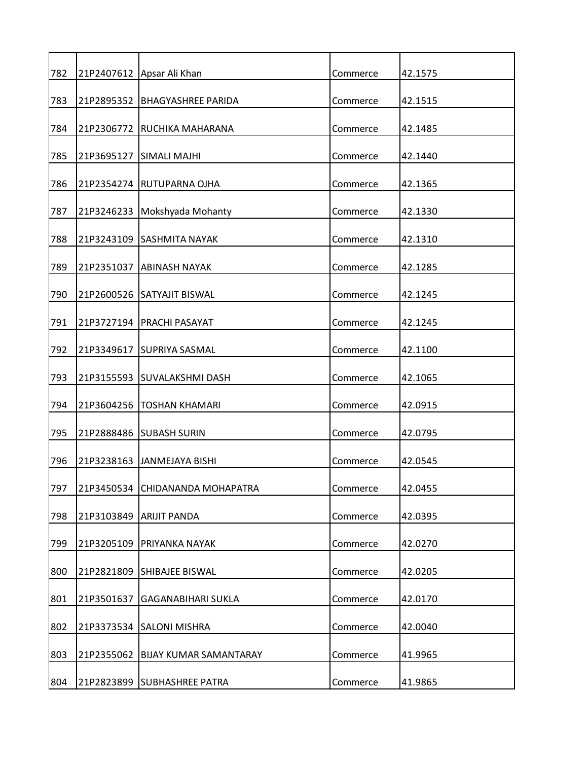| | | | | |
|---|---|---|---|---|
| 782 | 21P2407612 | Apsar Ali Khan | Commerce | 42.1575 |
| 783 | 21P2895352 | BHAGYASHREE PARIDA | Commerce | 42.1515 |
| 784 | 21P2306772 | RUCHIKA MAHARANA | Commerce | 42.1485 |
| 785 | 21P3695127 | SIMALI MAJHI | Commerce | 42.1440 |
| 786 | 21P2354274 | RUTUPARNA OJHA | Commerce | 42.1365 |
| 787 | 21P3246233 | Mokshyada Mohanty | Commerce | 42.1330 |
| 788 | 21P3243109 | SASHMITA NAYAK | Commerce | 42.1310 |
| 789 | 21P2351037 | ABINASH NAYAK | Commerce | 42.1285 |
| 790 | 21P2600526 | SATYAJIT BISWAL | Commerce | 42.1245 |
| 791 | 21P3727194 | PRACHI PASAYAT | Commerce | 42.1245 |
| 792 | 21P3349617 | SUPRIYA SASMAL | Commerce | 42.1100 |
| 793 | 21P3155593 | SUVALAKSHMI DASH | Commerce | 42.1065 |
| 794 | 21P3604256 | TOSHAN KHAMARI | Commerce | 42.0915 |
| 795 | 21P2888486 | SUBASH SURIN | Commerce | 42.0795 |
| 796 | 21P3238163 | JANMEJAYA BISHI | Commerce | 42.0545 |
| 797 | 21P3450534 | CHIDANANDA MOHAPATRA | Commerce | 42.0455 |
| 798 | 21P3103849 | ARIJIT PANDA | Commerce | 42.0395 |
| 799 | 21P3205109 | PRIYANKA NAYAK | Commerce | 42.0270 |
| 800 | 21P2821809 | SHIBAJEE BISWAL | Commerce | 42.0205 |
| 801 | 21P3501637 | GAGANABIHARI SUKLA | Commerce | 42.0170 |
| 802 | 21P3373534 | SALONI MISHRA | Commerce | 42.0040 |
| 803 | 21P2355062 | BIJAY KUMAR SAMANTARAY | Commerce | 41.9965 |
| 804 | 21P2823899 | SUBHASHREE PATRA | Commerce | 41.9865 |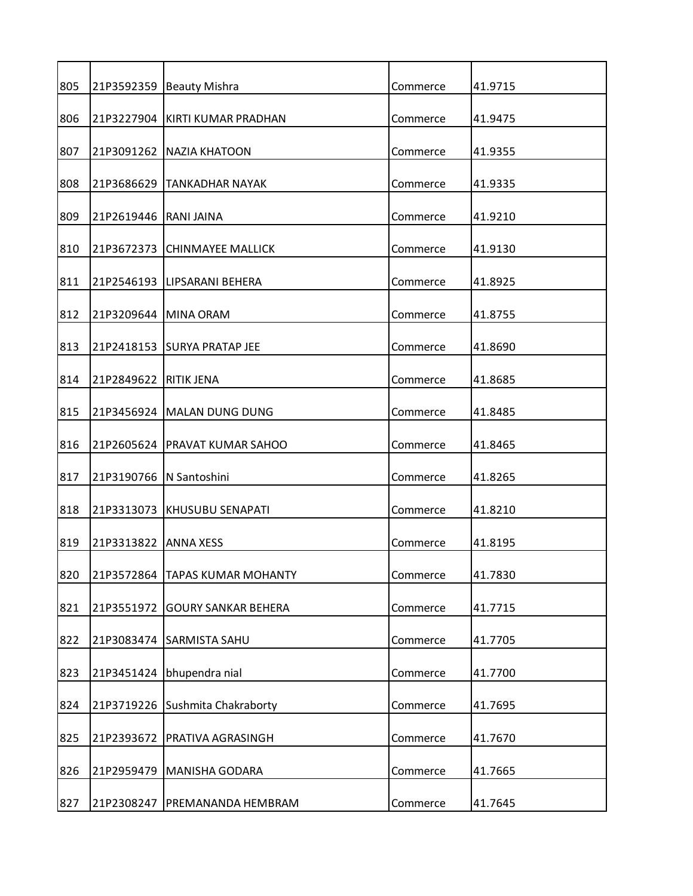| | | | | |
|---|---|---|---|---|
| 805 | 21P3592359 | Beauty Mishra | Commerce | 41.9715 |
| 806 | 21P3227904 | KIRTI KUMAR PRADHAN | Commerce | 41.9475 |
| 807 | 21P3091262 | NAZIA KHATOON | Commerce | 41.9355 |
| 808 | 21P3686629 | TANKADHAR NAYAK | Commerce | 41.9335 |
| 809 | 21P2619446 | RANI JAINA | Commerce | 41.9210 |
| 810 | 21P3672373 | CHINMAYEE MALLICK | Commerce | 41.9130 |
| 811 | 21P2546193 | LIPSARANI BEHERA | Commerce | 41.8925 |
| 812 | 21P3209644 | MINA ORAM | Commerce | 41.8755 |
| 813 | 21P2418153 | SURYA PRATAP JEE | Commerce | 41.8690 |
| 814 | 21P2849622 | RITIK JENA | Commerce | 41.8685 |
| 815 | 21P3456924 | MALAN DUNG DUNG | Commerce | 41.8485 |
| 816 | 21P2605624 | PRAVAT KUMAR SAHOO | Commerce | 41.8465 |
| 817 | 21P3190766 | N Santoshini | Commerce | 41.8265 |
| 818 | 21P3313073 | KHUSUBU SENAPATI | Commerce | 41.8210 |
| 819 | 21P3313822 | ANNA XESS | Commerce | 41.8195 |
| 820 | 21P3572864 | TAPAS KUMAR MOHANTY | Commerce | 41.7830 |
| 821 | 21P3551972 | GOURY SANKAR BEHERA | Commerce | 41.7715 |
| 822 | 21P3083474 | SARMISTA SAHU | Commerce | 41.7705 |
| 823 | 21P3451424 | bhupendra nial | Commerce | 41.7700 |
| 824 | 21P3719226 | Sushmita Chakraborty | Commerce | 41.7695 |
| 825 | 21P2393672 | PRATIVA AGRASINGH | Commerce | 41.7670 |
| 826 | 21P2959479 | MANISHA GODARA | Commerce | 41.7665 |
| 827 | 21P2308247 | PREMANANDA HEMBRAM | Commerce | 41.7645 |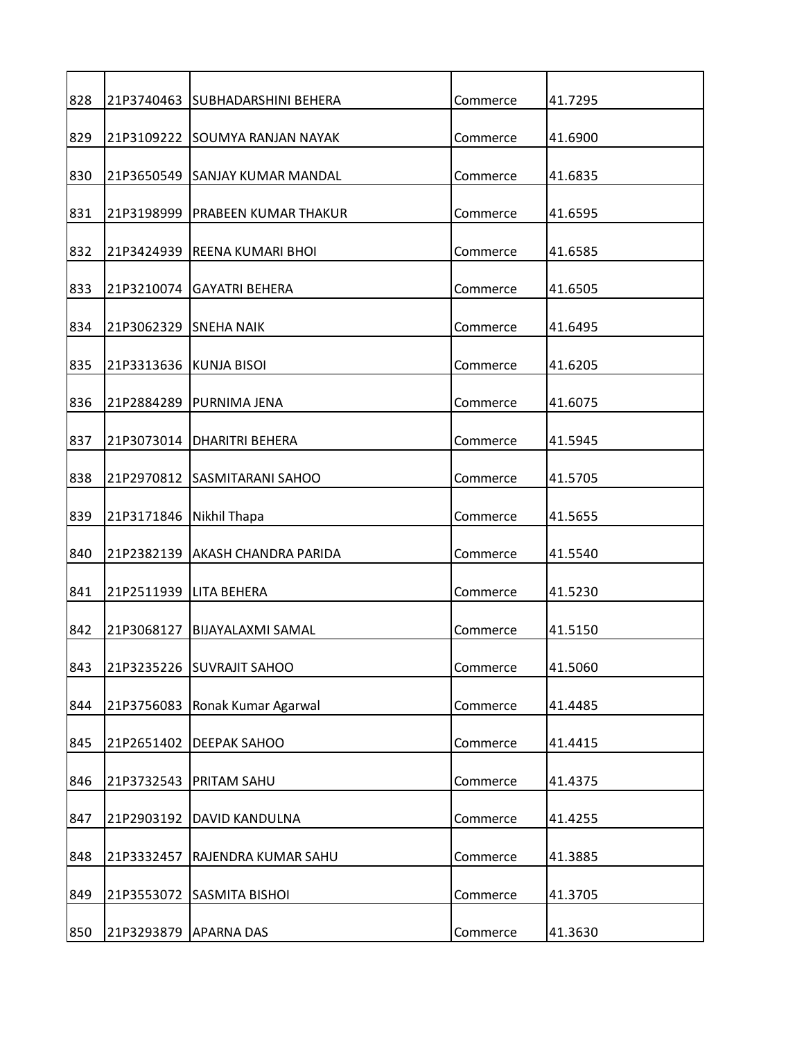| 828 | 21P3740463 | SUBHADARSHINI BEHERA | Commerce | 41.7295 |
|---|---|---|---|---|
| 829 | 21P3109222 | SOUMYA RANJAN NAYAK | Commerce | 41.6900 |
| 830 | 21P3650549 | SANJAY KUMAR MANDAL | Commerce | 41.6835 |
| 831 | 21P3198999 | PRABEEN KUMAR THAKUR | Commerce | 41.6595 |
| 832 | 21P3424939 | REENA KUMARI BHOI | Commerce | 41.6585 |
| 833 | 21P3210074 | GAYATRI BEHERA | Commerce | 41.6505 |
| 834 | 21P3062329 | SNEHA NAIK | Commerce | 41.6495 |
| 835 | 21P3313636 | KUNJA BISOI | Commerce | 41.6205 |
| 836 | 21P2884289 | PURNIMA JENA | Commerce | 41.6075 |
| 837 | 21P3073014 | DHARITRI BEHERA | Commerce | 41.5945 |
| 838 | 21P2970812 | SASMITARANI SAHOO | Commerce | 41.5705 |
| 839 | 21P3171846 | Nikhil Thapa | Commerce | 41.5655 |
| 840 | 21P2382139 | AKASH CHANDRA PARIDA | Commerce | 41.5540 |
| 841 | 21P2511939 | LITA BEHERA | Commerce | 41.5230 |
| 842 | 21P3068127 | BIJAYALAXMI SAMAL | Commerce | 41.5150 |
| 843 | 21P3235226 | SUVRAJIT SAHOO | Commerce | 41.5060 |
| 844 | 21P3756083 | Ronak Kumar Agarwal | Commerce | 41.4485 |
| 845 | 21P2651402 | DEEPAK SAHOO | Commerce | 41.4415 |
| 846 | 21P3732543 | PRITAM SAHU | Commerce | 41.4375 |
| 847 | 21P2903192 | DAVID KANDULNA | Commerce | 41.4255 |
| 848 | 21P3332457 | RAJENDRA KUMAR SAHU | Commerce | 41.3885 |
| 849 | 21P3553072 | SASMITA BISHOI | Commerce | 41.3705 |
| 850 | 21P3293879 | APARNA DAS | Commerce | 41.3630 |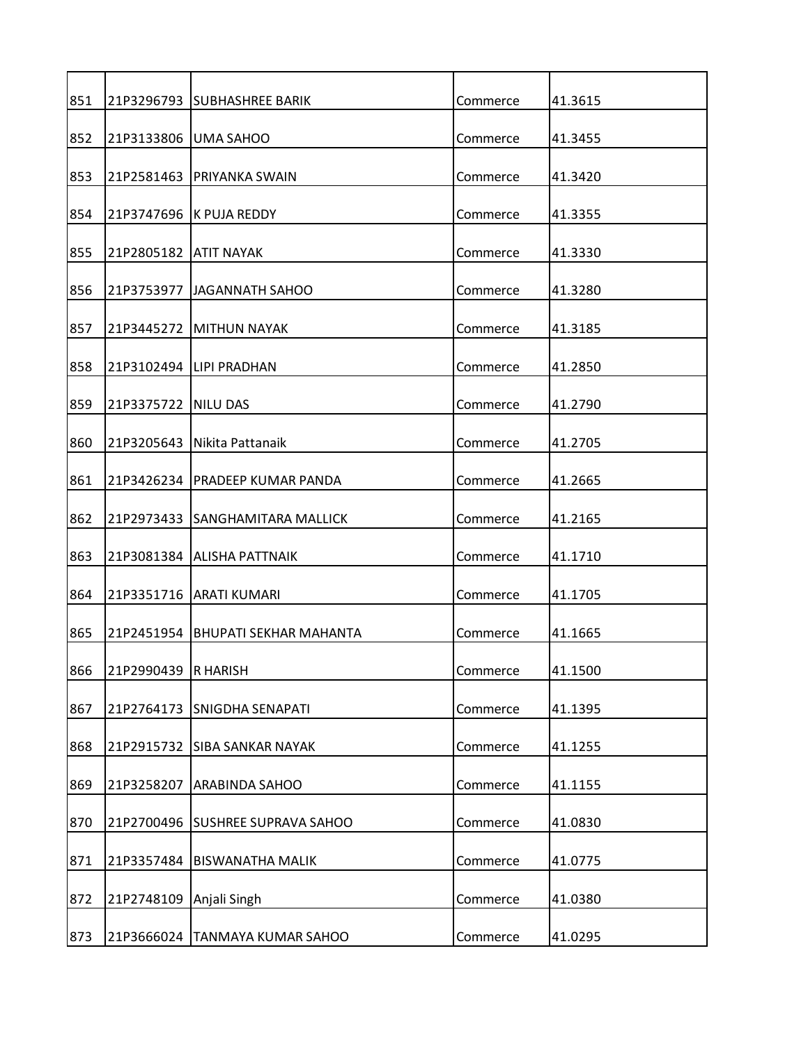| | | | | |
|---|---|---|---|---|
| 851 | 21P3296793 | SUBHASHREE BARIK | Commerce | 41.3615 |
| 852 | 21P3133806 | UMA SAHOO | Commerce | 41.3455 |
| 853 | 21P2581463 | PRIYANKA SWAIN | Commerce | 41.3420 |
| 854 | 21P3747696 | K PUJA REDDY | Commerce | 41.3355 |
| 855 | 21P2805182 | ATIT NAYAK | Commerce | 41.3330 |
| 856 | 21P3753977 | JAGANNATH SAHOO | Commerce | 41.3280 |
| 857 | 21P3445272 | MITHUN NAYAK | Commerce | 41.3185 |
| 858 | 21P3102494 | LIPI PRADHAN | Commerce | 41.2850 |
| 859 | 21P3375722 | NILU DAS | Commerce | 41.2790 |
| 860 | 21P3205643 | Nikita Pattanaik | Commerce | 41.2705 |
| 861 | 21P3426234 | PRADEEP KUMAR PANDA | Commerce | 41.2665 |
| 862 | 21P2973433 | SANGHAMITARA MALLICK | Commerce | 41.2165 |
| 863 | 21P3081384 | ALISHA PATTNAIK | Commerce | 41.1710 |
| 864 | 21P3351716 | ARATI KUMARI | Commerce | 41.1705 |
| 865 | 21P2451954 | BHUPATI SEKHAR MAHANTA | Commerce | 41.1665 |
| 866 | 21P2990439 | R HARISH | Commerce | 41.1500 |
| 867 | 21P2764173 | SNIGDHA SENAPATI | Commerce | 41.1395 |
| 868 | 21P2915732 | SIBA SANKAR NAYAK | Commerce | 41.1255 |
| 869 | 21P3258207 | ARABINDA SAHOO | Commerce | 41.1155 |
| 870 | 21P2700496 | SUSHREE SUPRAVA SAHOO | Commerce | 41.0830 |
| 871 | 21P3357484 | BISWANATHA MALIK | Commerce | 41.0775 |
| 872 | 21P2748109 | Anjali Singh | Commerce | 41.0380 |
| 873 | 21P3666024 | TANMAYA KUMAR SAHOO | Commerce | 41.0295 |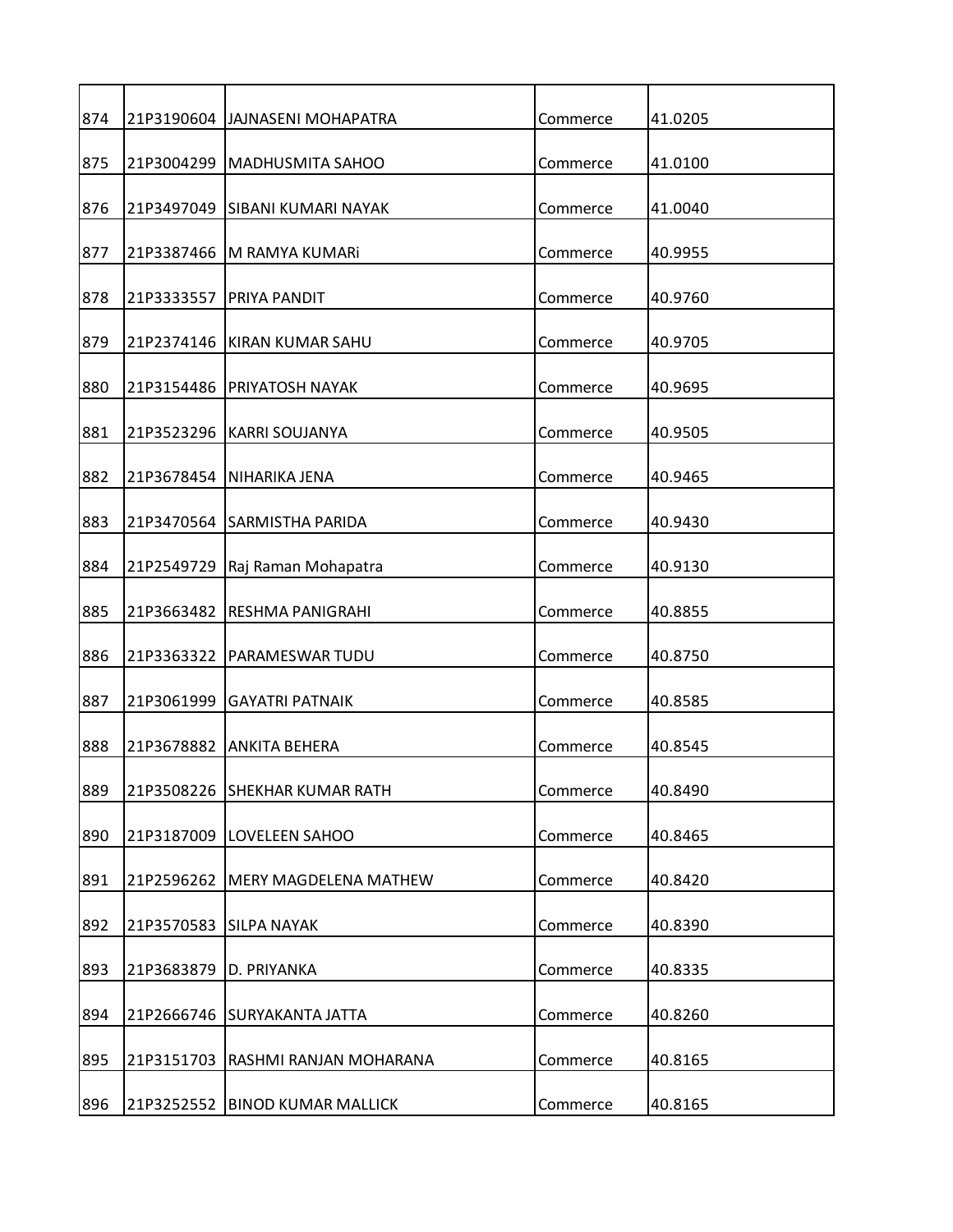| | | | | |
|---|---|---|---|---|
| 874 | 21P3190604 | JAJNASENI MOHAPATRA | Commerce | 41.0205 |
| 875 | 21P3004299 | MADHUSMITA SAHOO | Commerce | 41.0100 |
| 876 | 21P3497049 | SIBANI KUMARI NAYAK | Commerce | 41.0040 |
| 877 | 21P3387466 | M RAMYA KUMARi | Commerce | 40.9955 |
| 878 | 21P3333557 | PRIYA PANDIT | Commerce | 40.9760 |
| 879 | 21P2374146 | KIRAN KUMAR SAHU | Commerce | 40.9705 |
| 880 | 21P3154486 | PRIYATOSH NAYAK | Commerce | 40.9695 |
| 881 | 21P3523296 | KARRI SOUJANYA | Commerce | 40.9505 |
| 882 | 21P3678454 | NIHARIKA JENA | Commerce | 40.9465 |
| 883 | 21P3470564 | SARMISTHA PARIDA | Commerce | 40.9430 |
| 884 | 21P2549729 | Raj Raman Mohapatra | Commerce | 40.9130 |
| 885 | 21P3663482 | RESHMA PANIGRAHI | Commerce | 40.8855 |
| 886 | 21P3363322 | PARAMESWAR TUDU | Commerce | 40.8750 |
| 887 | 21P3061999 | GAYATRI PATNAIK | Commerce | 40.8585 |
| 888 | 21P3678882 | ANKITA BEHERA | Commerce | 40.8545 |
| 889 | 21P3508226 | SHEKHAR KUMAR RATH | Commerce | 40.8490 |
| 890 | 21P3187009 | LOVELEEN SAHOO | Commerce | 40.8465 |
| 891 | 21P2596262 | MERY MAGDELENA MATHEW | Commerce | 40.8420 |
| 892 | 21P3570583 | SILPA NAYAK | Commerce | 40.8390 |
| 893 | 21P3683879 | D. PRIYANKA | Commerce | 40.8335 |
| 894 | 21P2666746 | SURYAKANTA JATTA | Commerce | 40.8260 |
| 895 | 21P3151703 | RASHMI RANJAN MOHARANA | Commerce | 40.8165 |
| 896 | 21P3252552 | BINOD KUMAR MALLICK | Commerce | 40.8165 |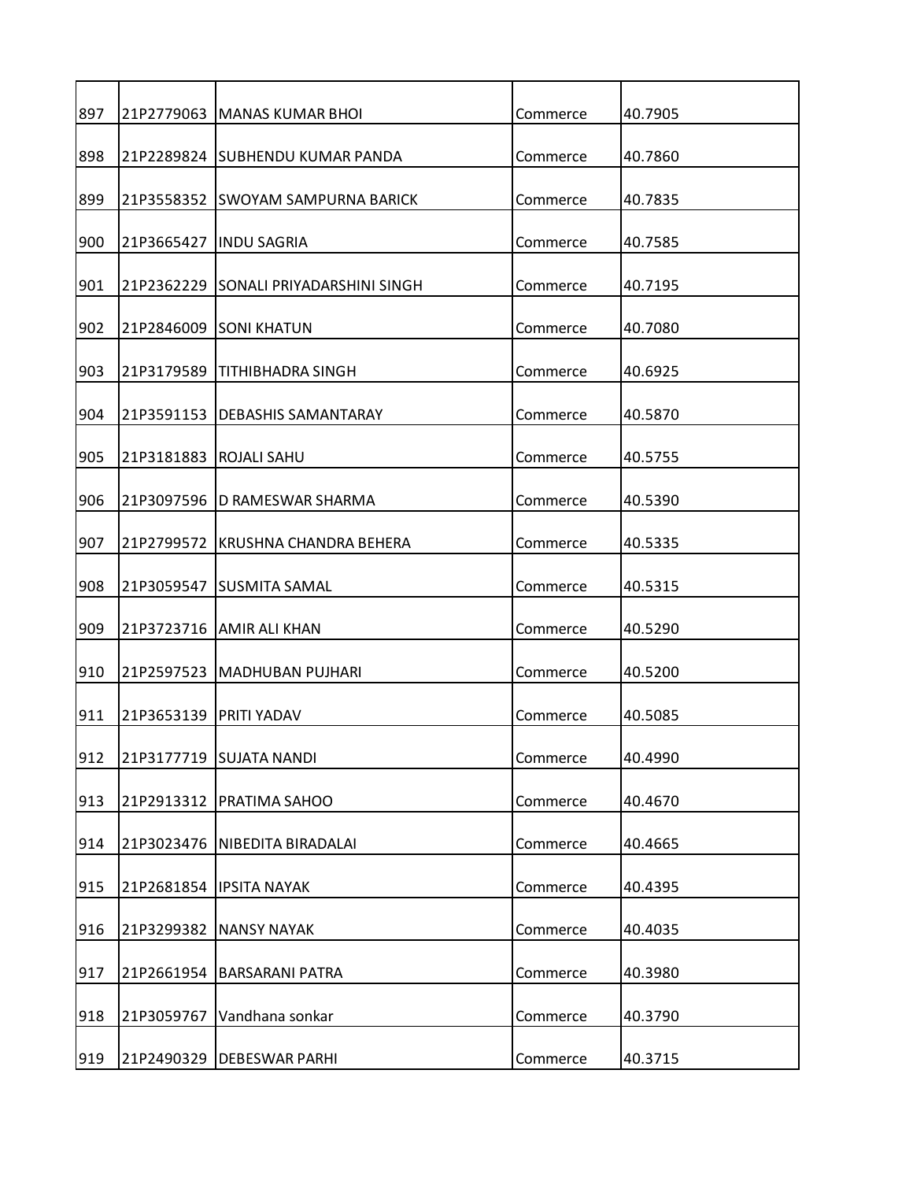| 897 | 21P2779063 | MANAS KUMAR BHOI | Commerce | 40.7905 |
|---|---|---|---|---|
| 898 | 21P2289824 | SUBHENDU KUMAR PANDA | Commerce | 40.7860 |
| 899 | 21P3558352 | SWOYAM SAMPURNA BARICK | Commerce | 40.7835 |
| 900 | 21P3665427 | INDU SAGRIA | Commerce | 40.7585 |
| 901 | 21P2362229 | SONALI PRIYADARSHINI SINGH | Commerce | 40.7195 |
| 902 | 21P2846009 | SONI KHATUN | Commerce | 40.7080 |
| 903 | 21P3179589 | TITHIBHADRA SINGH | Commerce | 40.6925 |
| 904 | 21P3591153 | DEBASHIS SAMANTARAY | Commerce | 40.5870 |
| 905 | 21P3181883 | ROJALI SAHU | Commerce | 40.5755 |
| 906 | 21P3097596 | D RAMESWAR SHARMA | Commerce | 40.5390 |
| 907 | 21P2799572 | KRUSHNA CHANDRA BEHERA | Commerce | 40.5335 |
| 908 | 21P3059547 | SUSMITA SAMAL | Commerce | 40.5315 |
| 909 | 21P3723716 | AMIR ALI KHAN | Commerce | 40.5290 |
| 910 | 21P2597523 | MADHUBAN PUJHARI | Commerce | 40.5200 |
| 911 | 21P3653139 | PRITI YADAV | Commerce | 40.5085 |
| 912 | 21P3177719 | SUJATA NANDI | Commerce | 40.4990 |
| 913 | 21P2913312 | PRATIMA SAHOO | Commerce | 40.4670 |
| 914 | 21P3023476 | NIBEDITA BIRADALAI | Commerce | 40.4665 |
| 915 | 21P2681854 | IPSITA NAYAK | Commerce | 40.4395 |
| 916 | 21P3299382 | NANSY NAYAK | Commerce | 40.4035 |
| 917 | 21P2661954 | BARSARANI PATRA | Commerce | 40.3980 |
| 918 | 21P3059767 | Vandhana sonkar | Commerce | 40.3790 |
| 919 | 21P2490329 | DEBESWAR PARHI | Commerce | 40.3715 |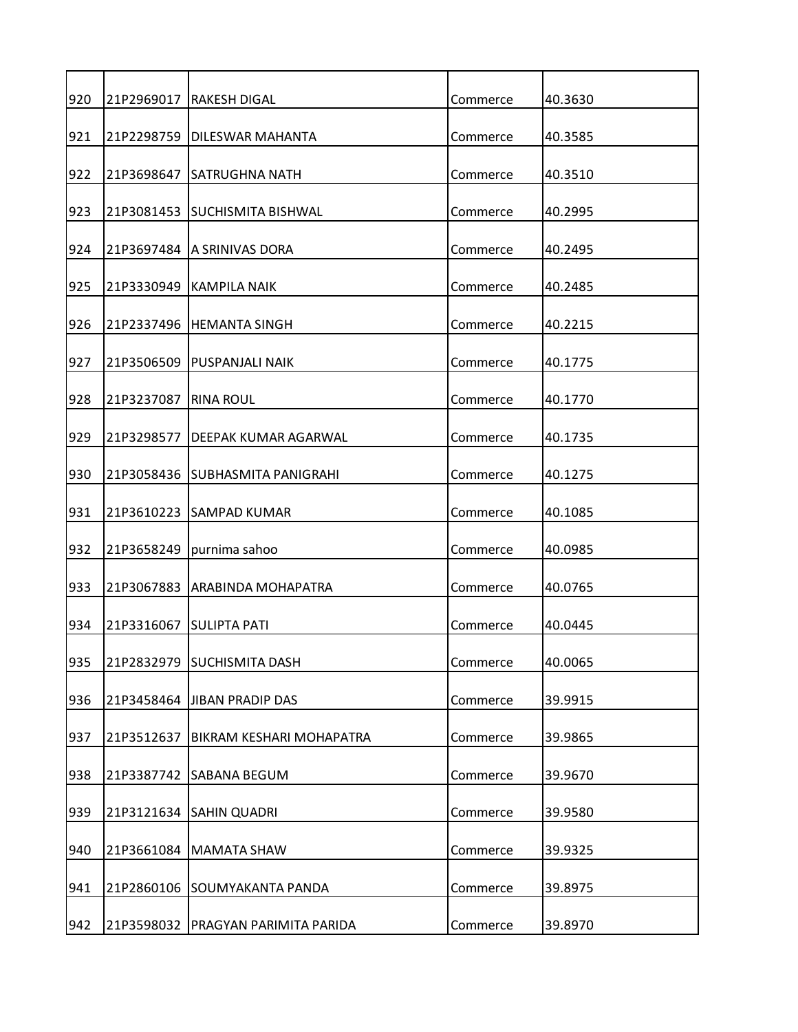| | | | | |
|---|---|---|---|---|
| 920 | 21P2969017 | RAKESH DIGAL | Commerce | 40.3630 |
| 921 | 21P2298759 | DILESWAR MAHANTA | Commerce | 40.3585 |
| 922 | 21P3698647 | SATRUGHNA NATH | Commerce | 40.3510 |
| 923 | 21P3081453 | SUCHISMITA BISHWAL | Commerce | 40.2995 |
| 924 | 21P3697484 | A SRINIVAS DORA | Commerce | 40.2495 |
| 925 | 21P3330949 | KAMPILA NAIK | Commerce | 40.2485 |
| 926 | 21P2337496 | HEMANTA SINGH | Commerce | 40.2215 |
| 927 | 21P3506509 | PUSPANJALI NAIK | Commerce | 40.1775 |
| 928 | 21P3237087 | RINA ROUL | Commerce | 40.1770 |
| 929 | 21P3298577 | DEEPAK KUMAR AGARWAL | Commerce | 40.1735 |
| 930 | 21P3058436 | SUBHASMITA PANIGRAHI | Commerce | 40.1275 |
| 931 | 21P3610223 | SAMPAD KUMAR | Commerce | 40.1085 |
| 932 | 21P3658249 | purnima sahoo | Commerce | 40.0985 |
| 933 | 21P3067883 | ARABINDA MOHAPATRA | Commerce | 40.0765 |
| 934 | 21P3316067 | SULIPTA PATI | Commerce | 40.0445 |
| 935 | 21P2832979 | SUCHISMITA DASH | Commerce | 40.0065 |
| 936 | 21P3458464 | JIBAN PRADIP DAS | Commerce | 39.9915 |
| 937 | 21P3512637 | BIKRAM KESHARI MOHAPATRA | Commerce | 39.9865 |
| 938 | 21P3387742 | SABANA BEGUM | Commerce | 39.9670 |
| 939 | 21P3121634 | SAHIN QUADRI | Commerce | 39.9580 |
| 940 | 21P3661084 | MAMATA SHAW | Commerce | 39.9325 |
| 941 | 21P2860106 | SOUMYAKANTA PANDA | Commerce | 39.8975 |
| 942 | 21P3598032 | PRAGYAN PARIMITA PARIDA | Commerce | 39.8970 |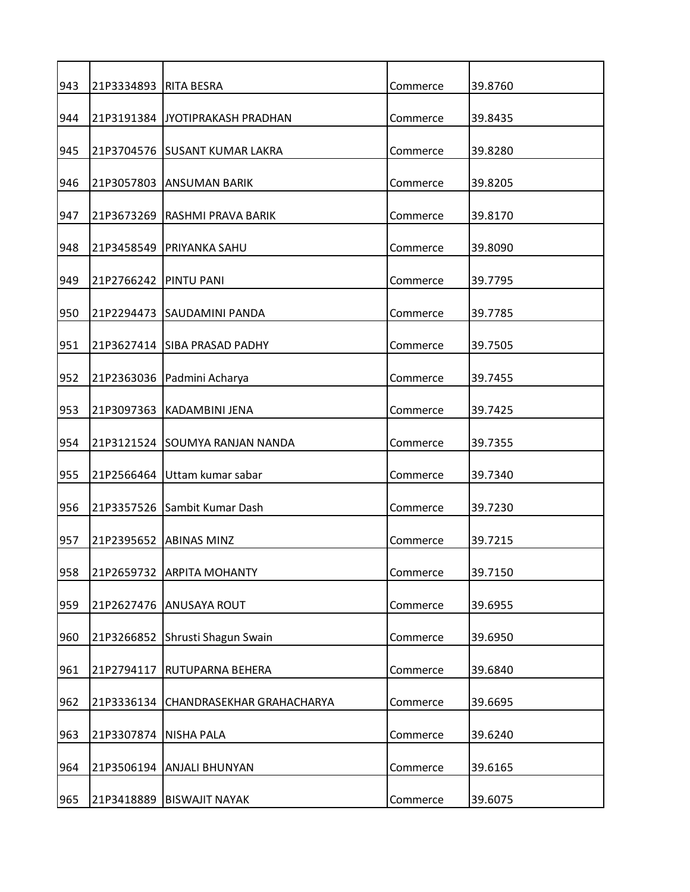| | | | | |
|---|---|---|---|---|
| 943 | 21P3334893 | RITA BESRA | Commerce | 39.8760 |
| 944 | 21P3191384 | JYOTIPRAKASH PRADHAN | Commerce | 39.8435 |
| 945 | 21P3704576 | SUSANT KUMAR LAKRA | Commerce | 39.8280 |
| 946 | 21P3057803 | ANSUMAN BARIK | Commerce | 39.8205 |
| 947 | 21P3673269 | RASHMI PRAVA BARIK | Commerce | 39.8170 |
| 948 | 21P3458549 | PRIYANKA SAHU | Commerce | 39.8090 |
| 949 | 21P2766242 | PINTU PANI | Commerce | 39.7795 |
| 950 | 21P2294473 | SAUDAMINI PANDA | Commerce | 39.7785 |
| 951 | 21P3627414 | SIBA PRASAD PADHY | Commerce | 39.7505 |
| 952 | 21P2363036 | Padmini Acharya | Commerce | 39.7455 |
| 953 | 21P3097363 | KADAMBINI JENA | Commerce | 39.7425 |
| 954 | 21P3121524 | SOUMYA RANJAN NANDA | Commerce | 39.7355 |
| 955 | 21P2566464 | Uttam kumar sabar | Commerce | 39.7340 |
| 956 | 21P3357526 | Sambit Kumar Dash | Commerce | 39.7230 |
| 957 | 21P2395652 | ABINAS MINZ | Commerce | 39.7215 |
| 958 | 21P2659732 | ARPITA MOHANTY | Commerce | 39.7150 |
| 959 | 21P2627476 | ANUSAYA ROUT | Commerce | 39.6955 |
| 960 | 21P3266852 | Shrusti Shagun Swain | Commerce | 39.6950 |
| 961 | 21P2794117 | RUTUPARNA BEHERA | Commerce | 39.6840 |
| 962 | 21P3336134 | CHANDRASEKHAR GRAHACHARYA | Commerce | 39.6695 |
| 963 | 21P3307874 | NISHA PALA | Commerce | 39.6240 |
| 964 | 21P3506194 | ANJALI BHUNYAN | Commerce | 39.6165 |
| 965 | 21P3418889 | BISWAJIT NAYAK | Commerce | 39.6075 |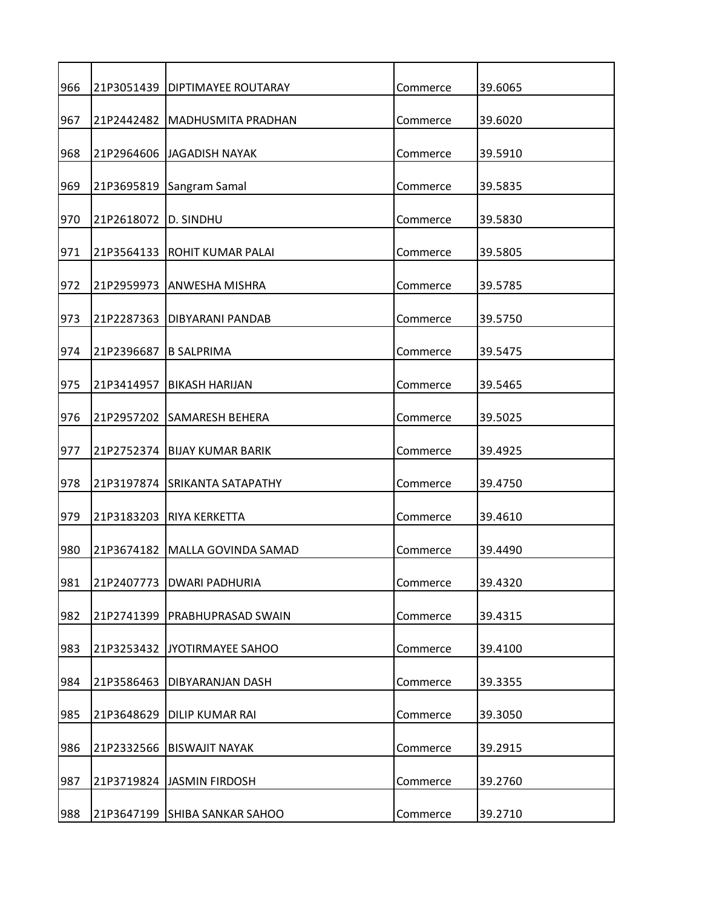| 966 | 21P3051439 | DIPTIMAYEE ROUTARAY | Commerce | 39.6065 |
|---|---|---|---|---|
| 967 | 21P2442482 | MADHUSMITA PRADHAN | Commerce | 39.6020 |
| 968 | 21P2964606 | JAGADISH NAYAK | Commerce | 39.5910 |
| 969 | 21P3695819 | Sangram Samal | Commerce | 39.5835 |
| 970 | 21P2618072 | D. SINDHU | Commerce | 39.5830 |
| 971 | 21P3564133 | ROHIT KUMAR PALAI | Commerce | 39.5805 |
| 972 | 21P2959973 | ANWESHA MISHRA | Commerce | 39.5785 |
| 973 | 21P2287363 | DIBYARANI PANDAB | Commerce | 39.5750 |
| 974 | 21P2396687 | B SALPRIMA | Commerce | 39.5475 |
| 975 | 21P3414957 | BIKASH HARIJAN | Commerce | 39.5465 |
| 976 | 21P2957202 | SAMARESH BEHERA | Commerce | 39.5025 |
| 977 | 21P2752374 | BIJAY KUMAR BARIK | Commerce | 39.4925 |
| 978 | 21P3197874 | SRIKANTA SATAPATHY | Commerce | 39.4750 |
| 979 | 21P3183203 | RIYA KERKETTA | Commerce | 39.4610 |
| 980 | 21P3674182 | MALLA GOVINDA SAMAD | Commerce | 39.4490 |
| 981 | 21P2407773 | DWARI PADHURIA | Commerce | 39.4320 |
| 982 | 21P2741399 | PRABHUPRASAD SWAIN | Commerce | 39.4315 |
| 983 | 21P3253432 | JYOTIRMAYEE SAHOO | Commerce | 39.4100 |
| 984 | 21P3586463 | DIBYARANJAN DASH | Commerce | 39.3355 |
| 985 | 21P3648629 | DILIP KUMAR RAI | Commerce | 39.3050 |
| 986 | 21P2332566 | BISWAJIT NAYAK | Commerce | 39.2915 |
| 987 | 21P3719824 | JASMIN FIRDOSH | Commerce | 39.2760 |
| 988 | 21P3647199 | SHIBA SANKAR SAHOO | Commerce | 39.2710 |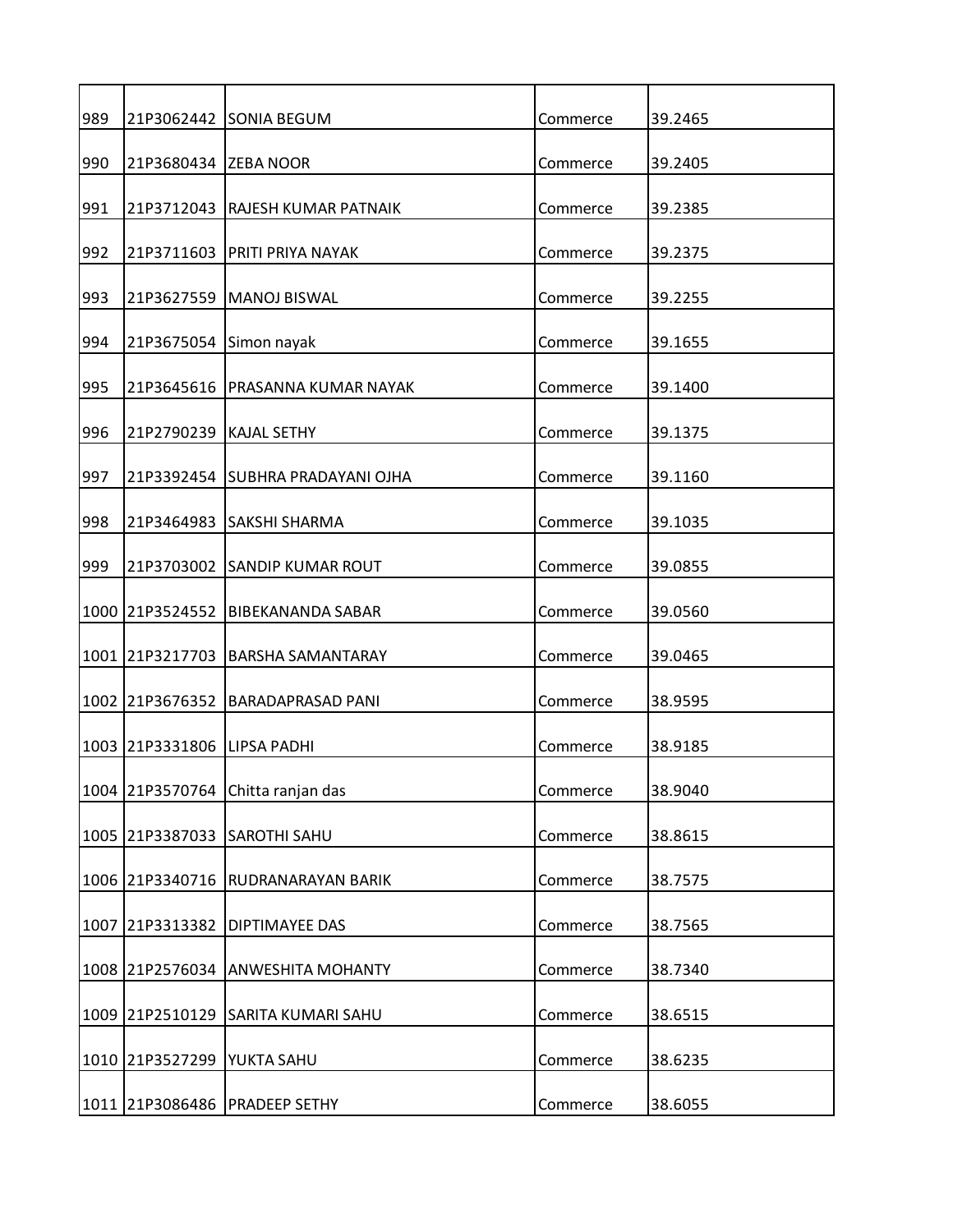| | | | | |
|---|---|---|---|---|
| 989 | 21P3062442 | SONIA BEGUM | Commerce | 39.2465 |
| 990 | 21P3680434 | ZEBA NOOR | Commerce | 39.2405 |
| 991 | 21P3712043 | RAJESH KUMAR PATNAIK | Commerce | 39.2385 |
| 992 | 21P3711603 | PRITI PRIYA NAYAK | Commerce | 39.2375 |
| 993 | 21P3627559 | MANOJ BISWAL | Commerce | 39.2255 |
| 994 | 21P3675054 | Simon nayak | Commerce | 39.1655 |
| 995 | 21P3645616 | PRASANNA KUMAR NAYAK | Commerce | 39.1400 |
| 996 | 21P2790239 | KAJAL SETHY | Commerce | 39.1375 |
| 997 | 21P3392454 | SUBHRA PRADAYANI OJHA | Commerce | 39.1160 |
| 998 | 21P3464983 | SAKSHI SHARMA | Commerce | 39.1035 |
| 999 | 21P3703002 | SANDIP KUMAR ROUT | Commerce | 39.0855 |
| 1000 | 21P3524552 | BIBEKANANDA SABAR | Commerce | 39.0560 |
| 1001 | 21P3217703 | BARSHA SAMANTARAY | Commerce | 39.0465 |
| 1002 | 21P3676352 | BARADAPRASAD PANI | Commerce | 38.9595 |
| 1003 | 21P3331806 | LIPSA PADHI | Commerce | 38.9185 |
| 1004 | 21P3570764 | Chitta ranjan das | Commerce | 38.9040 |
| 1005 | 21P3387033 | SAROTHI SAHU | Commerce | 38.8615 |
| 1006 | 21P3340716 | RUDRANARAYAN BARIK | Commerce | 38.7575 |
| 1007 | 21P3313382 | DIPTIMAYEE DAS | Commerce | 38.7565 |
| 1008 | 21P2576034 | ANWESHITA MOHANTY | Commerce | 38.7340 |
| 1009 | 21P2510129 | SARITA KUMARI SAHU | Commerce | 38.6515 |
| 1010 | 21P3527299 | YUKTA SAHU | Commerce | 38.6235 |
| 1011 | 21P3086486 | PRADEEP SETHY | Commerce | 38.6055 |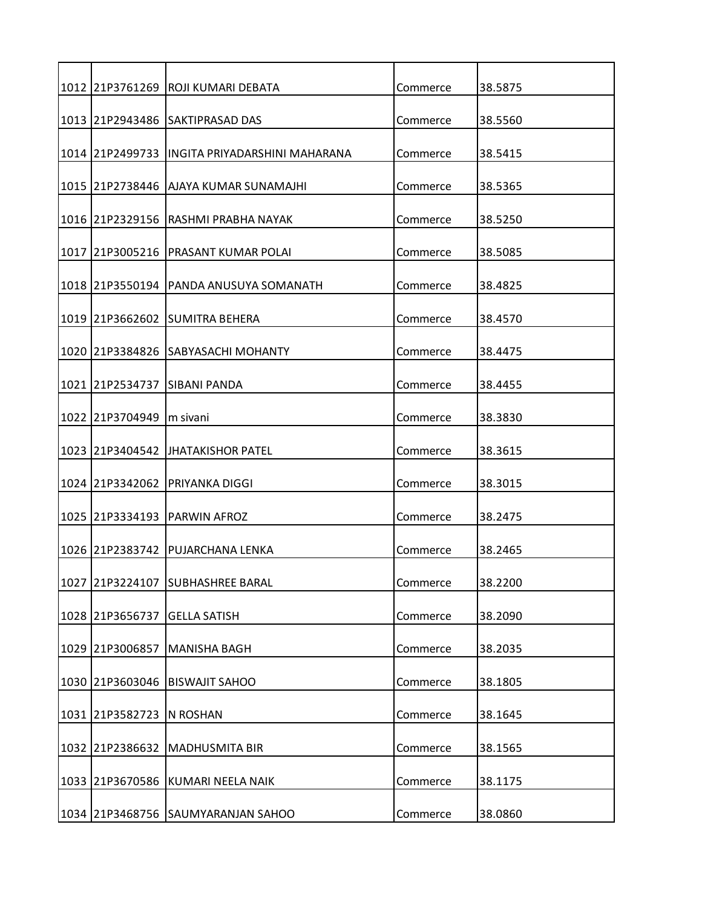| | | | | |
|---|---|---|---|---|
| 1012 | 21P3761269 | ROJI KUMARI DEBATA | Commerce | 38.5875 |
| 1013 | 21P2943486 | SAKTIPRASAD DAS | Commerce | 38.5560 |
| 1014 | 21P2499733 | INGITA PRIYADARSHINI MAHARANA | Commerce | 38.5415 |
| 1015 | 21P2738446 | AJAYA KUMAR SUNAMAJHI | Commerce | 38.5365 |
| 1016 | 21P2329156 | RASHMI PRABHA NAYAK | Commerce | 38.5250 |
| 1017 | 21P3005216 | PRASANT KUMAR POLAI | Commerce | 38.5085 |
| 1018 | 21P3550194 | PANDA ANUSUYA SOMANATH | Commerce | 38.4825 |
| 1019 | 21P3662602 | SUMITRA BEHERA | Commerce | 38.4570 |
| 1020 | 21P3384826 | SABYASACHI MOHANTY | Commerce | 38.4475 |
| 1021 | 21P2534737 | SIBANI PANDA | Commerce | 38.4455 |
| 1022 | 21P3704949 | m sivani | Commerce | 38.3830 |
| 1023 | 21P3404542 | JHATAKISHOR PATEL | Commerce | 38.3615 |
| 1024 | 21P3342062 | PRIYANKA DIGGI | Commerce | 38.3015 |
| 1025 | 21P3334193 | PARWIN AFROZ | Commerce | 38.2475 |
| 1026 | 21P2383742 | PUJARCHANA LENKA | Commerce | 38.2465 |
| 1027 | 21P3224107 | SUBHASHREE BARAL | Commerce | 38.2200 |
| 1028 | 21P3656737 | GELLA SATISH | Commerce | 38.2090 |
| 1029 | 21P3006857 | MANISHA BAGH | Commerce | 38.2035 |
| 1030 | 21P3603046 | BISWAJIT SAHOO | Commerce | 38.1805 |
| 1031 | 21P3582723 | N ROSHAN | Commerce | 38.1645 |
| 1032 | 21P2386632 | MADHUSMITA BIR | Commerce | 38.1565 |
| 1033 | 21P3670586 | KUMARI NEELA NAIK | Commerce | 38.1175 |
| 1034 | 21P3468756 | SAUMYARANJAN SAHOO | Commerce | 38.0860 |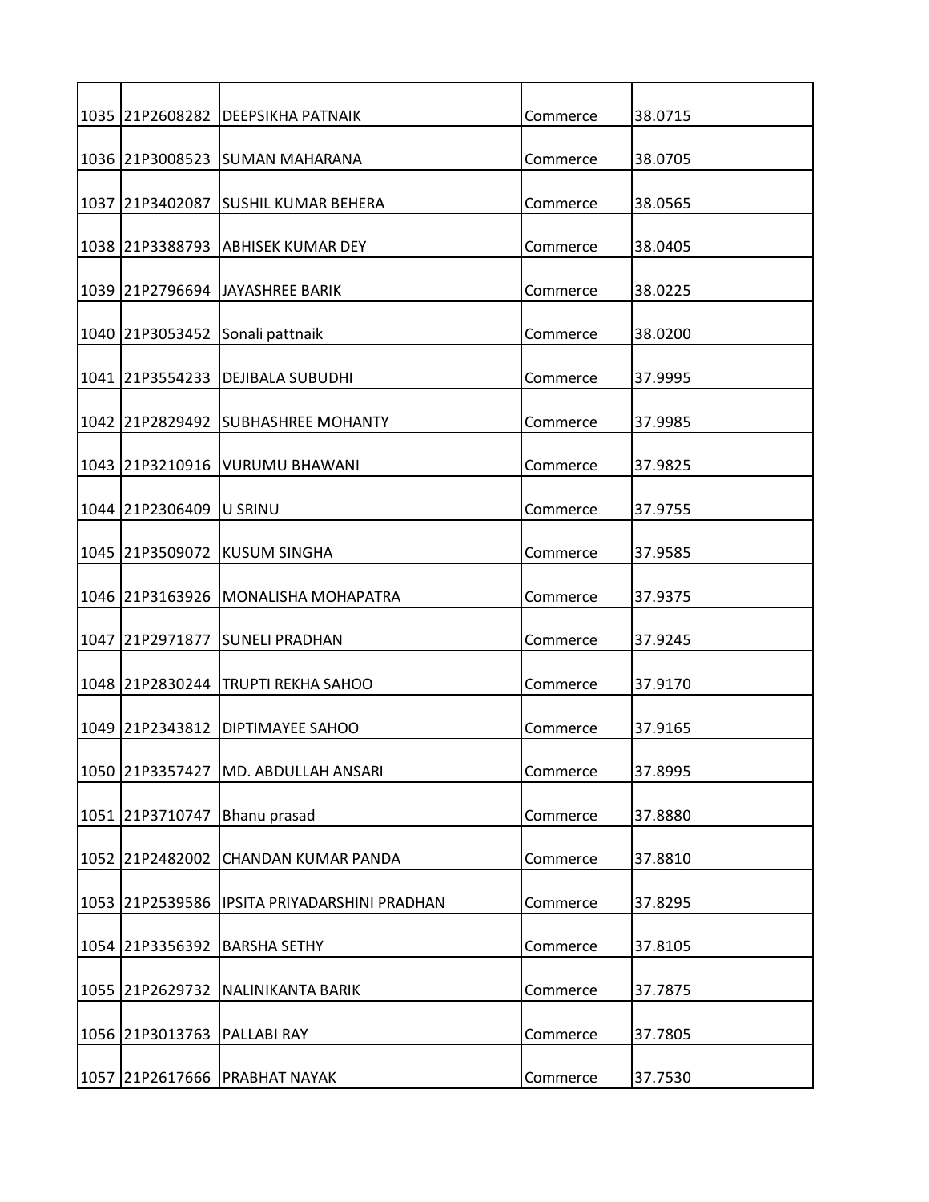| | | | | |
|---|---|---|---|---|
| 1035 | 21P2608282 | DEEPSIKHA PATNAIK | Commerce | 38.0715 |
| 1036 | 21P3008523 | SUMAN MAHARANA | Commerce | 38.0705 |
| 1037 | 21P3402087 | SUSHIL KUMAR BEHERA | Commerce | 38.0565 |
| 1038 | 21P3388793 | ABHISEK KUMAR DEY | Commerce | 38.0405 |
| 1039 | 21P2796694 | JAYASHREE BARIK | Commerce | 38.0225 |
| 1040 | 21P3053452 | Sonali pattnaik | Commerce | 38.0200 |
| 1041 | 21P3554233 | DEJIBALA SUBUDHI | Commerce | 37.9995 |
| 1042 | 21P2829492 | SUBHASHREE MOHANTY | Commerce | 37.9985 |
| 1043 | 21P3210916 | VURUMU BHAWANI | Commerce | 37.9825 |
| 1044 | 21P2306409 | U SRINU | Commerce | 37.9755 |
| 1045 | 21P3509072 | KUSUM SINGHA | Commerce | 37.9585 |
| 1046 | 21P3163926 | MONALISHA MOHAPATRA | Commerce | 37.9375 |
| 1047 | 21P2971877 | SUNELI PRADHAN | Commerce | 37.9245 |
| 1048 | 21P2830244 | TRUPTI REKHA SAHOO | Commerce | 37.9170 |
| 1049 | 21P2343812 | DIPTIMAYEE SAHOO | Commerce | 37.9165 |
| 1050 | 21P3357427 | MD. ABDULLAH ANSARI | Commerce | 37.8995 |
| 1051 | 21P3710747 | Bhanu prasad | Commerce | 37.8880 |
| 1052 | 21P2482002 | CHANDAN KUMAR PANDA | Commerce | 37.8810 |
| 1053 | 21P2539586 | IPSITA PRIYADARSHINI PRADHAN | Commerce | 37.8295 |
| 1054 | 21P3356392 | BARSHA SETHY | Commerce | 37.8105 |
| 1055 | 21P2629732 | NALINIKANTA BARIK | Commerce | 37.7875 |
| 1056 | 21P3013763 | PALLABI RAY | Commerce | 37.7805 |
| 1057 | 21P2617666 | PRABHAT NAYAK | Commerce | 37.7530 |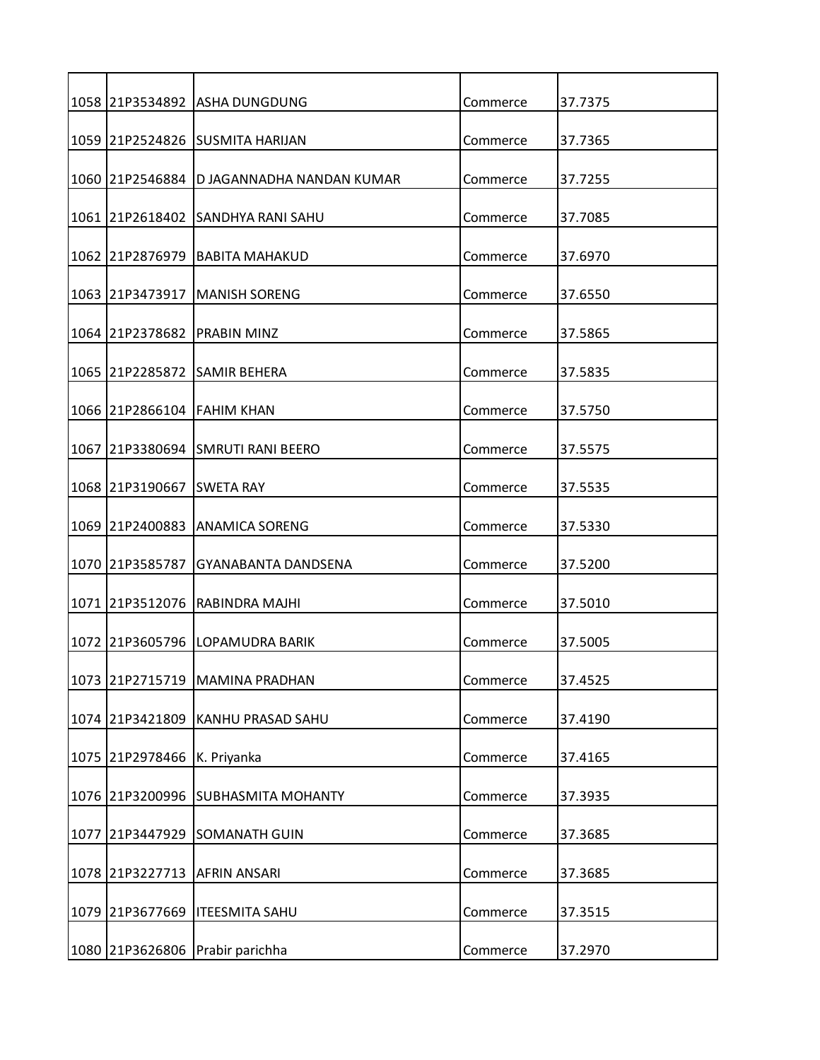| 1058 | 21P3534892 | ASHA DUNGDUNG | Commerce | 37.7375 |
|---|---|---|---|---|
| 1059 | 21P2524826 | SUSMITA HARIJAN | Commerce | 37.7365 |
| 1060 | 21P2546884 | D JAGANNADHA NANDAN KUMAR | Commerce | 37.7255 |
| 1061 | 21P2618402 | SANDHYA RANI SAHU | Commerce | 37.7085 |
| 1062 | 21P2876979 | BABITA MAHAKUD | Commerce | 37.6970 |
| 1063 | 21P3473917 | MANISH SORENG | Commerce | 37.6550 |
| 1064 | 21P2378682 | PRABIN MINZ | Commerce | 37.5865 |
| 1065 | 21P2285872 | SAMIR BEHERA | Commerce | 37.5835 |
| 1066 | 21P2866104 | FAHIM KHAN | Commerce | 37.5750 |
| 1067 | 21P3380694 | SMRUTI RANI BEERO | Commerce | 37.5575 |
| 1068 | 21P3190667 | SWETA RAY | Commerce | 37.5535 |
| 1069 | 21P2400883 | ANAMICA SORENG | Commerce | 37.5330 |
| 1070 | 21P3585787 | GYANABANTA DANDSENA | Commerce | 37.5200 |
| 1071 | 21P3512076 | RABINDRA MAJHI | Commerce | 37.5010 |
| 1072 | 21P3605796 | LOPAMUDRA BARIK | Commerce | 37.5005 |
| 1073 | 21P2715719 | MAMINA PRADHAN | Commerce | 37.4525 |
| 1074 | 21P3421809 | KANHU PRASAD SAHU | Commerce | 37.4190 |
| 1075 | 21P2978466 | K. Priyanka | Commerce | 37.4165 |
| 1076 | 21P3200996 | SUBHASMITA MOHANTY | Commerce | 37.3935 |
| 1077 | 21P3447929 | SOMANATH GUIN | Commerce | 37.3685 |
| 1078 | 21P3227713 | AFRIN ANSARI | Commerce | 37.3685 |
| 1079 | 21P3677669 | ITEESMITA SAHU | Commerce | 37.3515 |
| 1080 | 21P3626806 | Prabir parichha | Commerce | 37.2970 |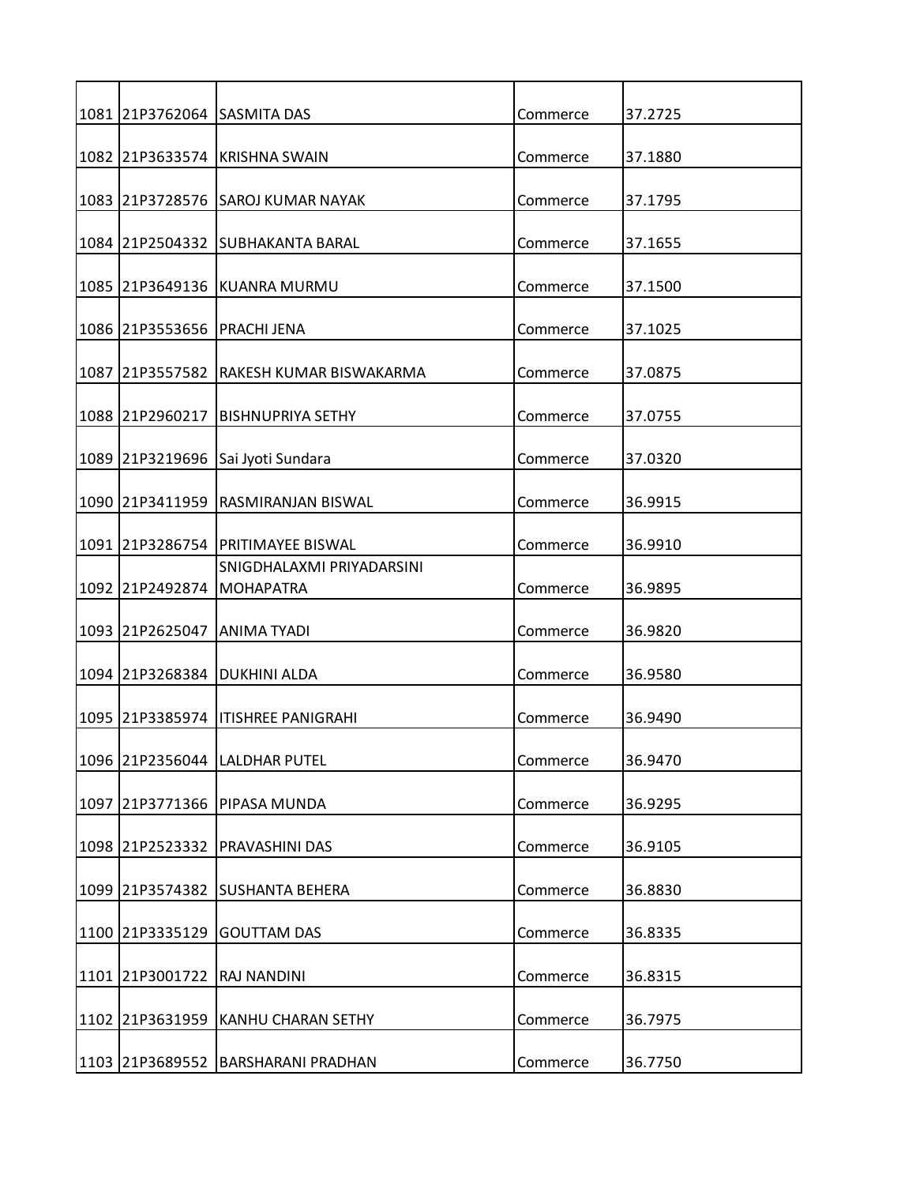| | | | | |
|---|---|---|---|---|
| 1081 | 21P3762064 | SASMITA DAS | Commerce | 37.2725 |
| 1082 | 21P3633574 | KRISHNA SWAIN | Commerce | 37.1880 |
| 1083 | 21P3728576 | SAROJ KUMAR NAYAK | Commerce | 37.1795 |
| 1084 | 21P2504332 | SUBHAKANTA BARAL | Commerce | 37.1655 |
| 1085 | 21P3649136 | KUANRA MURMU | Commerce | 37.1500 |
| 1086 | 21P3553656 | PRACHI JENA | Commerce | 37.1025 |
| 1087 | 21P3557582 | RAKESH KUMAR BISWAKARMA | Commerce | 37.0875 |
| 1088 | 21P2960217 | BISHNUPRIYA SETHY | Commerce | 37.0755 |
| 1089 | 21P3219696 | Sai Jyoti Sundara | Commerce | 37.0320 |
| 1090 | 21P3411959 | RASMIRANJAN BISWAL | Commerce | 36.9915 |
| 1091 | 21P3286754 | PRITIMAYEE BISWAL | Commerce | 36.9910 |
| 1092 | 21P2492874 | SNIGDHALAXMI PRIYADARSINI MOHAPATRA | Commerce | 36.9895 |
| 1093 | 21P2625047 | ANIMA TYADI | Commerce | 36.9820 |
| 1094 | 21P3268384 | DUKHINI ALDA | Commerce | 36.9580 |
| 1095 | 21P3385974 | ITISHREE PANIGRAHI | Commerce | 36.9490 |
| 1096 | 21P2356044 | LALDHAR PUTEL | Commerce | 36.9470 |
| 1097 | 21P3771366 | PIPASA MUNDA | Commerce | 36.9295 |
| 1098 | 21P2523332 | PRAVASHINI DAS | Commerce | 36.9105 |
| 1099 | 21P3574382 | SUSHANTA BEHERA | Commerce | 36.8830 |
| 1100 | 21P3335129 | GOUTTAM DAS | Commerce | 36.8335 |
| 1101 | 21P3001722 | RAJ NANDINI | Commerce | 36.8315 |
| 1102 | 21P3631959 | KANHU CHARAN SETHY | Commerce | 36.7975 |
| 1103 | 21P3689552 | BARSHARANI PRADHAN | Commerce | 36.7750 |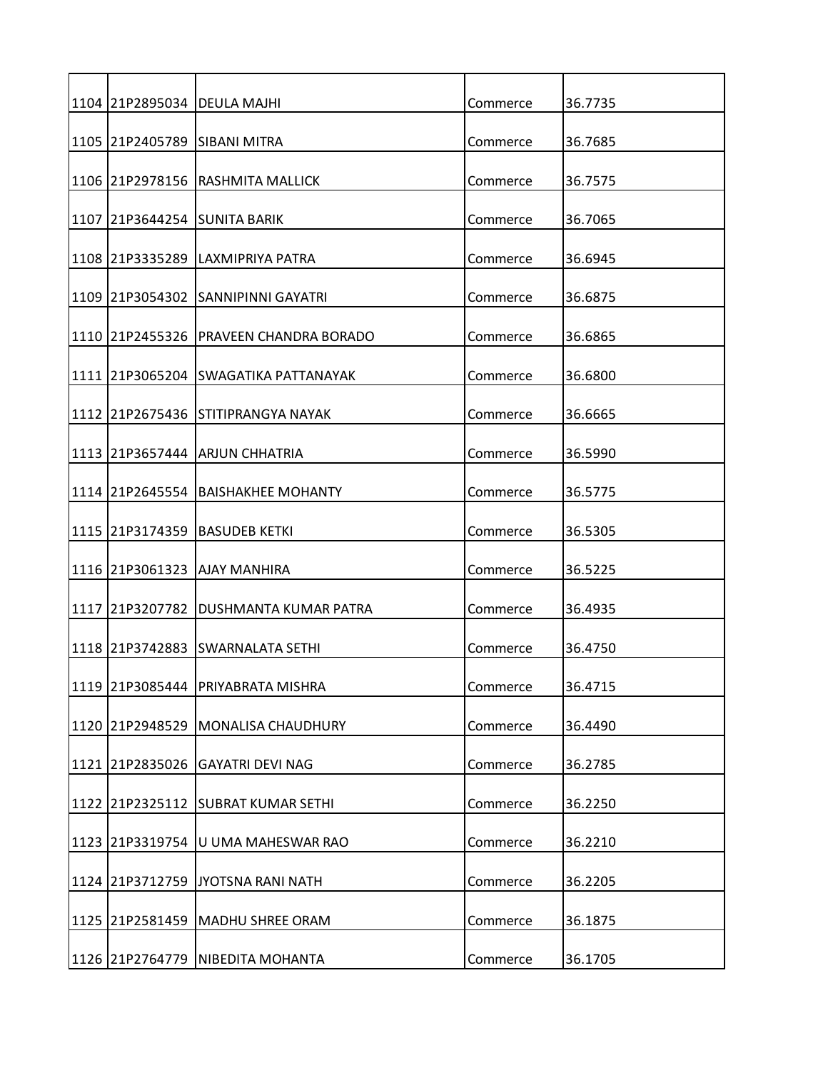| | | | | |
|---|---|---|---|---|
| 1104 | 21P2895034 | DEULA MAJHI | Commerce | 36.7735 |
| 1105 | 21P2405789 | SIBANI MITRA | Commerce | 36.7685 |
| 1106 | 21P2978156 | RASHMITA MALLICK | Commerce | 36.7575 |
| 1107 | 21P3644254 | SUNITA BARIK | Commerce | 36.7065 |
| 1108 | 21P3335289 | LAXMIPRIYA PATRA | Commerce | 36.6945 |
| 1109 | 21P3054302 | SANNIPINNI GAYATRI | Commerce | 36.6875 |
| 1110 | 21P2455326 | PRAVEEN CHANDRA BORADO | Commerce | 36.6865 |
| 1111 | 21P3065204 | SWAGATIKA PATTANAYAK | Commerce | 36.6800 |
| 1112 | 21P2675436 | STITIPRANGYA NAYAK | Commerce | 36.6665 |
| 1113 | 21P3657444 | ARJUN CHHATRIA | Commerce | 36.5990 |
| 1114 | 21P2645554 | BAISHAKHEE MOHANTY | Commerce | 36.5775 |
| 1115 | 21P3174359 | BASUDEB KETKI | Commerce | 36.5305 |
| 1116 | 21P3061323 | AJAY MANHIRA | Commerce | 36.5225 |
| 1117 | 21P3207782 | DUSHMANTA KUMAR PATRA | Commerce | 36.4935 |
| 1118 | 21P3742883 | SWARNALATA SETHI | Commerce | 36.4750 |
| 1119 | 21P3085444 | PRIYABRATA MISHRA | Commerce | 36.4715 |
| 1120 | 21P2948529 | MONALISA CHAUDHURY | Commerce | 36.4490 |
| 1121 | 21P2835026 | GAYATRI DEVI NAG | Commerce | 36.2785 |
| 1122 | 21P2325112 | SUBRAT KUMAR SETHI | Commerce | 36.2250 |
| 1123 | 21P3319754 | U UMA MAHESWAR RAO | Commerce | 36.2210 |
| 1124 | 21P3712759 | JYOTSNA RANI NATH | Commerce | 36.2205 |
| 1125 | 21P2581459 | MADHU SHREE ORAM | Commerce | 36.1875 |
| 1126 | 21P2764779 | NIBEDITA MOHANTA | Commerce | 36.1705 |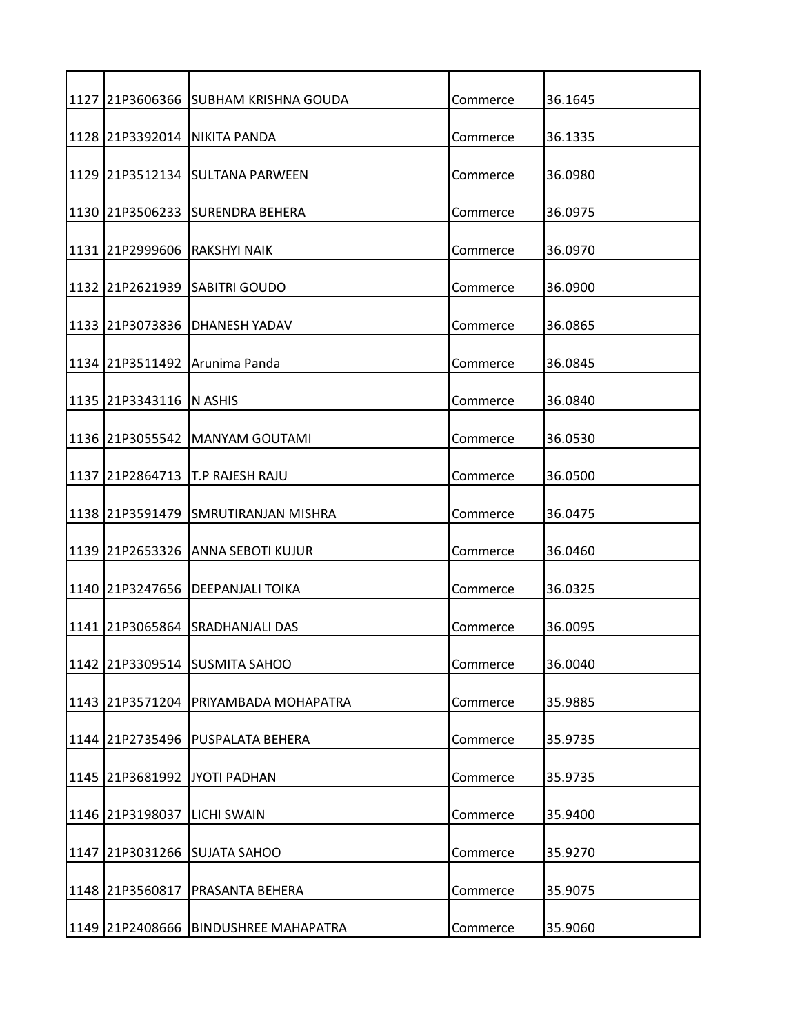| | | | | |
|---|---|---|---|---|
| 1127 | 21P3606366 | SUBHAM KRISHNA GOUDA | Commerce | 36.1645 |
| 1128 | 21P3392014 | NIKITA PANDA | Commerce | 36.1335 |
| 1129 | 21P3512134 | SULTANA PARWEEN | Commerce | 36.0980 |
| 1130 | 21P3506233 | SURENDRA BEHERA | Commerce | 36.0975 |
| 1131 | 21P2999606 | RAKSHYI NAIK | Commerce | 36.0970 |
| 1132 | 21P2621939 | SABITRI GOUDO | Commerce | 36.0900 |
| 1133 | 21P3073836 | DHANESH YADAV | Commerce | 36.0865 |
| 1134 | 21P3511492 | Arunima Panda | Commerce | 36.0845 |
| 1135 | 21P3343116 | N ASHIS | Commerce | 36.0840 |
| 1136 | 21P3055542 | MANYAM GOUTAMI | Commerce | 36.0530 |
| 1137 | 21P2864713 | T.P RAJESH RAJU | Commerce | 36.0500 |
| 1138 | 21P3591479 | SMRUTIRANJAN MISHRA | Commerce | 36.0475 |
| 1139 | 21P2653326 | ANNA SEBOTI KUJUR | Commerce | 36.0460 |
| 1140 | 21P3247656 | DEEPANJALI TOIKA | Commerce | 36.0325 |
| 1141 | 21P3065864 | SRADHANJALI DAS | Commerce | 36.0095 |
| 1142 | 21P3309514 | SUSMITA SAHOO | Commerce | 36.0040 |
| 1143 | 21P3571204 | PRIYAMBADA MOHAPATRA | Commerce | 35.9885 |
| 1144 | 21P2735496 | PUSPALATA BEHERA | Commerce | 35.9735 |
| 1145 | 21P3681992 | JYOTI PADHAN | Commerce | 35.9735 |
| 1146 | 21P3198037 | LICHI SWAIN | Commerce | 35.9400 |
| 1147 | 21P3031266 | SUJATA SAHOO | Commerce | 35.9270 |
| 1148 | 21P3560817 | PRASANTA BEHERA | Commerce | 35.9075 |
| 1149 | 21P2408666 | BINDUSHREE MAHAPATRA | Commerce | 35.9060 |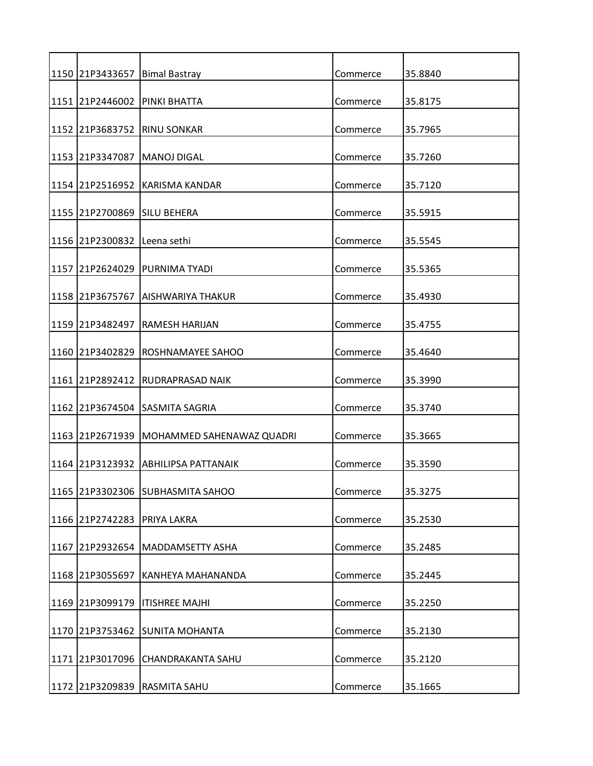| | | | | |
|---|---|---|---|---|
| 1150 | 21P3433657 | Bimal Bastray | Commerce | 35.8840 |
| 1151 | 21P2446002 | PINKI BHATTA | Commerce | 35.8175 |
| 1152 | 21P3683752 | RINU SONKAR | Commerce | 35.7965 |
| 1153 | 21P3347087 | MANOJ DIGAL | Commerce | 35.7260 |
| 1154 | 21P2516952 | KARISMA KANDAR | Commerce | 35.7120 |
| 1155 | 21P2700869 | SILU BEHERA | Commerce | 35.5915 |
| 1156 | 21P2300832 | Leena sethi | Commerce | 35.5545 |
| 1157 | 21P2624029 | PURNIMA TYADI | Commerce | 35.5365 |
| 1158 | 21P3675767 | AISHWARIYA THAKUR | Commerce | 35.4930 |
| 1159 | 21P3482497 | RAMESH HARIJAN | Commerce | 35.4755 |
| 1160 | 21P3402829 | ROSHNAMAYEE SAHOO | Commerce | 35.4640 |
| 1161 | 21P2892412 | RUDRAPRASAD NAIK | Commerce | 35.3990 |
| 1162 | 21P3674504 | SASMITA SAGRIA | Commerce | 35.3740 |
| 1163 | 21P2671939 | MOHAMMED SAHENAWAZ QUADRI | Commerce | 35.3665 |
| 1164 | 21P3123932 | ABHILIPSA PATTANAIK | Commerce | 35.3590 |
| 1165 | 21P3302306 | SUBHASMITA SAHOO | Commerce | 35.3275 |
| 1166 | 21P2742283 | PRIYA LAKRA | Commerce | 35.2530 |
| 1167 | 21P2932654 | MADDAMSETTY ASHA | Commerce | 35.2485 |
| 1168 | 21P3055697 | KANHEYA MAHANANDA | Commerce | 35.2445 |
| 1169 | 21P3099179 | ITISHREE MAJHI | Commerce | 35.2250 |
| 1170 | 21P3753462 | SUNITA MOHANTA | Commerce | 35.2130 |
| 1171 | 21P3017096 | CHANDRAKANTA SAHU | Commerce | 35.2120 |
| 1172 | 21P3209839 | RASMITA SAHU | Commerce | 35.1665 |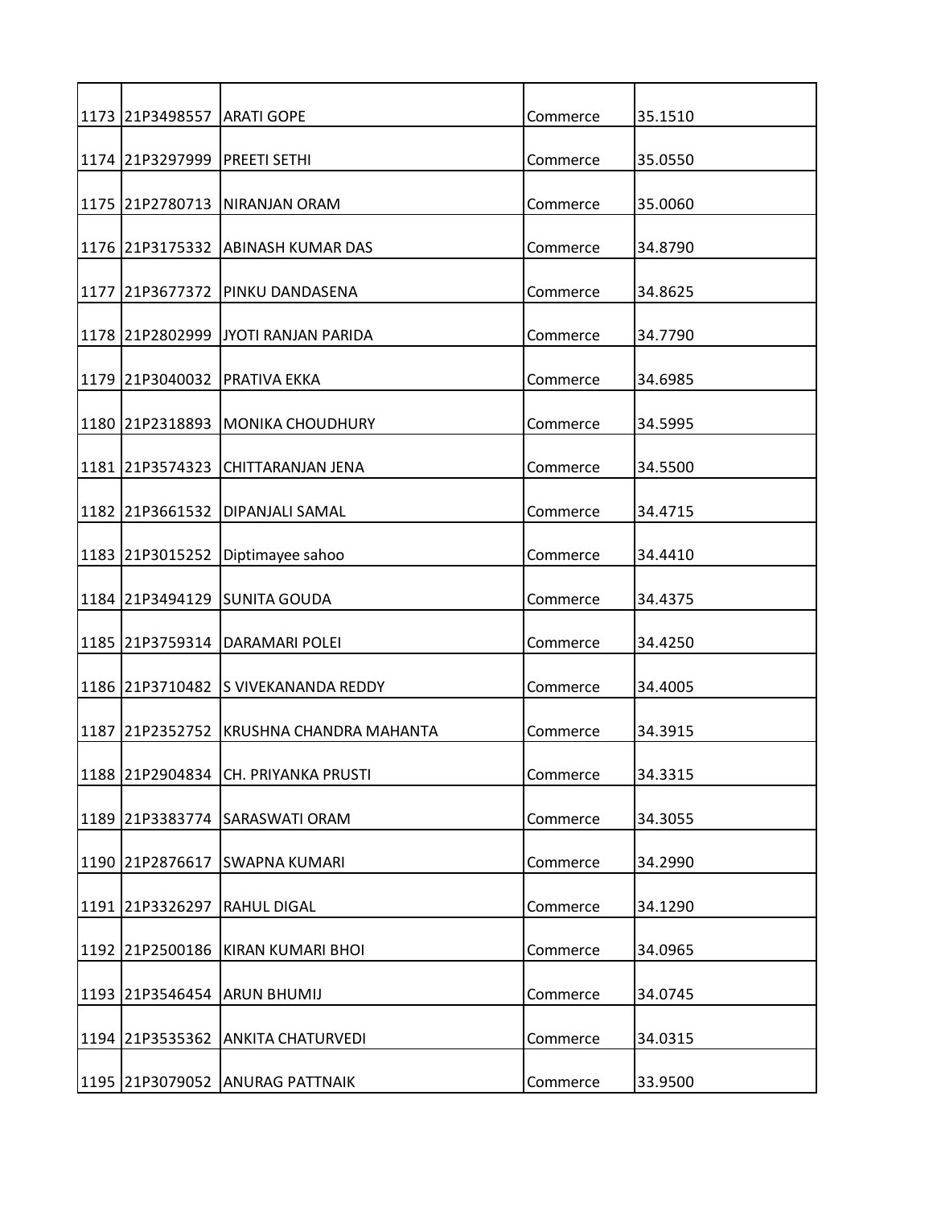| | | | | |
|---|---|---|---|---|
| 1173 | 21P3498557 | ARATI GOPE | Commerce | 35.1510 |
| 1174 | 21P3297999 | PREETI SETHI | Commerce | 35.0550 |
| 1175 | 21P2780713 | NIRANJAN ORAM | Commerce | 35.0060 |
| 1176 | 21P3175332 | ABINASH KUMAR DAS | Commerce | 34.8790 |
| 1177 | 21P3677372 | PINKU DANDASENA | Commerce | 34.8625 |
| 1178 | 21P2802999 | JYOTI RANJAN PARIDA | Commerce | 34.7790 |
| 1179 | 21P3040032 | PRATIVA EKKA | Commerce | 34.6985 |
| 1180 | 21P2318893 | MONIKA CHOUDHURY | Commerce | 34.5995 |
| 1181 | 21P3574323 | CHITTARANJAN JENA | Commerce | 34.5500 |
| 1182 | 21P3661532 | DIPANJALI SAMAL | Commerce | 34.4715 |
| 1183 | 21P3015252 | Diptimayee sahoo | Commerce | 34.4410 |
| 1184 | 21P3494129 | SUNITA GOUDA | Commerce | 34.4375 |
| 1185 | 21P3759314 | DARAMARI POLEI | Commerce | 34.4250 |
| 1186 | 21P3710482 | S VIVEKANANDA REDDY | Commerce | 34.4005 |
| 1187 | 21P2352752 | KRUSHNA CHANDRA MAHANTA | Commerce | 34.3915 |
| 1188 | 21P2904834 | CH. PRIYANKA PRUSTI | Commerce | 34.3315 |
| 1189 | 21P3383774 | SARASWATI ORAM | Commerce | 34.3055 |
| 1190 | 21P2876617 | SWAPNA KUMARI | Commerce | 34.2990 |
| 1191 | 21P3326297 | RAHUL DIGAL | Commerce | 34.1290 |
| 1192 | 21P2500186 | KIRAN KUMARI BHOI | Commerce | 34.0965 |
| 1193 | 21P3546454 | ARUN BHUMIJ | Commerce | 34.0745 |
| 1194 | 21P3535362 | ANKITA CHATURVEDI | Commerce | 34.0315 |
| 1195 | 21P3079052 | ANURAG PATTNAIK | Commerce | 33.9500 |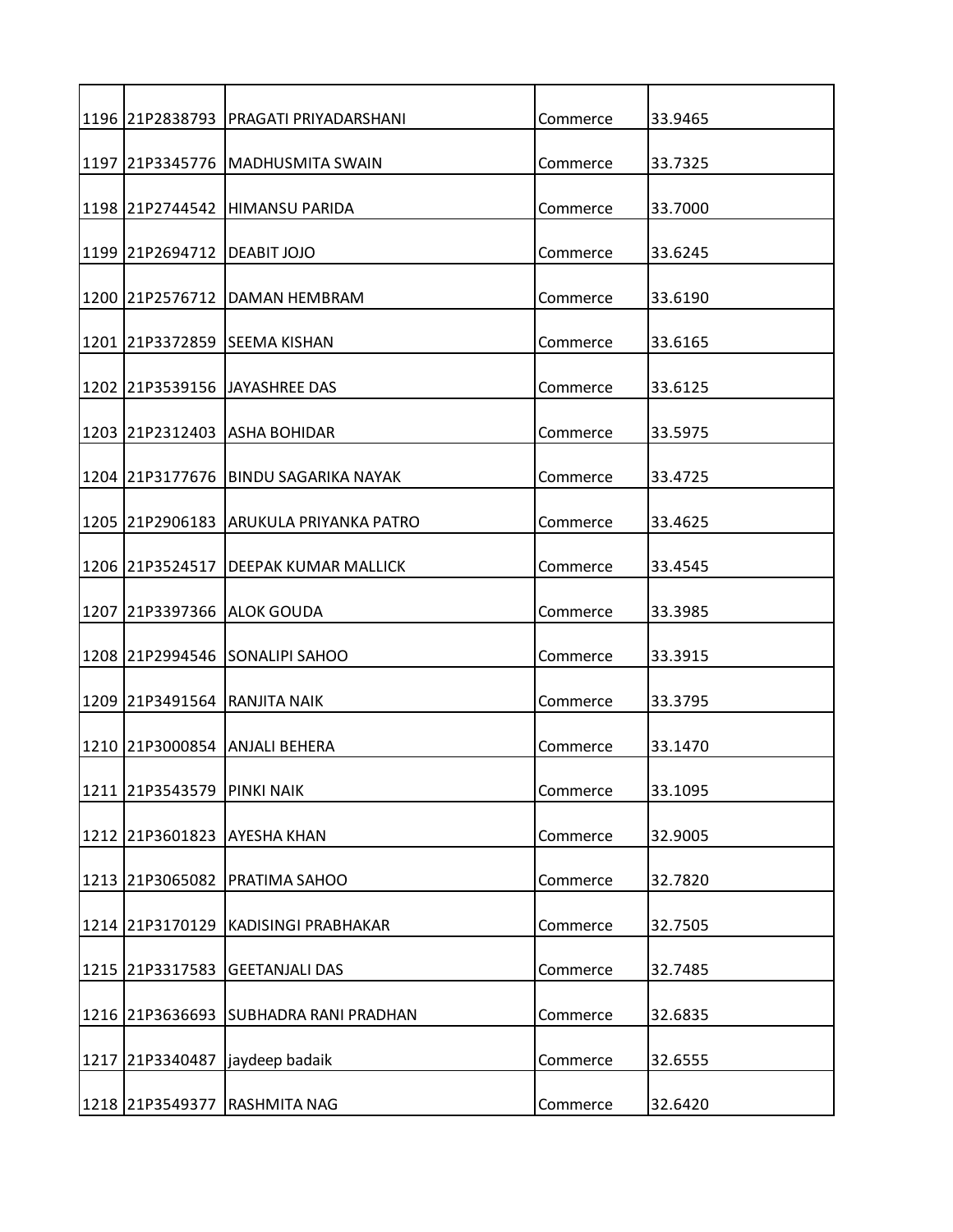| | | | | |
|---|---|---|---|---|
| 1196 | 21P2838793 | PRAGATI PRIYADARSHANI | Commerce | 33.9465 |
| 1197 | 21P3345776 | MADHUSMITA SWAIN | Commerce | 33.7325 |
| 1198 | 21P2744542 | HIMANSU PARIDA | Commerce | 33.7000 |
| 1199 | 21P2694712 | DEABIT JOJO | Commerce | 33.6245 |
| 1200 | 21P2576712 | DAMAN HEMBRAM | Commerce | 33.6190 |
| 1201 | 21P3372859 | SEEMA KISHAN | Commerce | 33.6165 |
| 1202 | 21P3539156 | JAYASHREE DAS | Commerce | 33.6125 |
| 1203 | 21P2312403 | ASHA BOHIDAR | Commerce | 33.5975 |
| 1204 | 21P3177676 | BINDU SAGARIKA NAYAK | Commerce | 33.4725 |
| 1205 | 21P2906183 | ARUKULA PRIYANKA PATRO | Commerce | 33.4625 |
| 1206 | 21P3524517 | DEEPAK KUMAR MALLICK | Commerce | 33.4545 |
| 1207 | 21P3397366 | ALOK GOUDA | Commerce | 33.3985 |
| 1208 | 21P2994546 | SONALIPI SAHOO | Commerce | 33.3915 |
| 1209 | 21P3491564 | RANJITA NAIK | Commerce | 33.3795 |
| 1210 | 21P3000854 | ANJALI BEHERA | Commerce | 33.1470 |
| 1211 | 21P3543579 | PINKI NAIK | Commerce | 33.1095 |
| 1212 | 21P3601823 | AYESHA KHAN | Commerce | 32.9005 |
| 1213 | 21P3065082 | PRATIMA SAHOO | Commerce | 32.7820 |
| 1214 | 21P3170129 | KADISINGI PRABHAKAR | Commerce | 32.7505 |
| 1215 | 21P3317583 | GEETANJALI DAS | Commerce | 32.7485 |
| 1216 | 21P3636693 | SUBHADRA RANI PRADHAN | Commerce | 32.6835 |
| 1217 | 21P3340487 | jaydeep badaik | Commerce | 32.6555 |
| 1218 | 21P3549377 | RASHMITA NAG | Commerce | 32.6420 |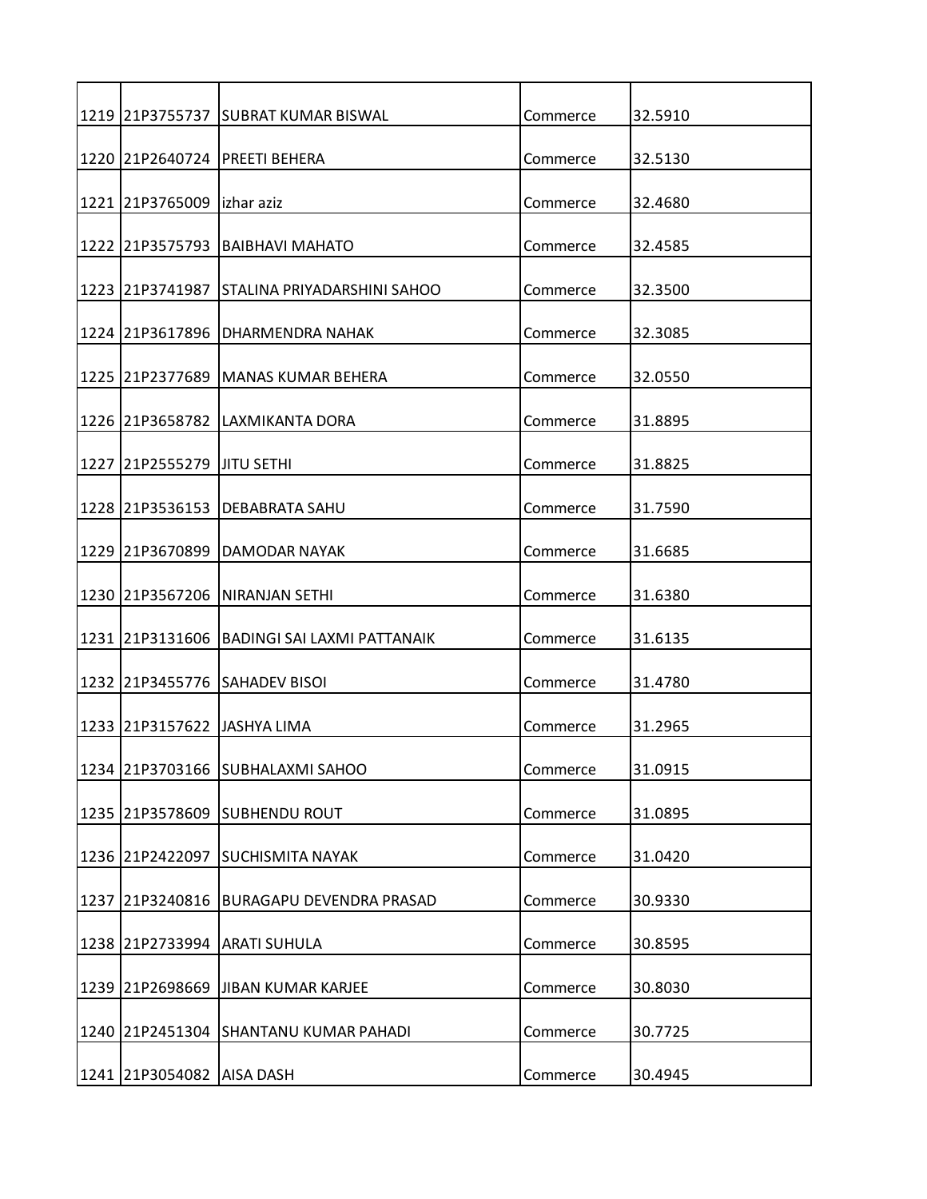| 1219 | 21P3755737 | SUBRAT KUMAR BISWAL | Commerce | 32.5910 |
|---|---|---|---|---|
| 1220 | 21P2640724 | PREETI BEHERA | Commerce | 32.5130 |
| 1221 | 21P3765009 | izhar aziz | Commerce | 32.4680 |
| 1222 | 21P3575793 | BAIBHAVI MAHATO | Commerce | 32.4585 |
| 1223 | 21P3741987 | STALINA PRIYADARSHINI SAHOO | Commerce | 32.3500 |
| 1224 | 21P3617896 | DHARMENDRA NAHAK | Commerce | 32.3085 |
| 1225 | 21P2377689 | MANAS KUMAR BEHERA | Commerce | 32.0550 |
| 1226 | 21P3658782 | LAXMIKANTA DORA | Commerce | 31.8895 |
| 1227 | 21P2555279 | JITU SETHI | Commerce | 31.8825 |
| 1228 | 21P3536153 | DEBABRATA SAHU | Commerce | 31.7590 |
| 1229 | 21P3670899 | DAMODAR NAYAK | Commerce | 31.6685 |
| 1230 | 21P3567206 | NIRANJAN SETHI | Commerce | 31.6380 |
| 1231 | 21P3131606 | BADINGI SAI LAXMI PATTANAIK | Commerce | 31.6135 |
| 1232 | 21P3455776 | SAHADEV BISOI | Commerce | 31.4780 |
| 1233 | 21P3157622 | JASHYA LIMA | Commerce | 31.2965 |
| 1234 | 21P3703166 | SUBHALAXMI SAHOO | Commerce | 31.0915 |
| 1235 | 21P3578609 | SUBHENDU ROUT | Commerce | 31.0895 |
| 1236 | 21P2422097 | SUCHISMITA NAYAK | Commerce | 31.0420 |
| 1237 | 21P3240816 | BURAGAPU DEVENDRA PRASAD | Commerce | 30.9330 |
| 1238 | 21P2733994 | ARATI SUHULA | Commerce | 30.8595 |
| 1239 | 21P2698669 | JIBAN KUMAR KARJEE | Commerce | 30.8030 |
| 1240 | 21P2451304 | SHANTANU KUMAR PAHADI | Commerce | 30.7725 |
| 1241 | 21P3054082 | AISA DASH | Commerce | 30.4945 |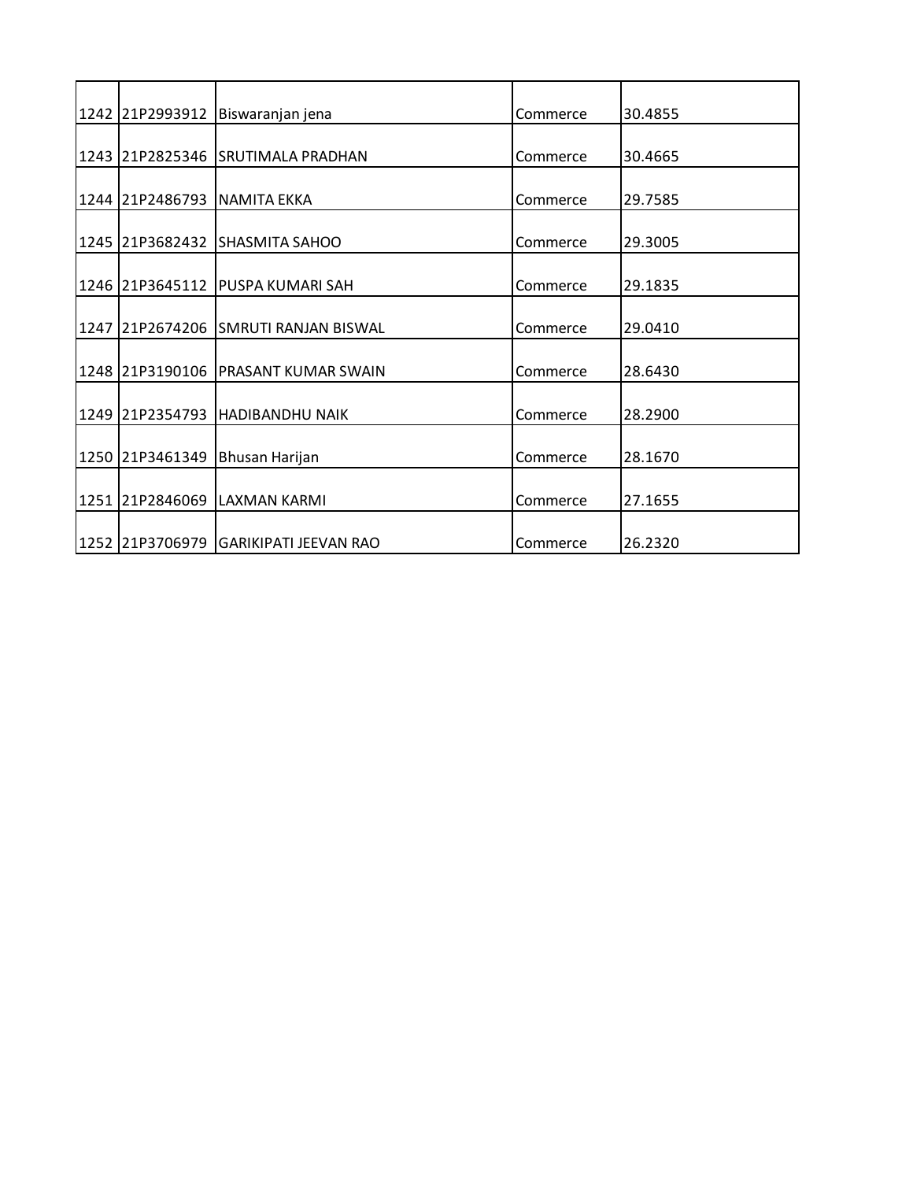| | | | | |
|---|---|---|---|---|
| 1242 | 21P2993912 | Biswaranjan jena | Commerce | 30.4855 |
| 1243 | 21P2825346 | SRUTIMALA PRADHAN | Commerce | 30.4665 |
| 1244 | 21P2486793 | NAMITA EKKA | Commerce | 29.7585 |
| 1245 | 21P3682432 | SHASMITA SAHOO | Commerce | 29.3005 |
| 1246 | 21P3645112 | PUSPA KUMARI SAH | Commerce | 29.1835 |
| 1247 | 21P2674206 | SMRUTI RANJAN BISWAL | Commerce | 29.0410 |
| 1248 | 21P3190106 | PRASANT KUMAR SWAIN | Commerce | 28.6430 |
| 1249 | 21P2354793 | HADIBANDHU NAIK | Commerce | 28.2900 |
| 1250 | 21P3461349 | Bhusan Harijan | Commerce | 28.1670 |
| 1251 | 21P2846069 | LAXMAN KARMI | Commerce | 27.1655 |
| 1252 | 21P3706979 | GARIKIPATI JEEVAN RAO | Commerce | 26.2320 |